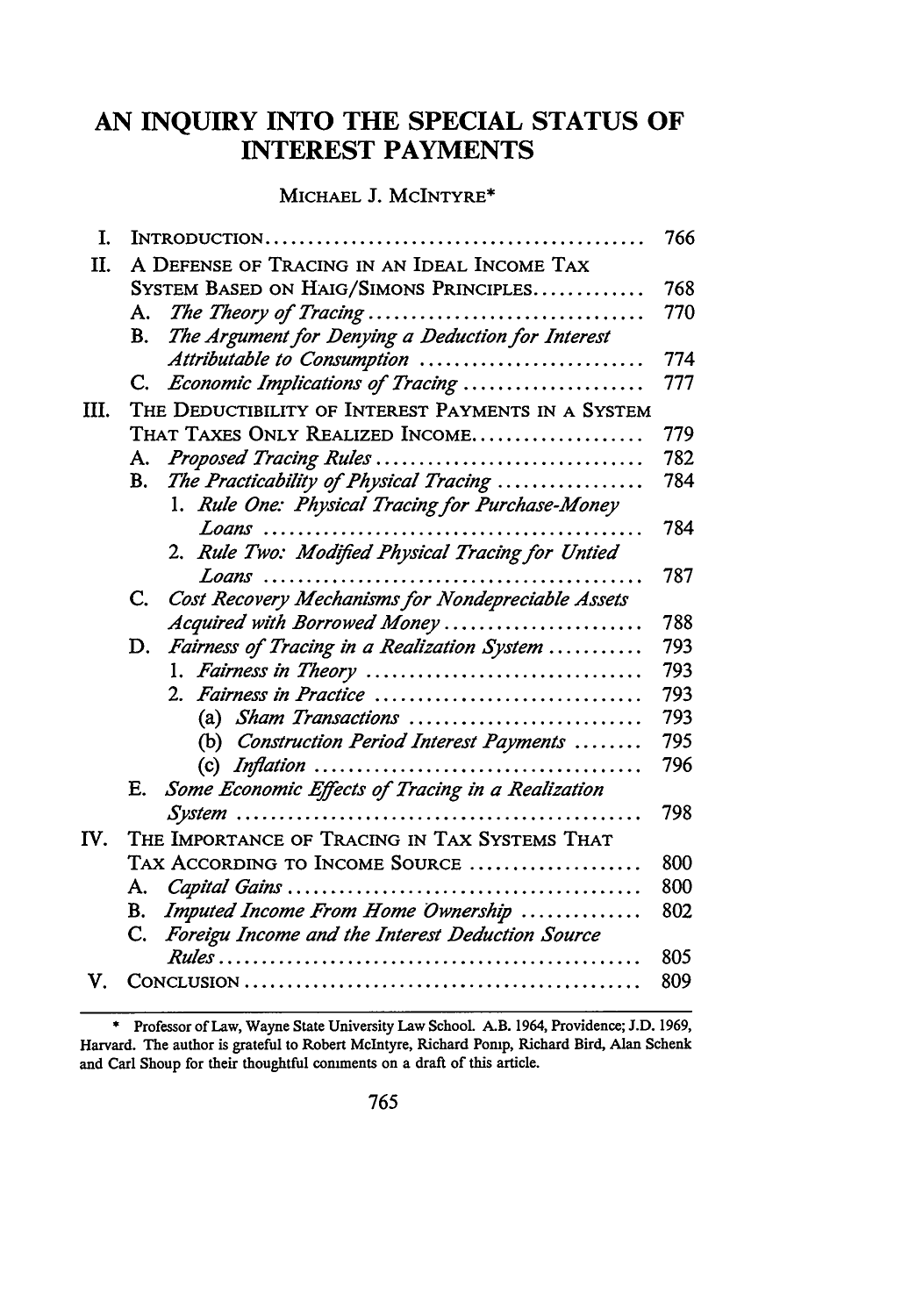# AN INQUIRY INTO THE SPECIAL STATUS OF INTEREST PAYMENTS

MICHAEL J. MCINTYRE*

| | | |
|---|---|---|
| I. | INTRODUCTION | 766 |
| II. | A DEFENSE OF TRACING IN AN IDEAL INCOME TAX SYSTEM BASED ON HAIG/SIMONS PRINCIPLES | 768 |
| | A. *The Theory of Tracing* | 770 |
| | B. *The Argument for Denying a Deduction for Interest Attributable to Consumption* | 774 |
| | C. *Economic Implications of Tracing* | 777 |
| III. | THE DEDUCTIBILITY OF INTEREST PAYMENTS IN A SYSTEM THAT TAXES ONLY REALIZED INCOME | 779 |
| | A. *Proposed Tracing Rules* | 782 |
| | B. *The Practicability of Physical Tracing* | 784 |
| | 1. *Rule One: Physical Tracing for Purchase-Money Loans* | 784 |
| | 2. *Rule Two: Modified Physical Tracing for Untied Loans* | 787 |
| | C. *Cost Recovery Mechanisms for Nondepreciable Assets Acquired with Borrowed Money* | 788 |
| | D. *Fairness of Tracing in a Realization System* | 793 |
| | 1. *Fairness in Theory* | 793 |
| | 2. *Fairness in Practice* | 793 |
| | (a) *Sham Transactions* | 793 |
| | (b) *Construction Period Interest Payments* | 795 |
| | (c) *Inflation* | 796 |
| | E. *Some Economic Effects of Tracing in a Realization System* | 798 |
| IV. | THE IMPORTANCE OF TRACING IN TAX SYSTEMS THAT TAX ACCORDING TO INCOME SOURCE | 800 |
| | A. *Capital Gains* | 800 |
| | B. *Imputed Income From Home Ownership* | 802 |
| | C. *Foreigu Income and the Interest Deduction Source Rules* | 805 |
| V. | CONCLUSION | 809 |

\* Professor of Law, Wayne State University Law School. A.B. 1964, Providence; J.D. 1969, Harvard. The author is grateful to Robert McIntyre, Richard Pomp, Richard Bird, Alan Schenk and Carl Shoup for their thoughtful comments on a draft of this article.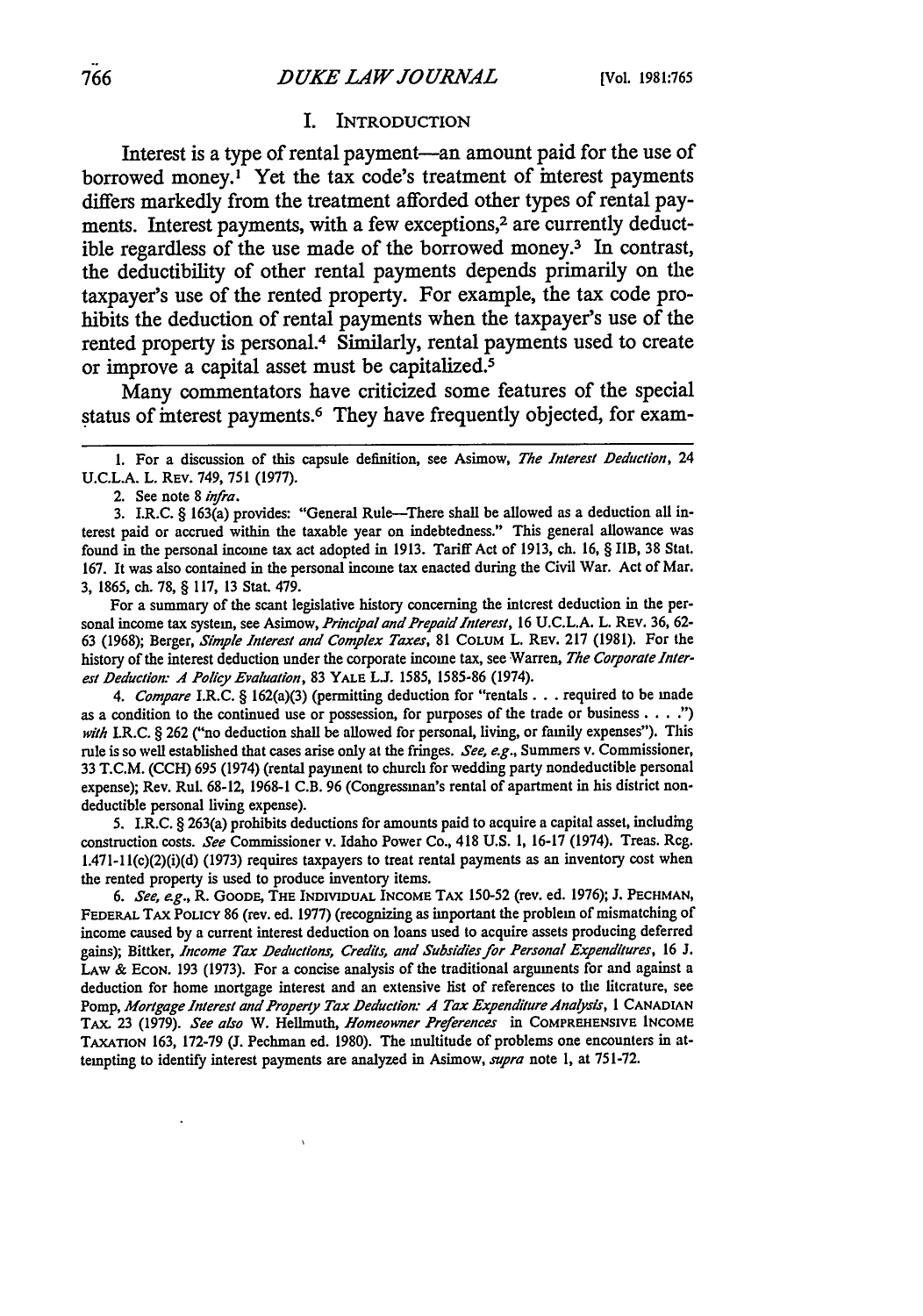## I. INTRODUCTION

Interest is a type of rental payment—an amount paid for the use of borrowed money.[1] Yet the tax code's treatment of interest payments differs markedly from the treatment afforded other types of rental payments. Interest payments, with a few exceptions,[2] are currently deductible regardless of the use made of the borrowed money.[3] In contrast, the deductibility of other rental payments depends primarily on the taxpayer's use of the rented property. For example, the tax code prohibits the deduction of rental payments when the taxpayer's use of the rented property is personal.[4] Similarly, rental payments used to create or improve a capital asset must be capitalized.[5]

Many commentators have criticized some features of the special status of interest payments.[6] They have frequently objected, for exam-

---

1. For a discussion of this capsule definition, see Asimow, *The Interest Deduction*, 24 U.C.L.A. L. REV. 749, 751 (1977).

2. See note 8 *infra*.

3. I.R.C. § 163(a) provides: "General Rule—There shall be allowed as a deduction all interest paid or accrued within the taxable year on indebtedness." This general allowance was found in the personal income tax act adopted in 1913. Tariff Act of 1913, ch. 16, § IIB, 38 Stat. 167. It was also contained in the personal income tax enacted during the Civil War. Act of Mar. 3, 1865, ch. 78, § 117, 13 Stat. 479.

For a summary of the scant legislative history concerning the interest deduction in the personal income tax system, see Asimow, *Principal and Prepaid Interest*, 16 U.C.L.A. L. REV. 36, 62-63 (1968); Berger, *Simple Interest and Complex Taxes*, 81 COLUM L. REV. 217 (1981). For the history of the interest deduction under the corporate income tax, see Warren, *The Corporate Interest Deduction: A Policy Evaluation*, 83 YALE L.J. 1585, 1585-86 (1974).

4. *Compare* I.R.C. § 162(a)(3) (permitting deduction for "rentals . . . required to be made as a condition to the continued use or possession, for purposes of the trade or business . . . .") *with* I.R.C. § 262 ("no deduction shall be allowed for personal, living, or family expenses"). This rule is so well established that cases arise only at the fringes. *See, e.g.*, Summers v. Commissioner, 33 T.C.M. (CCH) 695 (1974) (rental payment to church for wedding party nondeductible personal expense); Rev. Rul. 68-12, 1968-1 C.B. 96 (Congressman's rental of apartment in his district nondeductible personal living expense).

5. I.R.C. § 263(a) prohibits deductions for amounts paid to acquire a capital asset, including construction costs. *See* Commissioner v. Idaho Power Co., 418 U.S. 1, 16-17 (1974). Treas. Reg. 1.471-11(c)(2)(i)(d) (1973) requires taxpayers to treat rental payments as an inventory cost when the rented property is used to produce inventory items.

6. *See, e.g.*, R. GOODE, THE INDIVIDUAL INCOME TAX 150-52 (rev. ed. 1976); J. PECHMAN, FEDERAL TAX POLICY 86 (rev. ed. 1977) (recognizing as important the problem of mismatching of income caused by a current interest deduction on loans used to acquire assets producing deferred gains); Bittker, *Income Tax Deductions, Credits, and Subsidies for Personal Expenditures*, 16 J. LAW & ECON. 193 (1973). For a concise analysis of the traditional arguments for and against a deduction for home mortgage interest and an extensive list of references to the literature, see Pomp, *Mortgage Interest and Property Tax Deduction: A Tax Expenditure Analysis*, 1 CANADIAN TAX. 23 (1979). *See also* W. Hellmuth, *Homeowner Preferences* in COMPREHENSIVE INCOME TAXATION 163, 172-79 (J. Pechman ed. 1980). The multitude of problems one encounters in attempting to identify interest payments are analyzed in Asimow, *supra* note 1, at 751-72.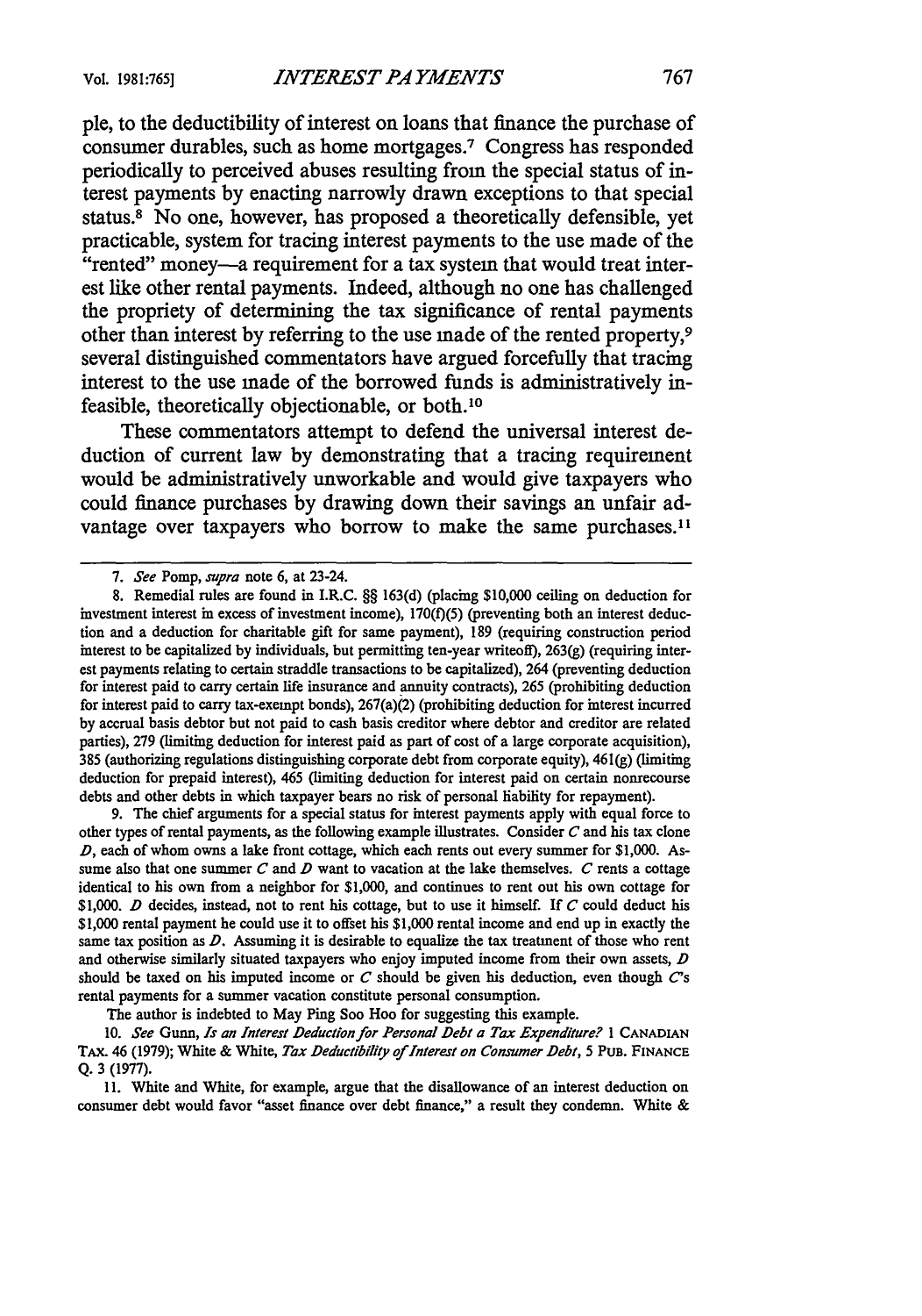ple, to the deductibility of interest on loans that finance the purchase of consumer durables, such as home mortgages.[7] Congress has responded periodically to perceived abuses resulting from the special status of interest payments by enacting narrowly drawn exceptions to that special status.[8] No one, however, has proposed a theoretically defensible, yet practicable, system for tracing interest payments to the use made of the "rented" money—a requirement for a tax system that would treat interest like other rental payments. Indeed, although no one has challenged the propriety of determining the tax significance of rental payments other than interest by referring to the use made of the rented property,[9] several distinguished commentators have argued forcefully that tracing interest to the use made of the borrowed funds is administratively infeasible, theoretically objectionable, or both.[10]

These commentators attempt to defend the universal interest deduction of current law by demonstrating that a tracing requirement would be administratively unworkable and would give taxpayers who could finance purchases by drawing down their savings an unfair advantage over taxpayers who borrow to make the same purchases.[11]

---

7. *See* Pomp, *supra* note 6, at 23-24.

8. Remedial rules are found in I.R.C. §§ 163(d) (placing $10,000 ceiling on deduction for investment interest in excess of investment income), 170(f)(5) (preventing both an interest deduction and a deduction for charitable gift for same payment), 189 (requiring construction period interest to be capitalized by individuals, but permitting ten-year writeoff), 263(g) (requiring interest payments relating to certain straddle transactions to be capitalized), 264 (preventing deduction for interest paid to carry certain life insurance and annuity contracts), 265 (prohibiting deduction for interest paid to carry tax-exempt bonds), 267(a)(2) (prohibiting deduction for interest incurred by accrual basis debtor but not paid to cash basis creditor where debtor and creditor are related parties), 279 (limiting deduction for interest paid as part of cost of a large corporate acquisition), 385 (authorizing regulations distinguishing corporate debt from corporate equity), 461(g) (limiting deduction for prepaid interest), 465 (limiting deduction for interest paid on certain nonrecourse debts and other debts in which taxpayer bears no risk of personal liability for repayment).

9. The chief arguments for a special status for interest payments apply with equal force to other types of rental payments, as the following example illustrates. Consider *C* and his tax clone *D*, each of whom owns a lake front cottage, which each rents out every summer for $1,000. Assume also that one summer *C* and *D* want to vacation at the lake themselves. *C* rents a cottage identical to his own from a neighbor for $1,000, and continues to rent out his own cottage for $1,000. *D* decides, instead, not to rent his cottage, but to use it himself. If *C* could deduct his $1,000 rental payment he could use it to offset his $1,000 rental income and end up in exactly the same tax position as *D*. Assuming it is desirable to equalize the tax treatment of those who rent and otherwise similarly situated taxpayers who enjoy imputed income from their own assets, *D* should be taxed on his imputed income or *C* should be given his deduction, even though *C*'s rental payments for a summer vacation constitute personal consumption.

The author is indebted to May Ping Soo Hoo for suggesting this example.

10. *See* Gunn, *Is an Interest Deduction for Personal Debt a Tax Expenditure?* 1 CANADIAN TAX. 46 (1979); White & White, *Tax Deductibility of Interest on Consumer Debt*, 5 PUB. FINANCE Q. 3 (1977).

11. White and White, for example, argue that the disallowance of an interest deduction on consumer debt would favor "asset finance over debt finance," a result they condemn. White &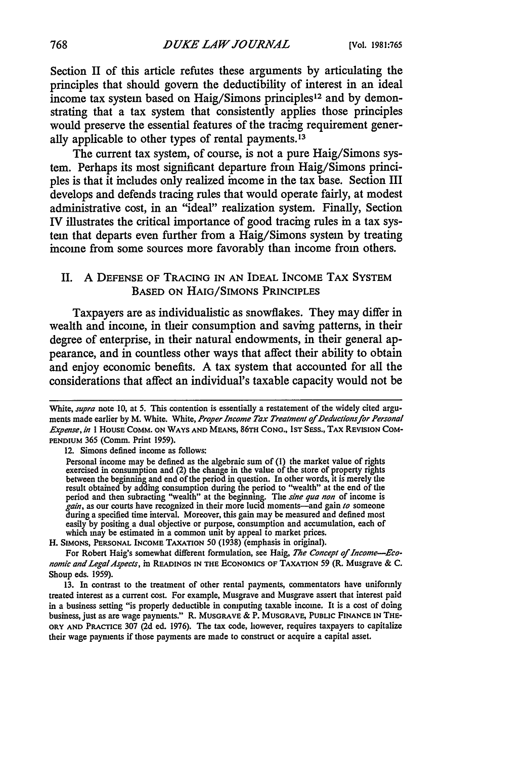Section II of this article refutes these arguments by articulating the principles that should govern the deductibility of interest in an ideal income tax system based on Haig/Simons principles[12] and by demonstrating that a tax system that consistently applies those principles would preserve the essential features of the tracing requirement generally applicable to other types of rental payments.[13]

The current tax system, of course, is not a pure Haig/Simons system. Perhaps its most significant departure from Haig/Simons principles is that it includes only realized income in the tax base. Section III develops and defends tracing rules that would operate fairly, at modest administrative cost, in an "ideal" realization system. Finally, Section IV illustrates the critical importance of good tracing rules in a tax system that departs even further from a Haig/Simons system by treating income from some sources more favorably than income from others.

## II. A Defense of Tracing in an Ideal Income Tax System Based on Haig/Simons Principles

Taxpayers are as individualistic as snowflakes. They may differ in wealth and income, in their consumption and saving patterns, in their degree of enterprise, in their natural endowments, in their general appearance, and in countless other ways that affect their ability to obtain and enjoy economic benefits. A tax system that accounted for all the considerations that affect an individual's taxable capacity would not be

---

White, *supra* note 10, at 5. This contention is essentially a restatement of the widely cited arguments made earlier by M. White. White, *Proper Income Tax Treatment of Deductions for Personal Expense*, *in* 1 House Comm. on Ways and Means, 86th Cong., 1st Sess., Tax Revision Compendium 365 (Comm. Print 1959).

12. Simons defined income as follows:

> Personal income may be defined as the algebraic sum of (1) the market value of rights exercised in consumption and (2) the change in the value of the store of property rights between the beginning and end of the period in question. In other words, it is merely the result obtained by adding consumption during the period to "wealth" at the end of the period and then subtracting "wealth" at the beginning. The *sine qua non* of income is *gain*, as our courts have recognized in their more lucid moments—and gain *to* someone during a specified time interval. Moreover, this gain may be measured and defined most easily by positing a dual objective or purpose, consumption and accumulation, each of which may be estimated in a common unit by appeal to market prices.

H. Simons, Personal Income Taxation 50 (1938) (emphasis in original).

For Robert Haig's somewhat different formulation, see Haig, *The Concept of Income—Economic and Legal Aspects*, in Readings in the Economics of Taxation 59 (R. Musgrave & C. Shoup eds. 1959).

13. In contrast to the treatment of other rental payments, commentators have uniformly treated interest as a current cost. For example, Musgrave and Musgrave assert that interest paid in a business setting "is properly deductible in computing taxable income. It is a cost of doing business, just as are wage payments." R. Musgrave & P. Musgrave, Public Finance in Theory and Practice 307 (2d ed. 1976). The tax code, however, requires taxpayers to capitalize their wage payments if those payments are made to construct or acquire a capital asset.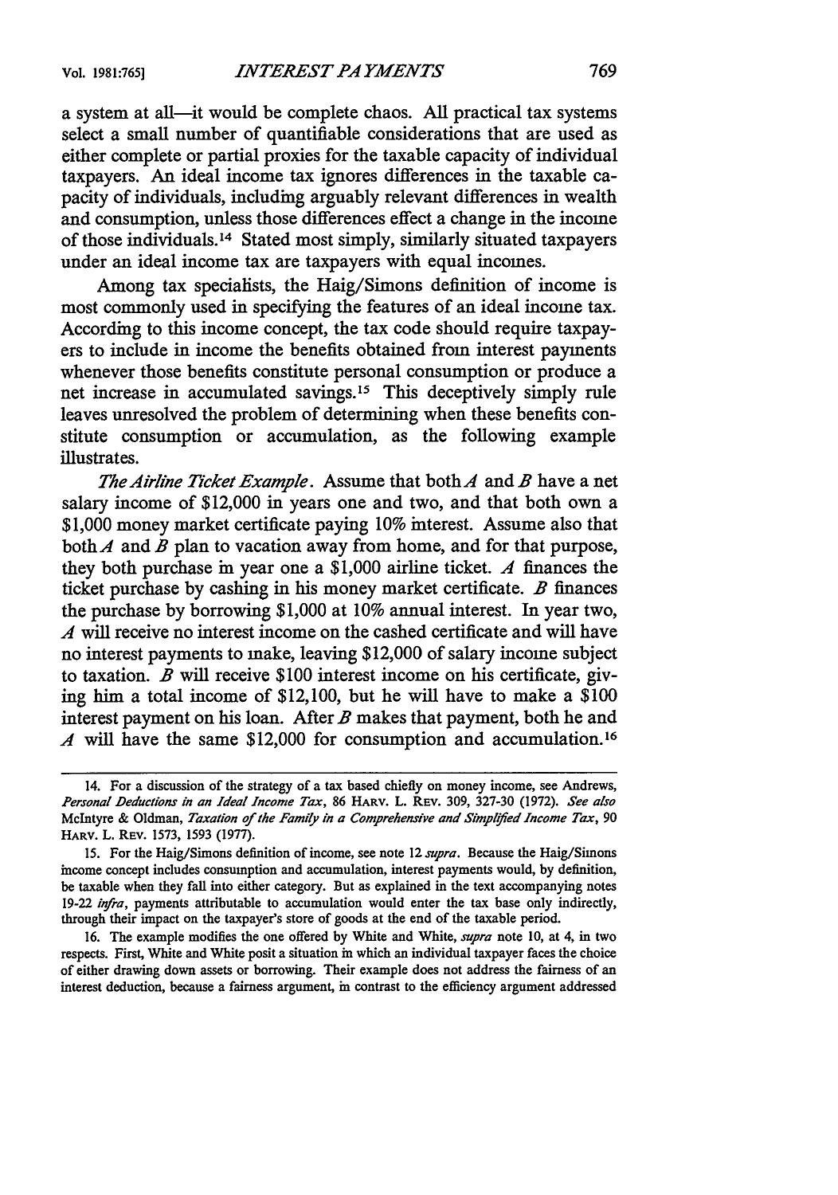a system at all—it would be complete chaos. All practical tax systems select a small number of quantifiable considerations that are used as either complete or partial proxies for the taxable capacity of individual taxpayers. An ideal income tax ignores differences in the taxable capacity of individuals, including arguably relevant differences in wealth and consumption, unless those differences effect a change in the income of those individuals.[14] Stated most simply, similarly situated taxpayers under an ideal income tax are taxpayers with equal incomes.

Among tax specialists, the Haig/Simons definition of income is most commonly used in specifying the features of an ideal income tax. According to this income concept, the tax code should require taxpayers to include in income the benefits obtained from interest payments whenever those benefits constitute personal consumption or produce a net increase in accumulated savings.[15] This deceptively simply rule leaves unresolved the problem of determining when these benefits constitute consumption or accumulation, as the following example illustrates.

*The Airline Ticket Example.* Assume that both *A* and *B* have a net salary income of $12,000 in years one and two, and that both own a $1,000 money market certificate paying 10% interest. Assume also that both *A* and *B* plan to vacation away from home, and for that purpose, they both purchase in year one a $1,000 airline ticket. *A* finances the ticket purchase by cashing in his money market certificate. *B* finances the purchase by borrowing $1,000 at 10% annual interest. In year two, *A* will receive no interest income on the cashed certificate and will have no interest payments to make, leaving $12,000 of salary income subject to taxation. *B* will receive $100 interest income on his certificate, giving him a total income of $12,100, but he will have to make a $100 interest payment on his loan. After *B* makes that payment, both he and *A* will have the same $12,000 for consumption and accumulation.[16]

---

14. For a discussion of the strategy of a tax based chiefly on money income, see Andrews, *Personal Deductions in an Ideal Income Tax*, 86 HARV. L. REV. 309, 327-30 (1972). *See also* McIntyre & Oldman, *Taxation of the Family in a Comprehensive and Simplified Income Tax*, 90 HARV. L. REV. 1573, 1593 (1977).

15. For the Haig/Simons definition of income, see note 12 *supra*. Because the Haig/Simons income concept includes consumption and accumulation, interest payments would, by definition, be taxable when they fall into either category. But as explained in the text accompanying notes 19-22 *infra*, payments attributable to accumulation would enter the tax base only indirectly, through their impact on the taxpayer's store of goods at the end of the taxable period.

16. The example modifies the one offered by White and White, *supra* note 10, at 4, in two respects. First, White and White posit a situation in which an individual taxpayer faces the choice of either drawing down assets or borrowing. Their example does not address the fairness of an interest deduction, because a fairness argument, in contrast to the efficiency argument addressed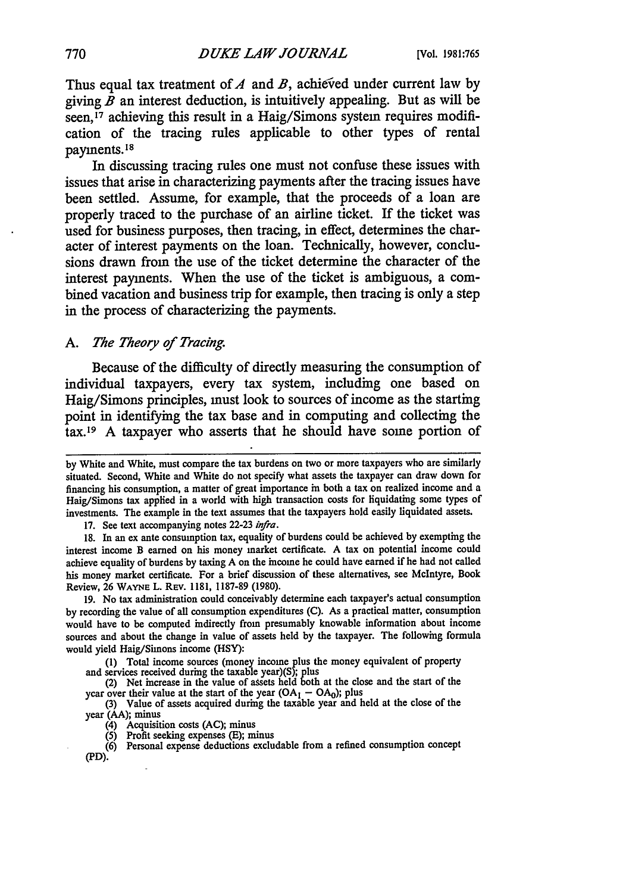Thus equal tax treatment of *A* and *B*, achieved under current law by giving *B* an interest deduction, is intuitively appealing. But as will be seen,[17] achieving this result in a Haig/Simons system requires modification of the tracing rules applicable to other types of rental payments.[18]

In discussing tracing rules one must not confuse these issues with issues that arise in characterizing payments after the tracing issues have been settled. Assume, for example, that the proceeds of a loan are properly traced to the purchase of an airline ticket. If the ticket was used for business purposes, then tracing, in effect, determines the character of interest payments on the loan. Technically, however, conclusions drawn from the use of the ticket determine the character of the interest payments. When the use of the ticket is ambiguous, a combined vacation and business trip for example, then tracing is only a step in the process of characterizing the payments.

## A. *The Theory of Tracing.*

Because of the difficulty of directly measuring the consumption of individual taxpayers, every tax system, including one based on Haig/Simons principles, must look to sources of income as the starting point in identifying the tax base and in computing and collecting the tax.[19] A taxpayer who asserts that he should have some portion of

---

by White and White, must compare the tax burdens on two or more taxpayers who are similarly situated. Second, White and White do not specify what assets the taxpayer can draw down for financing his consumption, a matter of great importance in both a tax on realized income and a Haig/Simons tax applied in a world with high transaction costs for liquidating some types of investments. The example in the text assumes that the taxpayers hold easily liquidated assets.

17. See text accompanying notes 22-23 *infra*.

18. In an ex ante consumption tax, equality of burdens could be achieved by exempting the interest income B earned on his money market certificate. A tax on potential income could achieve equality of burdens by taxing A on the income he could have earned if he had not called his money market certificate. For a brief discussion of these alternatives, see McIntyre, Book Review, 26 WAYNE L. REV. 1181, 1187-89 (1980).

19. No tax administration could conceivably determine each taxpayer's actual consumption by recording the value of all consumption expenditures (C). As a practical matter, consumption would have to be computed indirectly from presumably knowable information about income sources and about the change in value of assets held by the taxpayer. The following formula would yield Haig/Simons income (HSY):

(1) Total income sources (money income plus the money equivalent of property and services received during the taxable year)(S); plus

(2) Net increase in the value of assets held both at the close and the start of the year over their value at the start of the year ($OA_1 - OA_0$); plus

(3) Value of assets acquired during the taxable year and held at the close of the year (AA); minus

(4) Acquisition costs (AC); minus

(5) Profit seeking expenses (E); minus

(6) Personal expense deductions excludable from a refined consumption concept (PD).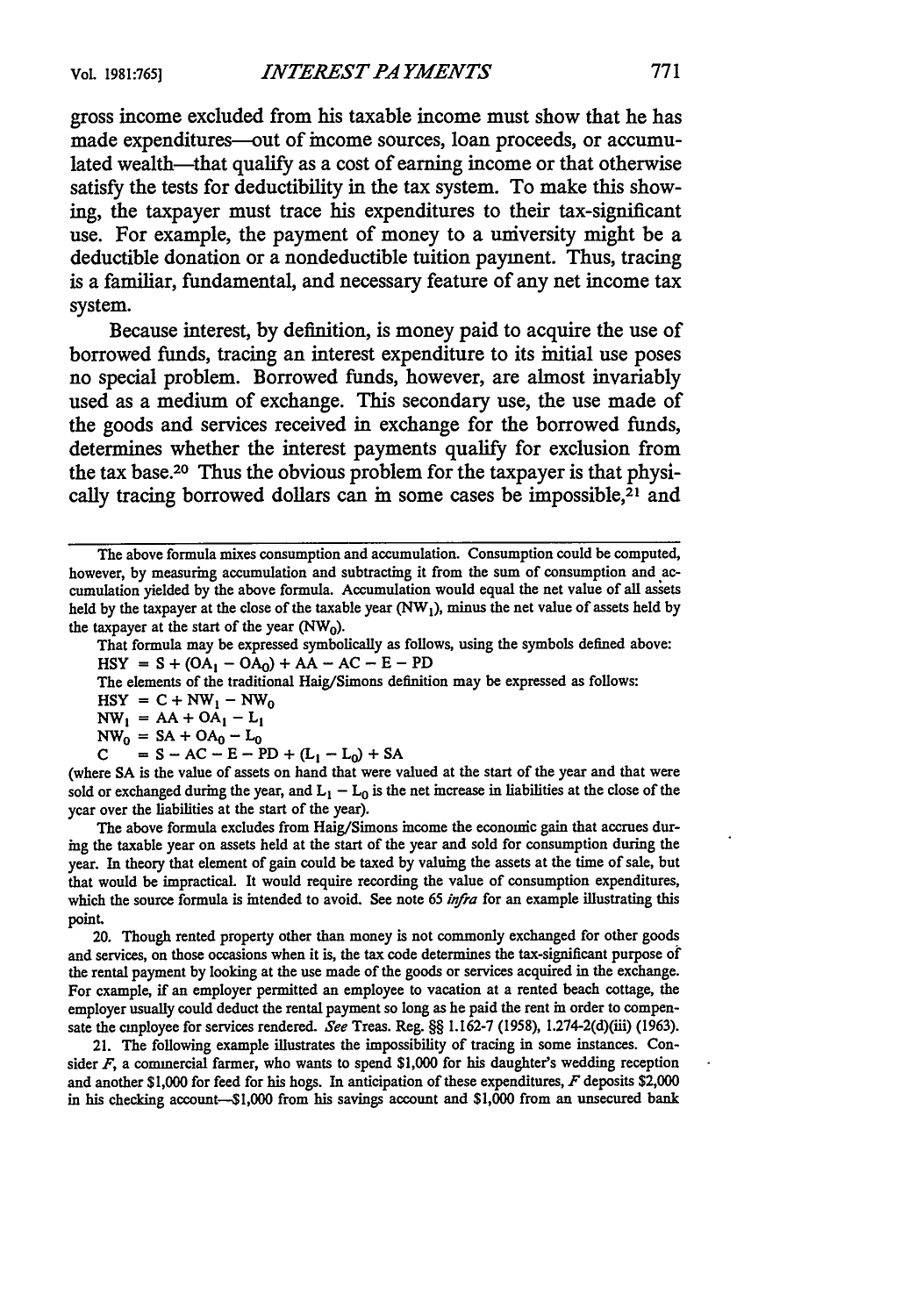gross income excluded from his taxable income must show that he has made expenditures—out of income sources, loan proceeds, or accumulated wealth—that qualify as a cost of earning income or that otherwise satisfy the tests for deductibility in the tax system. To make this showing, the taxpayer must trace his expenditures to their tax-significant use. For example, the payment of money to a university might be a deductible donation or a nondeductible tuition payment. Thus, tracing is a familiar, fundamental, and necessary feature of any net income tax system.

Because interest, by definition, is money paid to acquire the use of borrowed funds, tracing an interest expenditure to its initial use poses no special problem. Borrowed funds, however, are almost invariably used as a medium of exchange. This secondary use, the use made of the goods and services received in exchange for the borrowed funds, determines whether the interest payments qualify for exclusion from the tax base.[20] Thus the obvious problem for the taxpayer is that physically tracing borrowed dollars can in some cases be impossible,[21] and

---

The above formula mixes consumption and accumulation. Consumption could be computed, however, by measuring accumulation and subtracting it from the sum of consumption and accumulation yielded by the above formula. Accumulation would equal the net value of all assets held by the taxpayer at the close of the taxable year ($NW_1$), minus the net value of assets held by the taxpayer at the start of the year ($NW_0$).

That formula may be expressed symbolically as follows, using the symbols defined above:

$HSY = S + (OA_1 - OA_0) + AA - AC - E - PD$

The elements of the traditional Haig/Simons definition may be expressed as follows:

$HSY = C + NW_1 - NW_0$

$NW_1 = AA + OA_1 - L_1$

$NW_0 = SA + OA_0 - L_0$

$C = S - AC - E - PD + (L_1 - L_0) + SA$

(where SA is the value of assets on hand that were valued at the start of the year and that were sold or exchanged during the year, and $L_1 - L_0$ is the net increase in liabilities at the close of the year over the liabilities at the start of the year).

The above formula excludes from Haig/Simons income the economic gain that accrues during the taxable year on assets held at the start of the year and sold for consumption during the year. In theory that element of gain could be taxed by valuing the assets at the time of sale, but that would be impractical. It would require recording the value of consumption expenditures, which the source formula is intended to avoid. See note 65 *infra* for an example illustrating this point.

20. Though rented property other than money is not commonly exchanged for other goods and services, on those occasions when it is, the tax code determines the tax-significant purpose of the rental payment by looking at the use made of the goods or services acquired in the exchange. For example, if an employer permitted an employee to vacation at a rented beach cottage, the employer usually could deduct the rental payment so long as he paid the rent in order to compensate the employee for services rendered. *See* Treas. Reg. §§ 1.162-7 (1958), 1.274-2(d)(iii) (1963).

21. The following example illustrates the impossibility of tracing in some instances. Consider *F*, a commercial farmer, who wants to spend $1,000 for his daughter's wedding reception and another $1,000 for feed for his hogs. In anticipation of these expenditures, *F* deposits $2,000 in his checking account—$1,000 from his savings account and $1,000 from an unsecured bank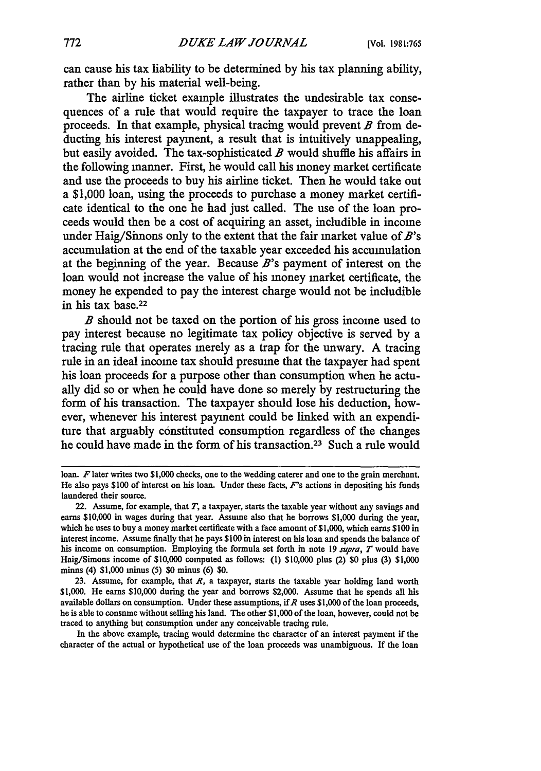can cause his tax liability to be determined by his tax planning ability, rather than by his material well-being.

The airline ticket example illustrates the undesirable tax consequences of a rule that would require the taxpayer to trace the loan proceeds. In that example, physical tracing would prevent *B* from deducting his interest payment, a result that is intuitively unappealing, but easily avoided. The tax-sophisticated *B* would shuffle his affairs in the following manner. First, he would call his money market certificate and use the proceeds to buy his airline ticket. Then he would take out a $1,000 loan, using the proceeds to purchase a money market certificate identical to the one he had just called. The use of the loan proceeds would then be a cost of acquiring an asset, includible in income under Haig/Simons only to the extent that the fair market value of *B*'s accumulation at the end of the taxable year exceeded his accumulation at the beginning of the year. Because *B*'s payment of interest on the loan would not increase the value of his money market certificate, the money he expended to pay the interest charge would not be includible in his tax base.[22]

*B* should not be taxed on the portion of his gross income used to pay interest because no legitimate tax policy objective is served by a tracing rule that operates merely as a trap for the unwary. A tracing rule in an ideal income tax should presume that the taxpayer had spent his loan proceeds for a purpose other than consumption when he actually did so or when he could have done so merely by restructuring the form of his transaction. The taxpayer should lose his deduction, however, whenever his interest payment could be linked with an expenditure that arguably constituted consumption regardless of the changes he could have made in the form of his transaction.[23] Such a rule would

---

loan. *F* later writes two $1,000 checks, one to the wedding caterer and one to the grain merchant. He also pays $100 of interest on his loan. Under these facts, *F*'s actions in depositing his funds laundered their source.

22. Assume, for example, that *T*, a taxpayer, starts the taxable year without any savings and earns $10,000 in wages during that year. Assume also that he borrows $1,000 during the year, which he uses to buy a money market certificate with a face amount of $1,000, which earns $100 in interest income. Assume finally that he pays $100 in interest on his loan and spends the balance of his income on consumption. Employing the formula set forth in note 19 *supra*, *T* would have Haig/Simons income of $10,000 computed as follows: (1) $10,000 plus (2) $0 plus (3) $1,000 minus (4) $1,000 minus (5) $0 minus (6) $0.

23. Assume, for example, that *R*, a taxpayer, starts the taxable year holding land worth $1,000. He earns $10,000 during the year and borrows $2,000. Assume that he spends all his available dollars on consumption. Under these assumptions, if *R* uses $1,000 of the loan proceeds, he is able to consume without selling his land. The other $1,000 of the loan, however, could not be traced to anything but consumption under any conceivable tracing rule.

In the above example, tracing would determine the character of an interest payment if the character of the actual or hypothetical use of the loan proceeds was unambiguous. If the loan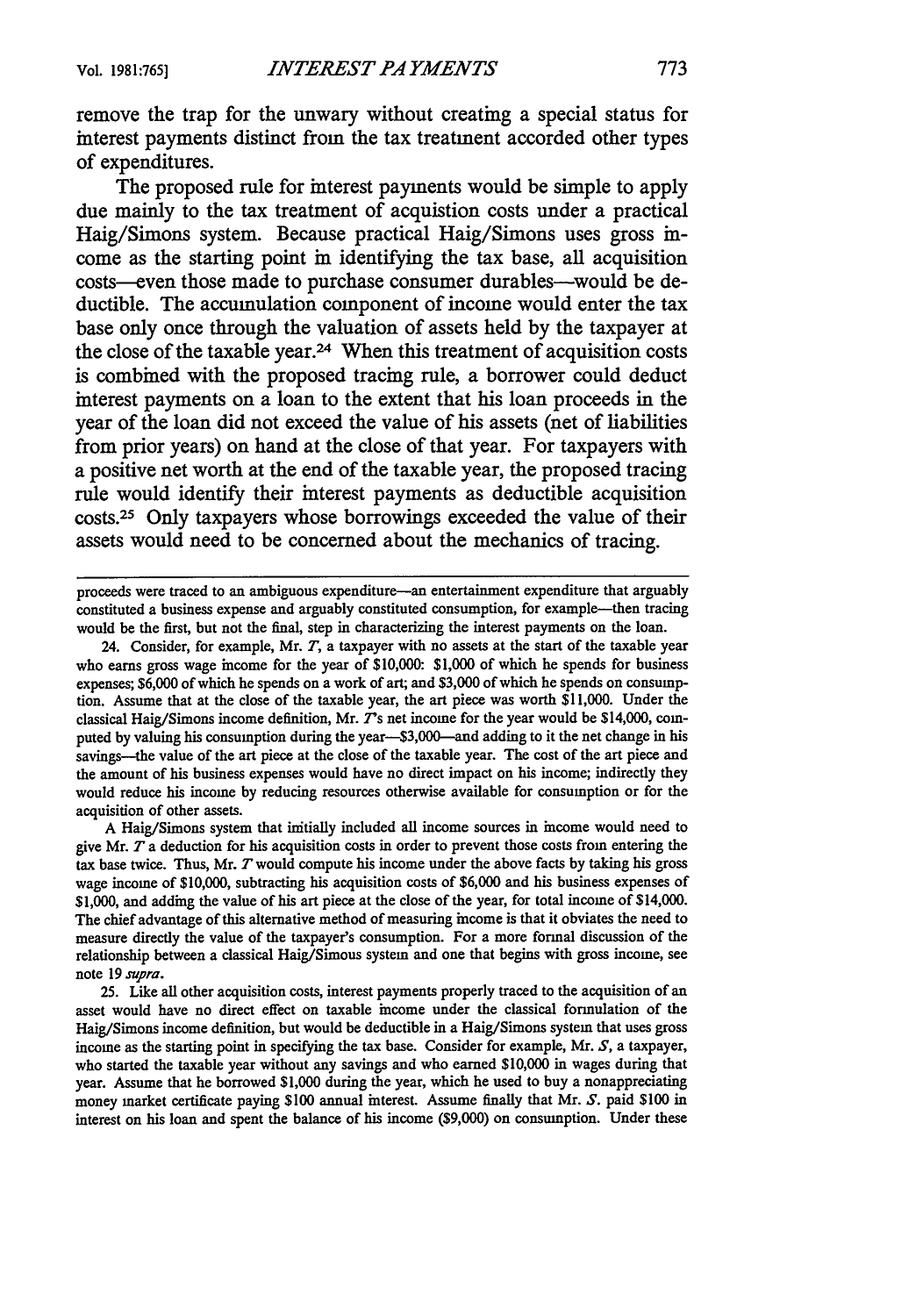remove the trap for the unwary without creating a special status for interest payments distinct from the tax treatment accorded other types of expenditures.

The proposed rule for interest payments would be simple to apply due mainly to the tax treatment of acquistion costs under a practical Haig/Simons system. Because practical Haig/Simons uses gross income as the starting point in identifying the tax base, all acquisition costs—even those made to purchase consumer durables—would be deductible. The accumulation component of income would enter the tax base only once through the valuation of assets held by the taxpayer at the close of the taxable year.[24] When this treatment of acquisition costs is combined with the proposed tracing rule, a borrower could deduct interest payments on a loan to the extent that his loan proceeds in the year of the loan did not exceed the value of his assets (net of liabilities from prior years) on hand at the close of that year. For taxpayers with a positive net worth at the end of the taxable year, the proposed tracing rule would identify their interest payments as deductible acquisition costs.[25] Only taxpayers whose borrowings exceeded the value of their assets would need to be concerned about the mechanics of tracing.

---

proceeds were traced to an ambiguous expenditure—an entertainment expenditure that arguably constituted a business expense and arguably constituted consumption, for example—then tracing would be the first, but not the final, step in characterizing the interest payments on the loan.

24. Consider, for example, Mr. *T*, a taxpayer with no assets at the start of the taxable year who earns gross wage income for the year of $10,000: $1,000 of which he spends for business expenses; $6,000 of which he spends on a work of art; and $3,000 of which he spends on consumption. Assume that at the close of the taxable year, the art piece was worth $11,000. Under the classical Haig/Simons income definition, Mr. *T*'s net income for the year would be $14,000, computed by valuing his consumption during the year—$3,000—and adding to it the net change in his savings—the value of the art piece at the close of the taxable year. The cost of the art piece and the amount of his business expenses would have no direct impact on his income; indirectly they would reduce his income by reducing resources otherwise available for consumption or for the acquisition of other assets.

A Haig/Simons system that initially included all income sources in income would need to give Mr. *T* a deduction for his acquisition costs in order to prevent those costs from entering the tax base twice. Thus, Mr. *T* would compute his income under the above facts by taking his gross wage income of $10,000, subtracting his acquisition costs of $6,000 and his business expenses of $1,000, and adding the value of his art piece at the close of the year, for total income of $14,000. The chief advantage of this alternative method of measuring income is that it obviates the need to measure directly the value of the taxpayer's consumption. For a more formal discussion of the relationship between a classical Haig/Simons system and one that begins with gross income, see note 19 *supra*.

25. Like all other acquisition costs, interest payments properly traced to the acquisition of an asset would have no direct effect on taxable income under the classical formulation of the Haig/Simons income definition, but would be deductible in a Haig/Simons system that uses gross income as the starting point in specifying the tax base. Consider for example, Mr. *S*, a taxpayer, who started the taxable year without any savings and who earned $10,000 in wages during that year. Assume that he borrowed $1,000 during the year, which he used to buy a nonappreciating money market certificate paying $100 annual interest. Assume finally that Mr. *S*. paid $100 in interest on his loan and spent the balance of his income ($9,000) on consumption. Under these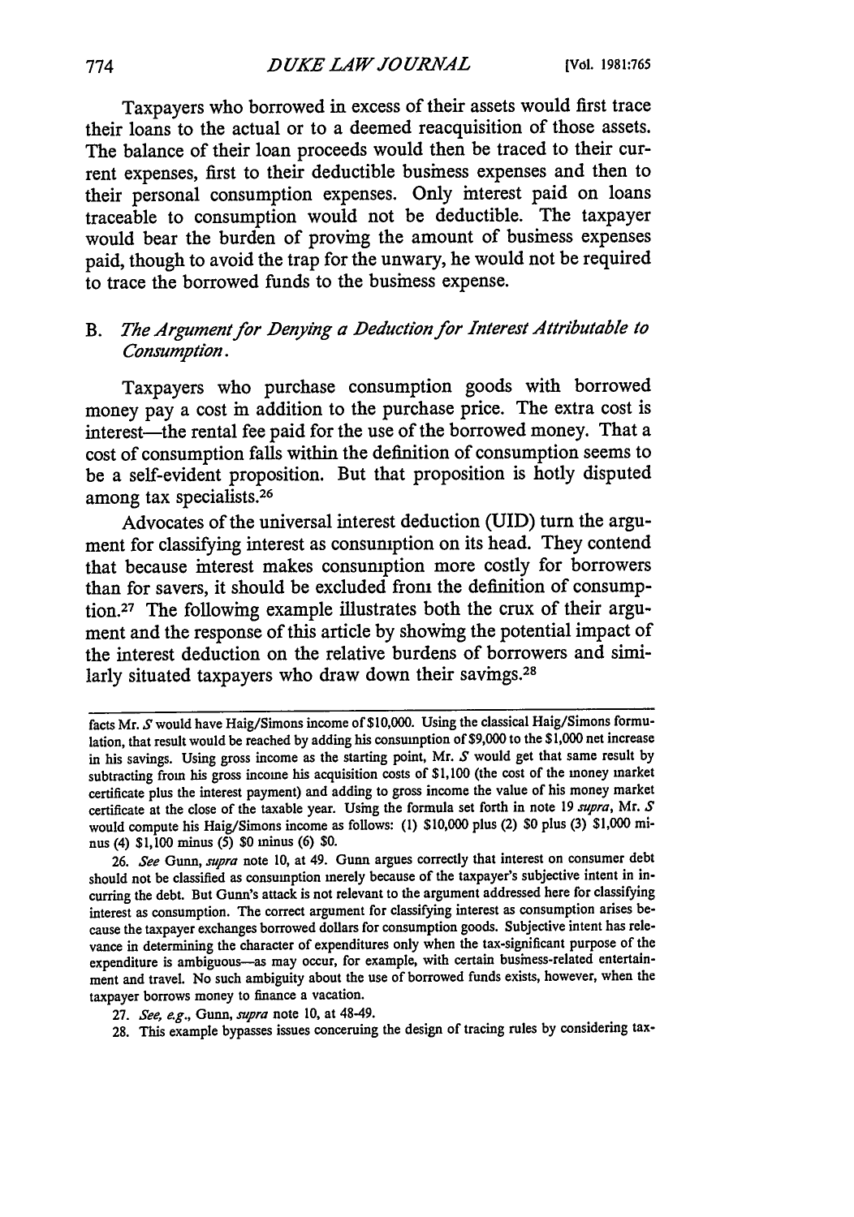Taxpayers who borrowed in excess of their assets would first trace their loans to the actual or to a deemed reacquisition of those assets. The balance of their loan proceeds would then be traced to their current expenses, first to their deductible business expenses and then to their personal consumption expenses. Only interest paid on loans traceable to consumption would not be deductible. The taxpayer would bear the burden of proving the amount of business expenses paid, though to avoid the trap for the unwary, he would not be required to trace the borrowed funds to the business expense.

### B. *The Argument for Denying a Deduction for Interest Attributable to Consumption.*

Taxpayers who purchase consumption goods with borrowed money pay a cost in addition to the purchase price. The extra cost is interest—the rental fee paid for the use of the borrowed money. That a cost of consumption falls within the definition of consumption seems to be a self-evident proposition. But that proposition is hotly disputed among tax specialists.[26]

Advocates of the universal interest deduction (UID) turn the argument for classifying interest as consumption on its head. They contend that because interest makes consumption more costly for borrowers than for savers, it should be excluded from the definition of consumption.[27] The following example illustrates both the crux of their argument and the response of this article by showing the potential impact of the interest deduction on the relative burdens of borrowers and similarly situated taxpayers who draw down their savings.[28]

---

facts Mr. *S* would have Haig/Simons income of $10,000. Using the classical Haig/Simons formulation, that result would be reached by adding his consumption of $9,000 to the $1,000 net increase in his savings. Using gross income as the starting point, Mr. *S* would get that same result by subtracting from his gross income his acquisition costs of $1,100 (the cost of the money market certificate plus the interest payment) and adding to gross income the value of his money market certificate at the close of the taxable year. Using the formula set forth in note 19 *supra*, Mr. *S* would compute his Haig/Simons income as follows: (1) $10,000 plus (2) $0 plus (3) $1,000 minus (4) $1,100 minus (5) $0 minus (6) $0.

26. *See* Gunn, *supra* note 10, at 49. Gunn argues correctly that interest on consumer debt should not be classified as consumption merely because of the taxpayer's subjective intent in incurring the debt. But Gunn's attack is not relevant to the argument addressed here for classifying interest as consumption. The correct argument for classifying interest as consumption arises because the taxpayer exchanges borrowed dollars for consumption goods. Subjective intent has relevance in determining the character of expenditures only when the tax-significant purpose of the expenditure is ambiguous—as may occur, for example, with certain business-related entertainment and travel. No such ambiguity about the use of borrowed funds exists, however, when the taxpayer borrows money to finance a vacation.

27. *See, e.g.*, Gunn, *supra* note 10, at 48-49.

28. This example bypasses issues concerning the design of tracing rules by considering tax-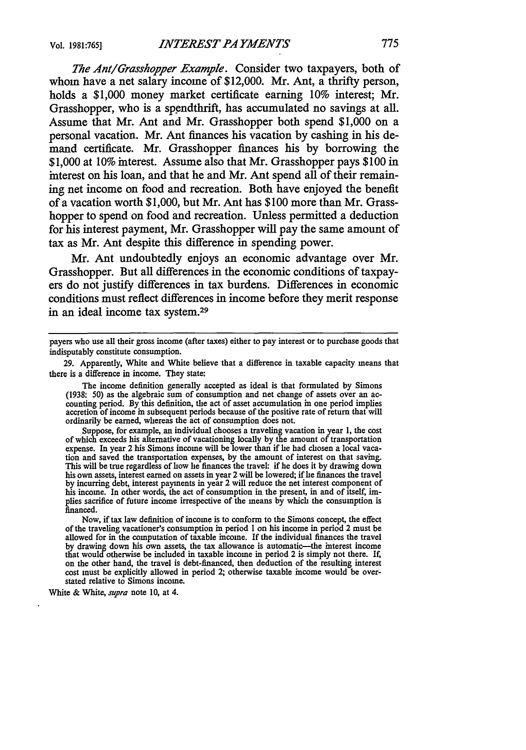*The Ant/Grasshopper Example*. Consider two taxpayers, both of whom have a net salary income of $12,000. Mr. Ant, a thrifty person, holds a $1,000 money market certificate earning 10% interest; Mr. Grasshopper, who is a spendthrift, has accumulated no savings at all. Assume that Mr. Ant and Mr. Grasshopper both spend $1,000 on a personal vacation. Mr. Ant finances his vacation by cashing in his demand certificate. Mr. Grasshopper finances his by borrowing the $1,000 at 10% interest. Assume also that Mr. Grasshopper pays $100 in interest on his loan, and that he and Mr. Ant spend all of their remaining net income on food and recreation. Both have enjoyed the benefit of a vacation worth $1,000, but Mr. Ant has $100 more than Mr. Grasshopper to spend on food and recreation. Unless permitted a deduction for his interest payment, Mr. Grasshopper will pay the same amount of tax as Mr. Ant despite this difference in spending power.

Mr. Ant undoubtedly enjoys an economic advantage over Mr. Grasshopper. But all differences in the economic conditions of taxpayers do not justify differences in tax burdens. Differences in economic conditions must reflect differences in income before they merit response in an ideal income tax system.[29]

---

payers who use all their gross income (after taxes) either to pay interest or to purchase goods that indisputably constitute consumption.

29. Apparently, White and White believe that a difference in taxable capacity means that there is a difference in income. They state:

> The income definition generally accepted as ideal is that formulated by Simons (1938: 50) as the algebraic sum of consumption and net change of assets over an accounting period. By this definition, the act of asset accumulation in one period implies accretion of income in subsequent periods because of the positive rate of return that will ordinarily be earned, whereas the act of consumption does not.
>
> Suppose, for example, an individual chooses a traveling vacation in year 1, the cost of which exceeds his alternative of vacationing locally by the amount of transportation expense. In year 2 his Simons income will be lower than if he had chosen a local vacation and saved the transportation expenses, by the amount of interest on that saving. This will be true regardless of how he finances the travel: if he does it by drawing down his own assets, interest earned on assets in year 2 will be lowered; if he finances the travel by incurring debt, interest payments in year 2 will reduce the net interest component of his income. In other words, the act of consumption in the present, in and of itself, implies sacrifice of future income irrespective of the means by which the consumption is financed.
>
> Now, if tax law definition of income is to conform to the Simons concept, the effect of the traveling vacationer's consumption in period 1 on his income in period 2 must be allowed for in the computation of taxable income. If the individual finances the travel by drawing down his own assets, the tax allowance is automatic—the interest income that would otherwise be included in taxable income in period 2 is simply not there. If, on the other hand, the travel is debt-financed, then deduction of the resulting interest cost must be explicitly allowed in period 2; otherwise taxable income would be overstated relative to Simons income.

White & White, *supra* note 10, at 4.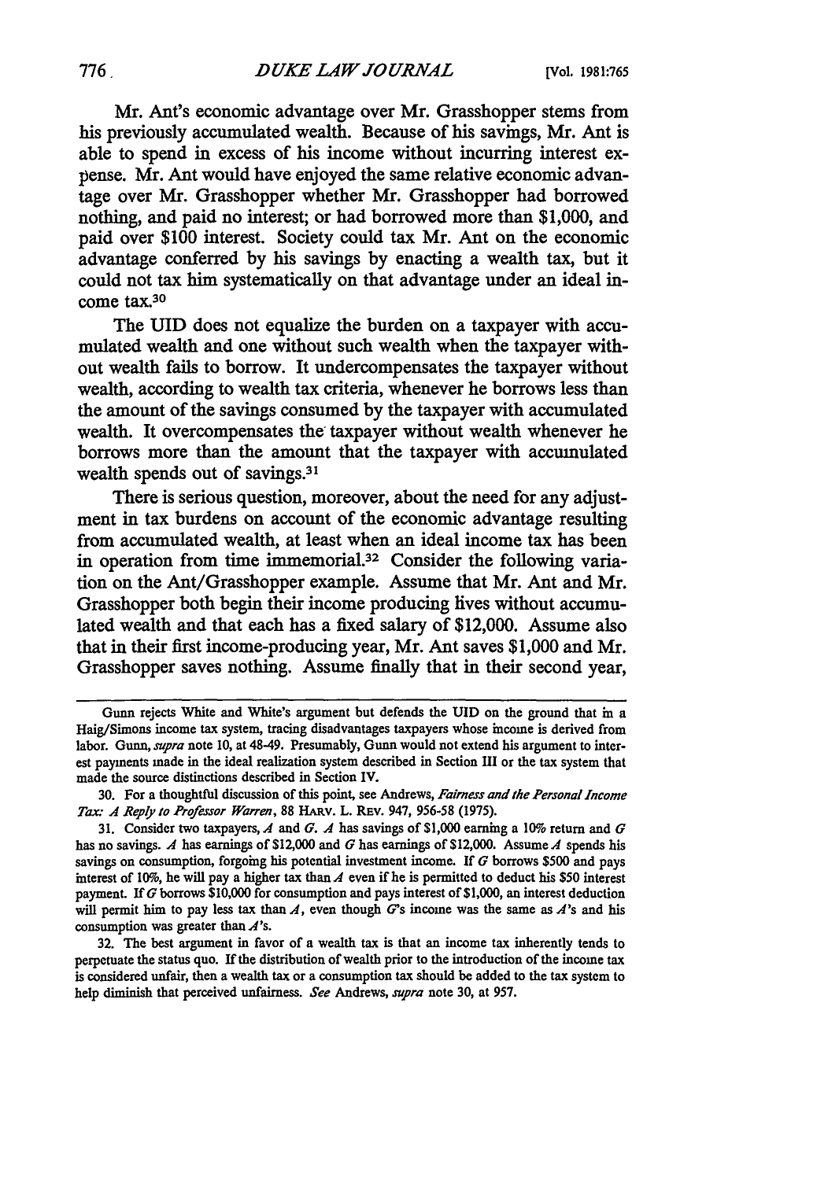Mr. Ant's economic advantage over Mr. Grasshopper stems from his previously accumulated wealth. Because of his savings, Mr. Ant is able to spend in excess of his income without incurring interest expense. Mr. Ant would have enjoyed the same relative economic advantage over Mr. Grasshopper whether Mr. Grasshopper had borrowed nothing, and paid no interest; or had borrowed more than $1,000, and paid over $100 interest. Society could tax Mr. Ant on the economic advantage conferred by his savings by enacting a wealth tax, but it could not tax him systematically on that advantage under an ideal income tax.[30]

The UID does not equalize the burden on a taxpayer with accumulated wealth and one without such wealth when the taxpayer without wealth fails to borrow. It undercompensates the taxpayer without wealth, according to wealth tax criteria, whenever he borrows less than the amount of the savings consumed by the taxpayer with accumulated wealth. It overcompensates the taxpayer without wealth whenever he borrows more than the amount that the taxpayer with accumulated wealth spends out of savings.[31]

There is serious question, moreover, about the need for any adjustment in tax burdens on account of the economic advantage resulting from accumulated wealth, at least when an ideal income tax has been in operation from time immemorial.[32] Consider the following variation on the Ant/Grasshopper example. Assume that Mr. Ant and Mr. Grasshopper both begin their income producing lives without accumulated wealth and that each has a fixed salary of $12,000. Assume also that in their first income-producing year, Mr. Ant saves $1,000 and Mr. Grasshopper saves nothing. Assume finally that in their second year,

---

Gunn rejects White and White's argument but defends the UID on the ground that in a Haig/Simons income tax system, tracing disadvantages taxpayers whose income is derived from labor. Gunn, *supra* note 10, at 48-49. Presumably, Gunn would not extend his argument to interest payments made in the ideal realization system described in Section III or the tax system that made the source distinctions described in Section IV.

30. For a thoughtful discussion of this point, see Andrews, *Fairness and the Personal Income Tax: A Reply to Professor Warren*, 88 HARV. L. REV. 947, 956-58 (1975).

31. Consider two taxpayers, *A* and *G*. *A* has savings of $1,000 earning a 10% return and *G* has no savings. *A* has earnings of $12,000 and *G* has earnings of $12,000. Assume *A* spends his savings on consumption, forgoing his potential investment income. If *G* borrows $500 and pays interest of 10%, he will pay a higher tax than *A* even if he is permitted to deduct his $50 interest payment. If *G* borrows $10,000 for consumption and pays interest of $1,000, an interest deduction will permit him to pay less tax than *A*, even though *G*'s income was the same as *A*'s and his consumption was greater than *A*'s.

32. The best argument in favor of a wealth tax is that an income tax inherently tends to perpetuate the status quo. If the distribution of wealth prior to the introduction of the income tax is considered unfair, then a wealth tax or a consumption tax should be added to the tax system to help diminish that perceived unfairness. *See* Andrews, *supra* note 30, at 957.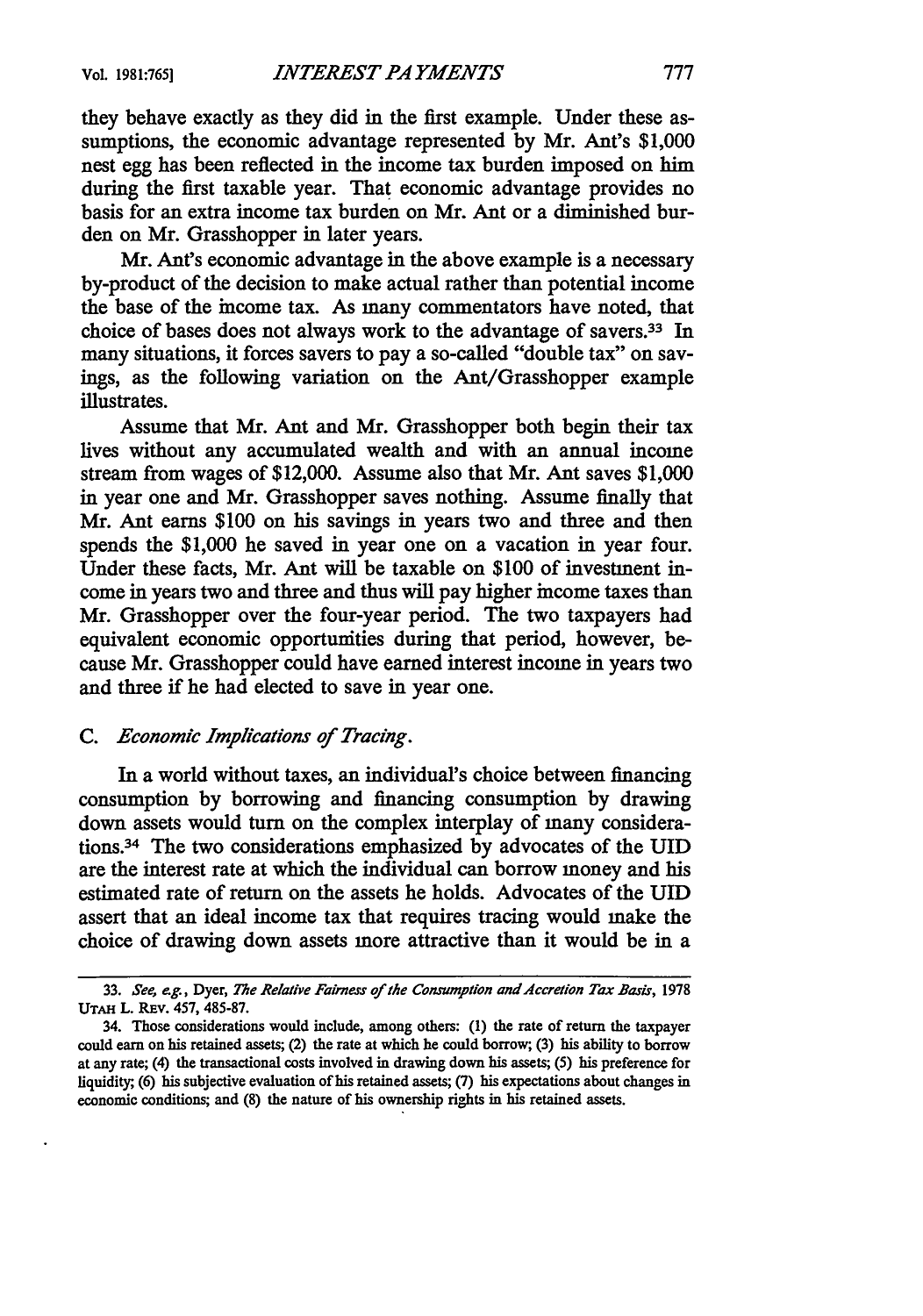they behave exactly as they did in the first example. Under these assumptions, the economic advantage represented by Mr. Ant's $1,000 nest egg has been reflected in the income tax burden imposed on him during the first taxable year. That economic advantage provides no basis for an extra income tax burden on Mr. Ant or a diminished burden on Mr. Grasshopper in later years.

Mr. Ant's economic advantage in the above example is a necessary by-product of the decision to make actual rather than potential income the base of the income tax. As many commentators have noted, that choice of bases does not always work to the advantage of savers.[33] In many situations, it forces savers to pay a so-called "double tax" on savings, as the following variation on the Ant/Grasshopper example illustrates.

Assume that Mr. Ant and Mr. Grasshopper both begin their tax lives without any accumulated wealth and with an annual income stream from wages of $12,000. Assume also that Mr. Ant saves $1,000 in year one and Mr. Grasshopper saves nothing. Assume finally that Mr. Ant earns $100 on his savings in years two and three and then spends the $1,000 he saved in year one on a vacation in year four. Under these facts, Mr. Ant will be taxable on $100 of investment income in years two and three and thus will pay higher income taxes than Mr. Grasshopper over the four-year period. The two taxpayers had equivalent economic opportunities during that period, however, because Mr. Grasshopper could have earned interest income in years two and three if he had elected to save in year one.

### C. *Economic Implications of Tracing.*

In a world without taxes, an individual's choice between financing consumption by borrowing and financing consumption by drawing down assets would turn on the complex interplay of many considerations.[34] The two considerations emphasized by advocates of the UID are the interest rate at which the individual can borrow money and his estimated rate of return on the assets he holds. Advocates of the UID assert that an ideal income tax that requires tracing would make the choice of drawing down assets more attractive than it would be in a

---

33. *See, e.g.*, Dyer, *The Relative Fairness of the Consumption and Accretion Tax Basis*, 1978 UTAH L. REV. 457, 485-87.

34. Those considerations would include, among others: (1) the rate of return the taxpayer could earn on his retained assets; (2) the rate at which he could borrow; (3) his ability to borrow at any rate; (4) the transactional costs involved in drawing down his assets; (5) his preference for liquidity; (6) his subjective evaluation of his retained assets; (7) his expectations about changes in economic conditions; and (8) the nature of his ownership rights in his retained assets.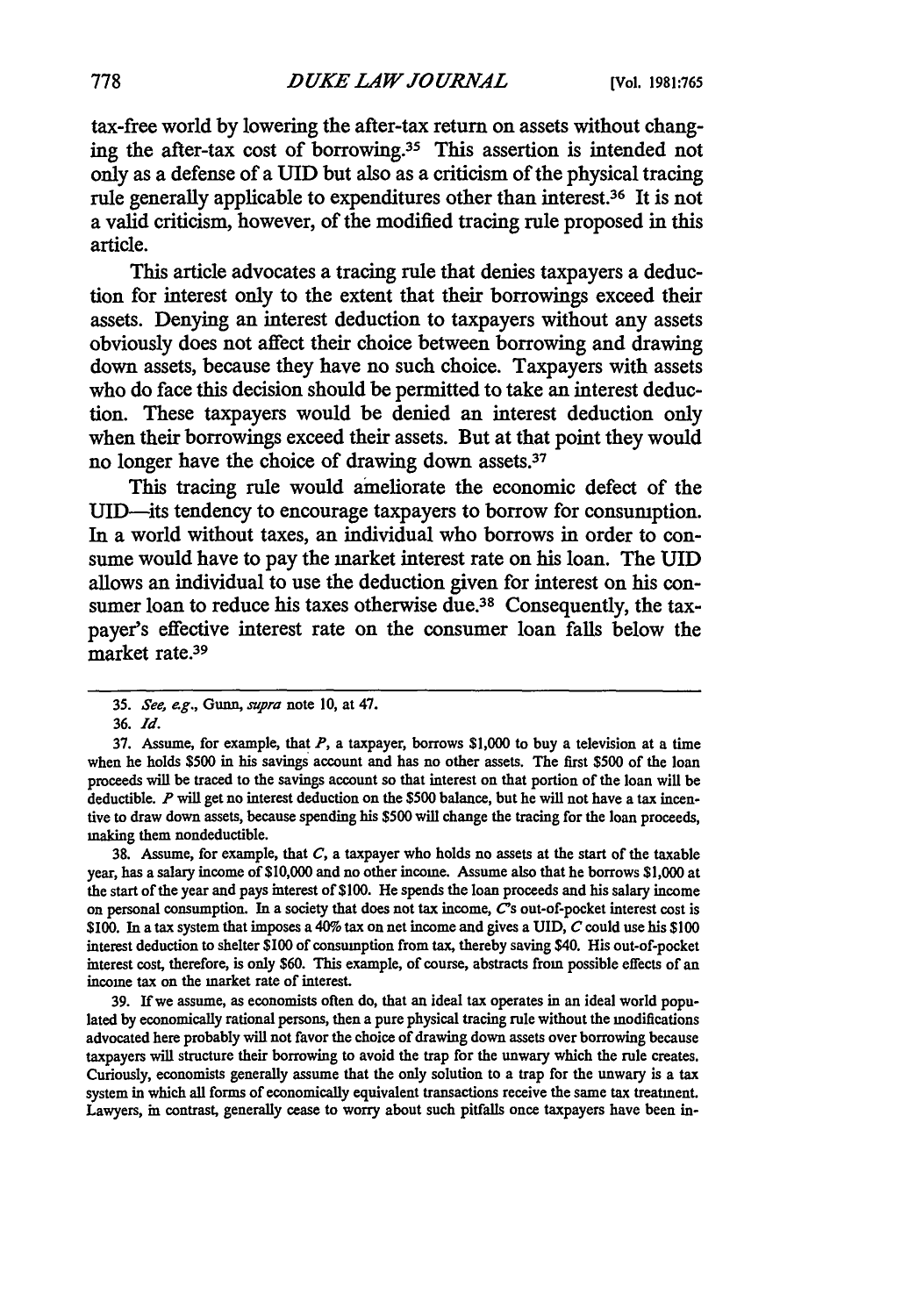tax-free world by lowering the after-tax return on assets without changing the after-tax cost of borrowing.[35] This assertion is intended not only as a defense of a UID but also as a criticism of the physical tracing rule generally applicable to expenditures other than interest.[36] It is not a valid criticism, however, of the modified tracing rule proposed in this article.

This article advocates a tracing rule that denies taxpayers a deduction for interest only to the extent that their borrowings exceed their assets. Denying an interest deduction to taxpayers without any assets obviously does not affect their choice between borrowing and drawing down assets, because they have no such choice. Taxpayers with assets who do face this decision should be permitted to take an interest deduction. These taxpayers would be denied an interest deduction only when their borrowings exceed their assets. But at that point they would no longer have the choice of drawing down assets.[37]

This tracing rule would ameliorate the economic defect of the UID—its tendency to encourage taxpayers to borrow for consumption. In a world without taxes, an individual who borrows in order to consume would have to pay the market interest rate on his loan. The UID allows an individual to use the deduction given for interest on his consumer loan to reduce his taxes otherwise due.[38] Consequently, the taxpayer's effective interest rate on the consumer loan falls below the market rate.[39]

---

35. *See, e.g.*, Gunn, *supra* note 10, at 47.

36. *Id.*

37. Assume, for example, that *P*, a taxpayer, borrows $1,000 to buy a television at a time when he holds $500 in his savings account and has no other assets. The first $500 of the loan proceeds will be traced to the savings account so that interest on that portion of the loan will be deductible. *P* will get no interest deduction on the $500 balance, but he will not have a tax incentive to draw down assets, because spending his $500 will change the tracing for the loan proceeds, making them nondeductible.

38. Assume, for example, that *C*, a taxpayer who holds no assets at the start of the taxable year, has a salary income of $10,000 and no other income. Assume also that he borrows $1,000 at the start of the year and pays interest of $100. He spends the loan proceeds and his salary income on personal consumption. In a society that does not tax income, *C*'s out-of-pocket interest cost is $100. In a tax system that imposes a 40% tax on net income and gives a UID, *C* could use his $100 interest deduction to shelter $100 of consumption from tax, thereby saving $40. His out-of-pocket interest cost, therefore, is only $60. This example, of course, abstracts from possible effects of an income tax on the market rate of interest.

39. If we assume, as economists often do, that an ideal tax operates in an ideal world populated by economically rational persons, then a pure physical tracing rule without the modifications advocated here probably will not favor the choice of drawing down assets over borrowing because taxpayers will structure their borrowing to avoid the trap for the unwary which the rule creates. Curiously, economists generally assume that the only solution to a trap for the unwary is a tax system in which all forms of economically equivalent transactions receive the same tax treatment. Lawyers, in contrast, generally cease to worry about such pitfalls once taxpayers have been in-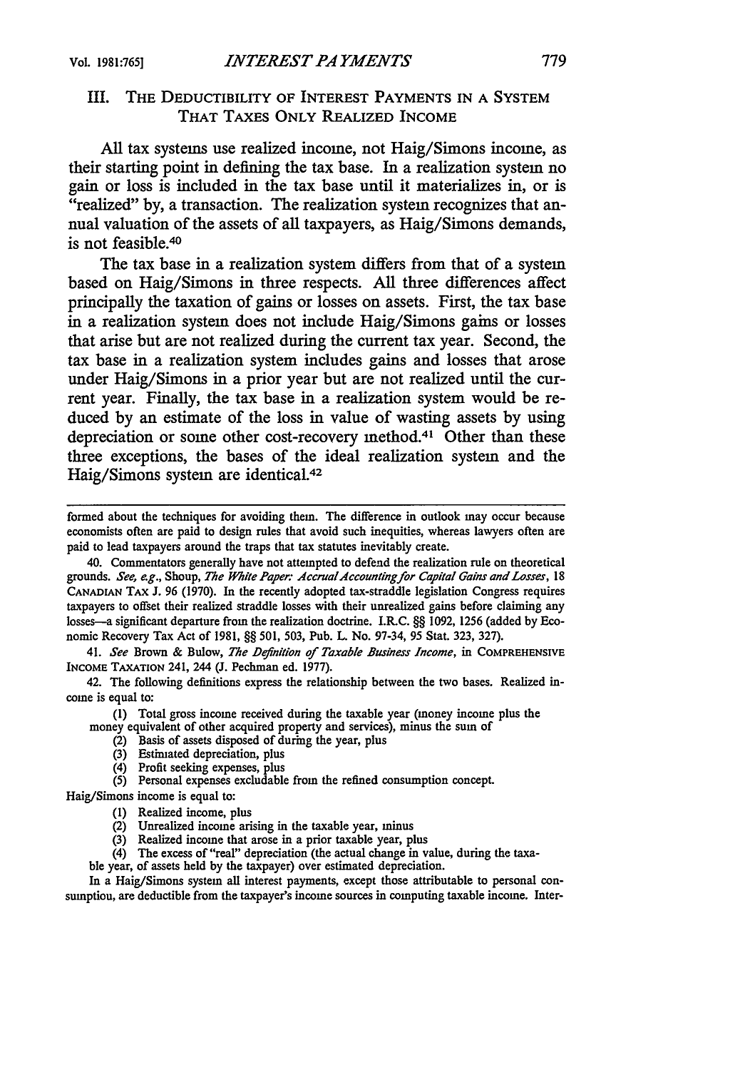### III. THE DEDUCTIBILITY OF INTEREST PAYMENTS IN A SYSTEM THAT TAXES ONLY REALIZED INCOME

All tax systems use realized income, not Haig/Simons income, as their starting point in defining the tax base. In a realization system no gain or loss is included in the tax base until it materializes in, or is "realized" by, a transaction. The realization system recognizes that annual valuation of the assets of all taxpayers, as Haig/Simons demands, is not feasible.[40]

The tax base in a realization system differs from that of a system based on Haig/Simons in three respects. All three differences affect principally the taxation of gains or losses on assets. First, the tax base in a realization system does not include Haig/Simons gains or losses that arise but are not realized during the current tax year. Second, the tax base in a realization system includes gains and losses that arose under Haig/Simons in a prior year but are not realized until the current year. Finally, the tax base in a realization system would be reduced by an estimate of the loss in value of wasting assets by using depreciation or some other cost-recovery method.[41] Other than these three exceptions, the bases of the ideal realization system and the Haig/Simons system are identical.[42]

---

formed about the techniques for avoiding them. The difference in outlook may occur because economists often are paid to design rules that avoid such inequities, whereas lawyers often are paid to lead taxpayers around the traps that tax statutes inevitably create.

40. Commentators generally have not attempted to defend the realization rule on theoretical grounds. *See, e.g.*, Shoup, *The White Paper: Accrual Accounting for Capital Gains and Losses*, 18 CANADIAN TAX J. 96 (1970). In the recently adopted tax-straddle legislation Congress requires taxpayers to offset their realized straddle losses with their unrealized gains before claiming any losses—a significant departure from the realization doctrine. I.R.C. §§ 1092, 1256 (added by Economic Recovery Tax Act of 1981, §§ 501, 503, Pub. L. No. 97-34, 95 Stat. 323, 327).

41. *See* Brown & Bulow, *The Definition of Taxable Business Income*, in COMPREHENSIVE INCOME TAXATION 241, 244 (J. Pechman ed. 1977).

42. The following definitions express the relationship between the two bases. Realized income is equal to:

(1) Total gross income received during the taxable year (money income plus the money equivalent of other acquired property and services), minus the sum of
(2) Basis of assets disposed of during the year, plus
(3) Estimated depreciation, plus
(4) Profit seeking expenses, plus
(5) Personal expenses excludable from the refined consumption concept.

Haig/Simons income is equal to:

(1) Realized income, plus
(2) Unrealized income arising in the taxable year, minus
(3) Realized income that arose in a prior taxable year, plus
(4) The excess of "real" depreciation (the actual change in value, during the taxable year, of assets held by the taxpayer) over estimated depreciation.

In a Haig/Simons system all interest payments, except those attributable to personal consumption, are deductible from the taxpayer's income sources in computing taxable income. Inter-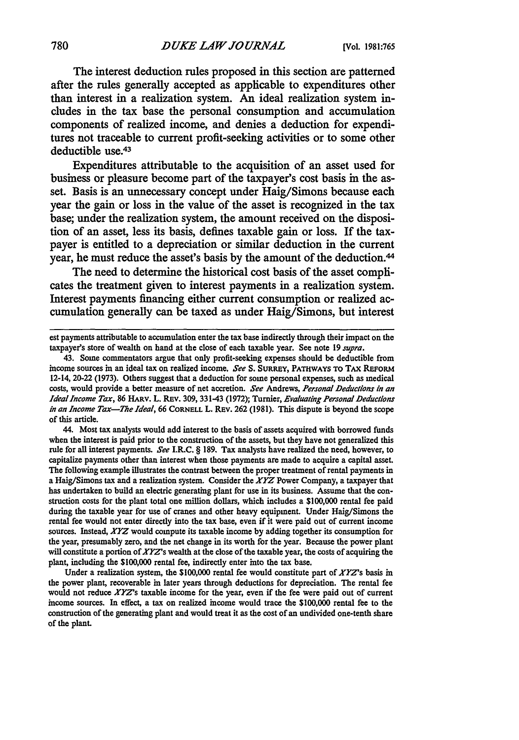The interest deduction rules proposed in this section are patterned after the rules generally accepted as applicable to expenditures other than interest in a realization system. An ideal realization system includes in the tax base the personal consumption and accumulation components of realized income, and denies a deduction for expenditures not traceable to current profit-seeking activities or to some other deductible use.[43]

Expenditures attributable to the acquisition of an asset used for business or pleasure become part of the taxpayer's cost basis in the asset. Basis is an unnecessary concept under Haig/Simons because each year the gain or loss in the value of the asset is recognized in the tax base; under the realization system, the amount received on the disposition of an asset, less its basis, defines taxable gain or loss. If the taxpayer is entitled to a depreciation or similar deduction in the current year, he must reduce the asset's basis by the amount of the deduction.[44]

The need to determine the historical cost basis of the asset complicates the treatment given to interest payments in a realization system. Interest payments financing either current consumption or realized accumulation generally can be taxed as under Haig/Simons, but interest

---

est payments attributable to accumulation enter the tax base indirectly through their impact on the taxpayer's store of wealth on hand at the close of each taxable year. See note 19 *supra*.

43. Some commentators argue that only profit-seeking expenses should be deductible from income sources in an ideal tax on realized income. *See* S. SURREY, PATHWAYS TO TAX REFORM 12-14, 20-22 (1973). Others suggest that a deduction for some personal expenses, such as medical costs, would provide a better measure of net accretion. *See* Andrews, *Personal Deductions in an Ideal Income Tax*, 86 HARV. L. REV. 309, 331-43 (1972); Turnier, *Evaluating Personal Deductions in an Income Tax—The Ideal*, 66 CORNELL L. REV. 262 (1981). This dispute is beyond the scope of this article.

44. Most tax analysts would add interest to the basis of assets acquired with borrowed funds when the interest is paid prior to the construction of the assets, but they have not generalized this rule for all interest payments. *See* I.R.C. § 189. Tax analysts have realized the need, however, to capitalize payments other than interest when those payments are made to acquire a capital asset. The following example illustrates the contrast between the proper treatment of rental payments in a Haig/Simons tax and a realization system. Consider the *XYZ* Power Company, a taxpayer that has undertaken to build an electric generating plant for use in its business. Assume that the construction costs for the plant total one million dollars, which includes a $100,000 rental fee paid during the taxable year for use of cranes and other heavy equipment. Under Haig/Simons the rental fee would not enter directly into the tax base, even if it were paid out of current income sources. Instead, *XYZ* would compute its taxable income by adding together its consumption for the year, presumably zero, and the net change in its worth for the year. Because the power plant will constitute a portion of *XYZ*'s wealth at the close of the taxable year, the costs of acquiring the plant, including the $100,000 rental fee, indirectly enter into the tax base.

Under a realization system, the $100,000 rental fee would constitute part of *XYZ*'s basis in the power plant, recoverable in later years through deductions for depreciation. The rental fee would not reduce *XYZ*'s taxable income for the year, even if the fee were paid out of current income sources. In effect, a tax on realized income would trace the $100,000 rental fee to the construction of the generating plant and would treat it as the cost of an undivided one-tenth share of the plant.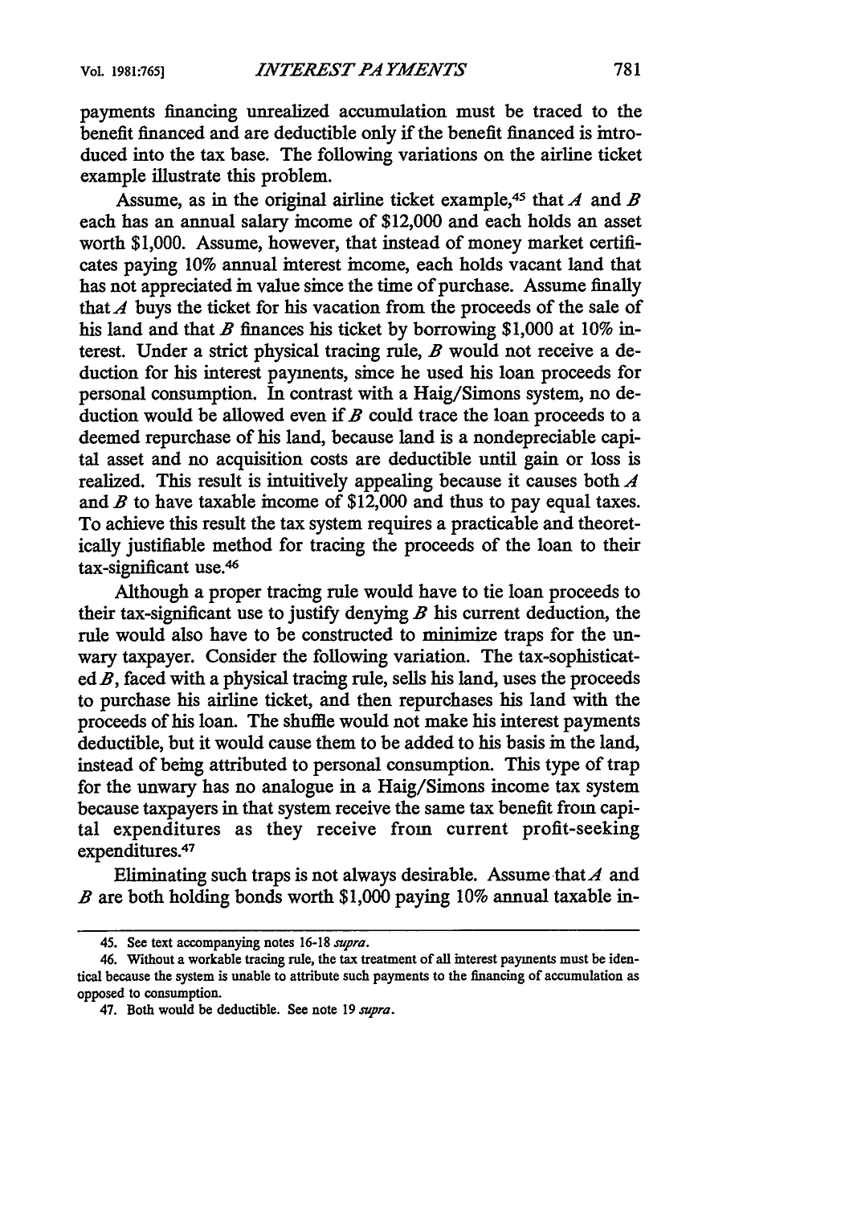payments financing unrealized accumulation must be traced to the benefit financed and are deductible only if the benefit financed is introduced into the tax base. The following variations on the airline ticket example illustrate this problem.

Assume, as in the original airline ticket example,[45] that *A* and *B* each has an annual salary income of $12,000 and each holds an asset worth $1,000. Assume, however, that instead of money market certificates paying 10% annual interest income, each holds vacant land that has not appreciated in value since the time of purchase. Assume finally that *A* buys the ticket for his vacation from the proceeds of the sale of his land and that *B* finances his ticket by borrowing $1,000 at 10% interest. Under a strict physical tracing rule, *B* would not receive a deduction for his interest payments, since he used his loan proceeds for personal consumption. In contrast with a Haig/Simons system, no deduction would be allowed even if *B* could trace the loan proceeds to a deemed repurchase of his land, because land is a nondepreciable capital asset and no acquisition costs are deductible until gain or loss is realized. This result is intuitively appealing because it causes both *A* and *B* to have taxable income of $12,000 and thus to pay equal taxes. To achieve this result the tax system requires a practicable and theoretically justifiable method for tracing the proceeds of the loan to their tax-significant use.[46]

Although a proper tracing rule would have to tie loan proceeds to their tax-significant use to justify denying *B* his current deduction, the rule would also have to be constructed to minimize traps for the unwary taxpayer. Consider the following variation. The tax-sophisticated *B*, faced with a physical tracing rule, sells his land, uses the proceeds to purchase his airline ticket, and then repurchases his land with the proceeds of his loan. The shuffle would not make his interest payments deductible, but it would cause them to be added to his basis in the land, instead of being attributed to personal consumption. This type of trap for the unwary has no analogue in a Haig/Simons income tax system because taxpayers in that system receive the same tax benefit from capital expenditures as they receive from current profit-seeking expenditures.[47]

Eliminating such traps is not always desirable. Assume that *A* and *B* are both holding bonds worth $1,000 paying 10% annual taxable in-

---

45. See text accompanying notes 16-18 *supra*.

46. Without a workable tracing rule, the tax treatment of all interest payments must be identical because the system is unable to attribute such payments to the financing of accumulation as opposed to consumption.

47. Both would be deductible. See note 19 *supra*.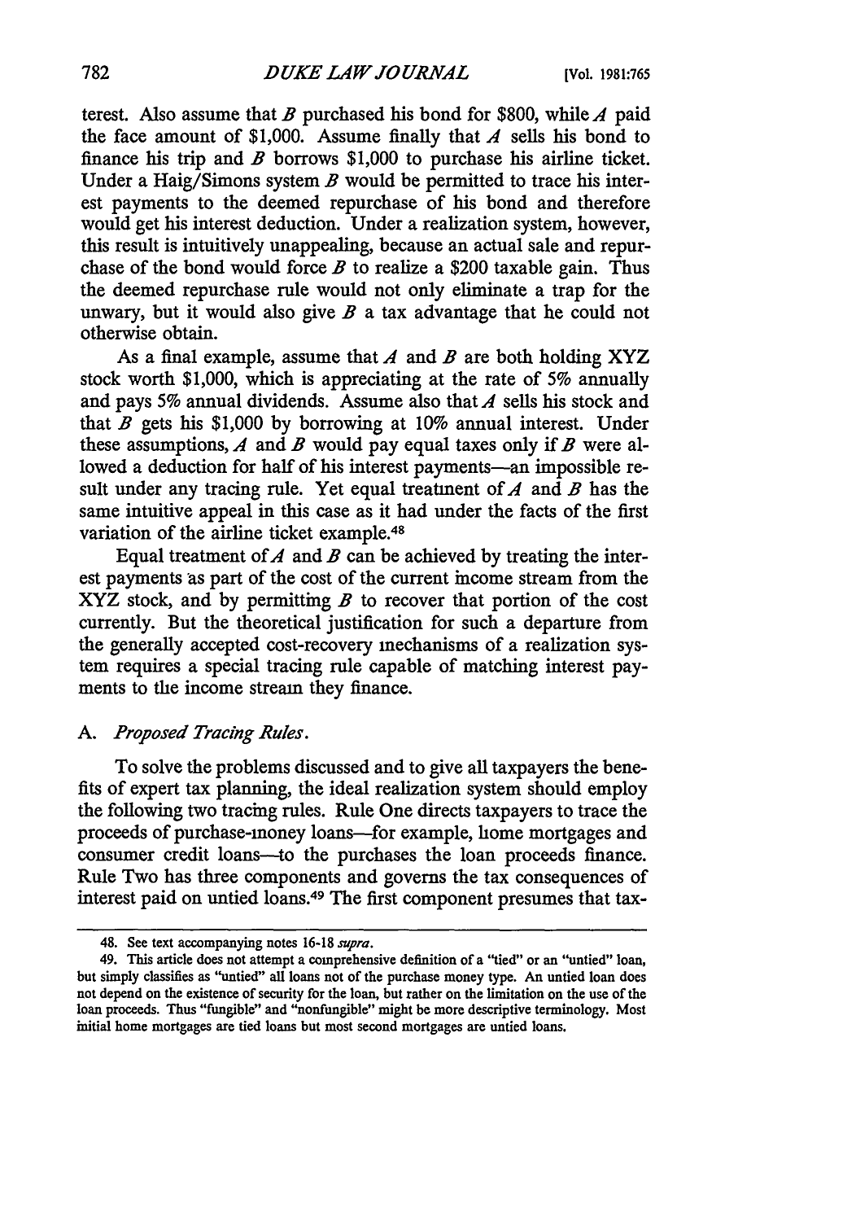terest. Also assume that *B* purchased his bond for $800, while *A* paid the face amount of $1,000. Assume finally that *A* sells his bond to finance his trip and *B* borrows $1,000 to purchase his airline ticket. Under a Haig/Simons system *B* would be permitted to trace his interest payments to the deemed repurchase of his bond and therefore would get his interest deduction. Under a realization system, however, this result is intuitively unappealing, because an actual sale and repurchase of the bond would force *B* to realize a $200 taxable gain. Thus the deemed repurchase rule would not only eliminate a trap for the unwary, but it would also give *B* a tax advantage that he could not otherwise obtain.

As a final example, assume that *A* and *B* are both holding XYZ stock worth $1,000, which is appreciating at the rate of 5% annually and pays 5% annual dividends. Assume also that *A* sells his stock and that *B* gets his $1,000 by borrowing at 10% annual interest. Under these assumptions, *A* and *B* would pay equal taxes only if *B* were allowed a deduction for half of his interest payments—an impossible result under any tracing rule. Yet equal treatment of *A* and *B* has the same intuitive appeal in this case as it had under the facts of the first variation of the airline ticket example.[48]

Equal treatment of *A* and *B* can be achieved by treating the interest payments as part of the cost of the current income stream from the XYZ stock, and by permitting *B* to recover that portion of the cost currently. But the theoretical justification for such a departure from the generally accepted cost-recovery mechanisms of a realization system requires a special tracing rule capable of matching interest payments to the income stream they finance.

### A. *Proposed Tracing Rules.*

To solve the problems discussed and to give all taxpayers the benefits of expert tax planning, the ideal realization system should employ the following two tracing rules. Rule One directs taxpayers to trace the proceeds of purchase-money loans—for example, home mortgages and consumer credit loans—to the purchases the loan proceeds finance. Rule Two has three components and governs the tax consequences of interest paid on untied loans.[49] The first component presumes that tax-

---

48. See text accompanying notes 16-18 *supra*.

49. This article does not attempt a comprehensive definition of a "tied" or an "untied" loan, but simply classifies as "untied" all loans not of the purchase money type. An untied loan does not depend on the existence of security for the loan, but rather on the limitation on the use of the loan proceeds. Thus "fungible" and "nonfungible" might be more descriptive terminology. Most initial home mortgages are tied loans but most second mortgages are untied loans.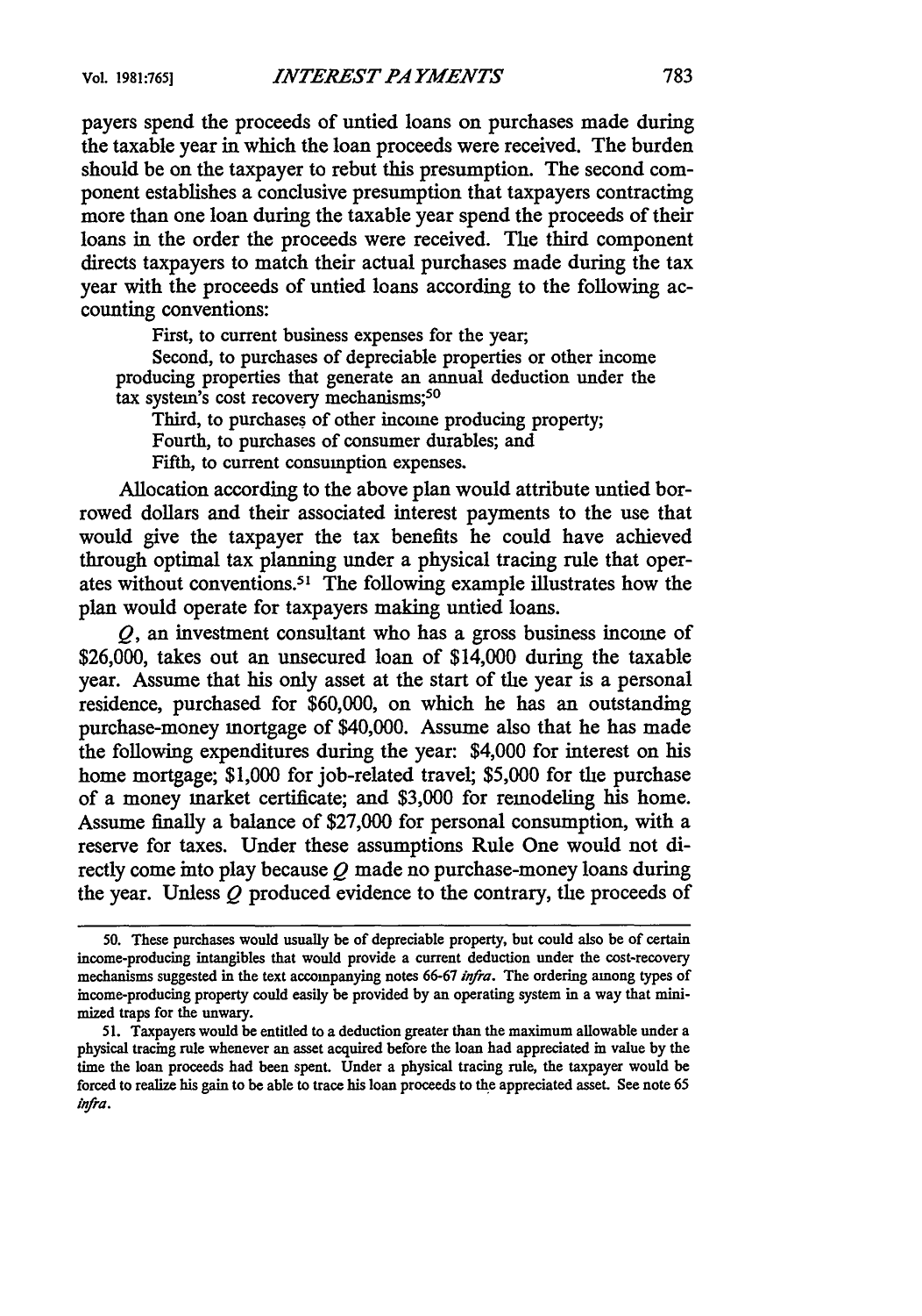payers spend the proceeds of untied loans on purchases made during the taxable year in which the loan proceeds were received. The burden should be on the taxpayer to rebut this presumption. The second component establishes a conclusive presumption that taxpayers contracting more than one loan during the taxable year spend the proceeds of their loans in the order the proceeds were received. The third component directs taxpayers to match their actual purchases made during the tax year with the proceeds of untied loans according to the following accounting conventions:

> First, to current business expenses for the year;
>
> Second, to purchases of depreciable properties or other income producing properties that generate an annual deduction under the tax system's cost recovery mechanisms;[50]
>
> Third, to purchases of other income producing property;
>
> Fourth, to purchases of consumer durables; and
>
> Fifth, to current consumption expenses.

Allocation according to the above plan would attribute untied borrowed dollars and their associated interest payments to the use that would give the taxpayer the tax benefits he could have achieved through optimal tax planning under a physical tracing rule that operates without conventions.[51] The following example illustrates how the plan would operate for taxpayers making untied loans.

*Q*, an investment consultant who has a gross business income of $26,000, takes out an unsecured loan of $14,000 during the taxable year. Assume that his only asset at the start of the year is a personal residence, purchased for $60,000, on which he has an outstanding purchase-money mortgage of $40,000. Assume also that he has made the following expenditures during the year: $4,000 for interest on his home mortgage; $1,000 for job-related travel; $5,000 for the purchase of a money market certificate; and $3,000 for remodeling his home. Assume finally a balance of $27,000 for personal consumption, with a reserve for taxes. Under these assumptions Rule One would not directly come into play because *Q* made no purchase-money loans during the year. Unless *Q* produced evidence to the contrary, the proceeds of

---

50. These purchases would usually be of depreciable property, but could also be of certain income-producing intangibles that would provide a current deduction under the cost-recovery mechanisms suggested in the text accompanying notes 66-67 *infra*. The ordering among types of income-producing property could easily be provided by an operating system in a way that minimized traps for the unwary.

51. Taxpayers would be entitled to a deduction greater than the maximum allowable under a physical tracing rule whenever an asset acquired before the loan had appreciated in value by the time the loan proceeds had been spent. Under a physical tracing rule, the taxpayer would be forced to realize his gain to be able to trace his loan proceeds to the appreciated asset. See note 65 *infra*.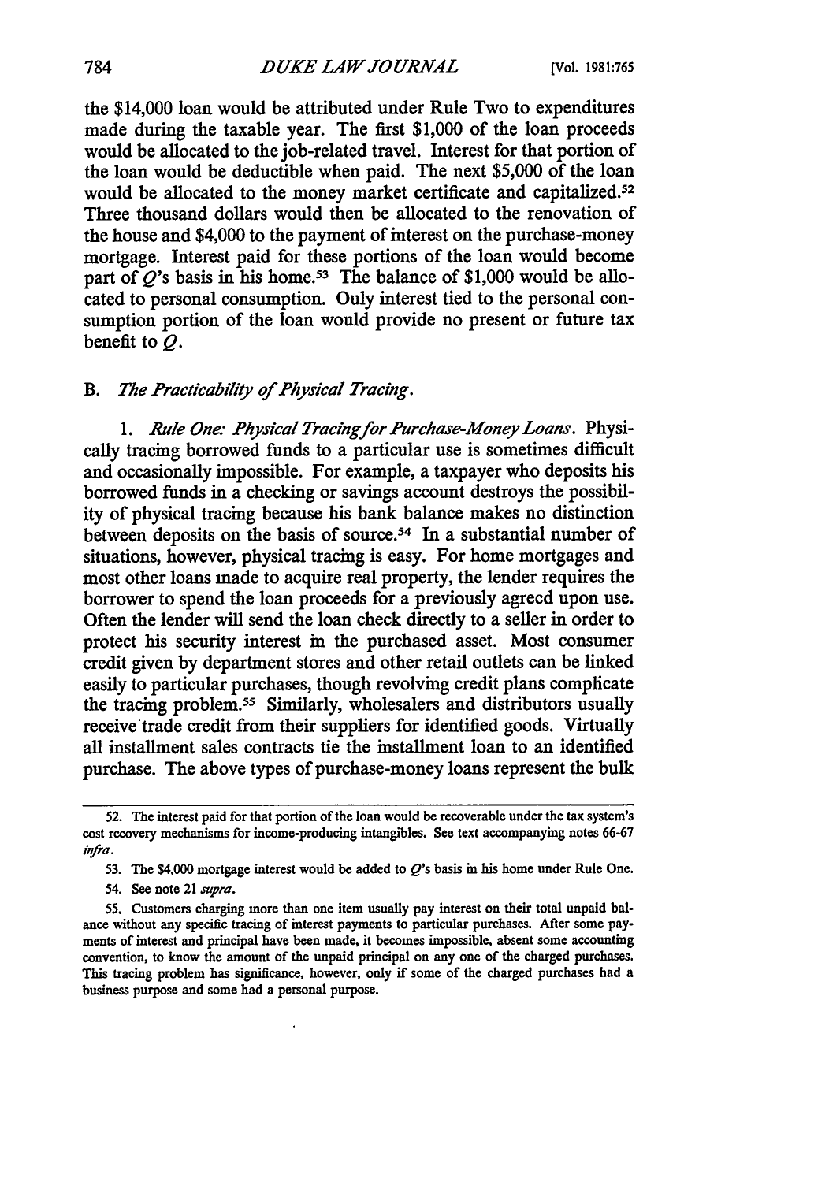the $14,000 loan would be attributed under Rule Two to expenditures made during the taxable year. The first $1,000 of the loan proceeds would be allocated to the job-related travel. Interest for that portion of the loan would be deductible when paid. The next $5,000 of the loan would be allocated to the money market certificate and capitalized.[52] Three thousand dollars would then be allocated to the renovation of the house and $4,000 to the payment of interest on the purchase-money mortgage. Interest paid for these portions of the loan would become part of *Q*'s basis in his home.[53] The balance of $1,000 would be allocated to personal consumption. Only interest tied to the personal consumption portion of the loan would provide no present or future tax benefit to *Q*.

### B. *The Practicability of Physical Tracing.*

1. *Rule One: Physical Tracing for Purchase-Money Loans.* Physically tracing borrowed funds to a particular use is sometimes difficult and occasionally impossible. For example, a taxpayer who deposits his borrowed funds in a checking or savings account destroys the possibility of physical tracing because his bank balance makes no distinction between deposits on the basis of source.[54] In a substantial number of situations, however, physical tracing is easy. For home mortgages and most other loans made to acquire real property, the lender requires the borrower to spend the loan proceeds for a previously agreed upon use. Often the lender will send the loan check directly to a seller in order to protect his security interest in the purchased asset. Most consumer credit given by department stores and other retail outlets can be linked easily to particular purchases, though revolving credit plans complicate the tracing problem.[55] Similarly, wholesalers and distributors usually receive trade credit from their suppliers for identified goods. Virtually all installment sales contracts tie the installment loan to an identified purchase. The above types of purchase-money loans represent the bulk

---

52. The interest paid for that portion of the loan would be recoverable under the tax system's cost recovery mechanisms for income-producing intangibles. See text accompanying notes 66-67 *infra*.

53. The $4,000 mortgage interest would be added to *Q*'s basis in his home under Rule One.

54. See note 21 *supra*.

55. Customers charging more than one item usually pay interest on their total unpaid balance without any specific tracing of interest payments to particular purchases. After some payments of interest and principal have been made, it becomes impossible, absent some accounting convention, to know the amount of the unpaid principal on any one of the charged purchases. This tracing problem has significance, however, only if some of the charged purchases had a business purpose and some had a personal purpose.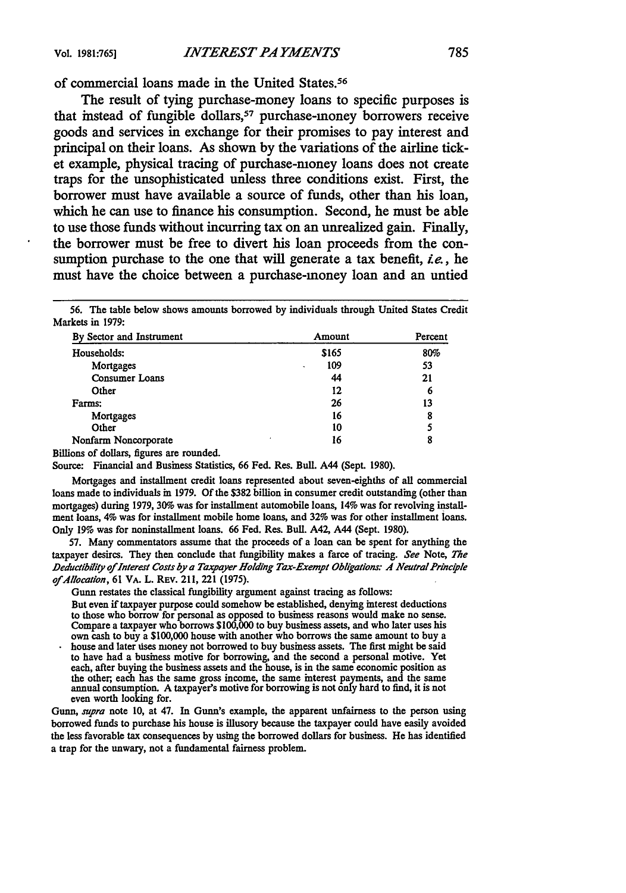of commercial loans made in the United States.[56]

The result of tying purchase-money loans to specific purposes is that instead of fungible dollars,[57] purchase-money borrowers receive goods and services in exchange for their promises to pay interest and principal on their loans. As shown by the variations of the airline ticket example, physical tracing of purchase-money loans does not create traps for the unsophisticated unless three conditions exist. First, the borrower must have available a source of funds, other than his loan, which he can use to finance his consumption. Second, he must be able to use those funds without incurring tax on an unrealized gain. Finally, the borrower must be free to divert his loan proceeds from the consumption purchase to the one that will generate a tax benefit, *i.e.*, he must have the choice between a purchase-money loan and an untied

---

56. The table below shows amounts borrowed by individuals through United States Credit Markets in 1979:

| By Sector and Instrument | Amount | Percent |
|---|---|---|
| Households: | $165 | 80% |
| Mortgages | 109 | 53 |
| Consumer Loans | 44 | 21 |
| Other | 12 | 6 |
| Farms: | 26 | 13 |
| Mortgages | 16 | 8 |
| Other | 10 | 5 |
| Nonfarm Noncorporate | 16 | 8 |

Billions of dollars, figures are rounded.

Source: Financial and Business Statistics, 66 Fed. Res. Bull. A44 (Sept. 1980).

Mortgages and installment credit loans represented about seven-eighths of all commercial loans made to individuals in 1979. Of the $382 billion in consumer credit outstanding (other than mortgages) during 1979, 30% was for installment automobile loans, 14% was for revolving installment loans, 4% was for installment mobile home loans, and 32% was for other installment loans. Only 19% was for noninstallment loans. 66 Fed. Res. Bull. A42, A44 (Sept. 1980).

57. Many commentators assume that the proceeds of a loan can be spent for anything the taxpayer desires. They then conclude that fungibility makes a farce of tracing. *See* Note, *The Deductibility of Interest Costs by a Taxpayer Holding Tax-Exempt Obligations: A Neutral Principle of Allocation*, 61 VA. L. REV. 211, 221 (1975).

Gunn restates the classical fungibility argument against tracing as follows:

> But even if taxpayer purpose could somehow be established, denying interest deductions to those who borrow for personal as opposed to business reasons would make no sense. Compare a taxpayer who borrows $100,000 to buy business assets, and who later uses his own cash to buy a $100,000 house with another who borrows the same amount to buy a house and later uses money not borrowed to buy business assets. The first might be said to have had a business motive for borrowing, and the second a personal motive. Yet each, after buying the business assets and the house, is in the same economic position as the other; each has the same gross income, the same interest payments, and the same annual consumption. A taxpayer's motive for borrowing is not only hard to find, it is not even worth looking for.

Gunn, *supra* note 10, at 47. In Gunn's example, the apparent unfairness to the person using borrowed funds to purchase his house is illusory because the taxpayer could have easily avoided the less favorable tax consequences by using the borrowed dollars for business. He has identified a trap for the unwary, not a fundamental fairness problem.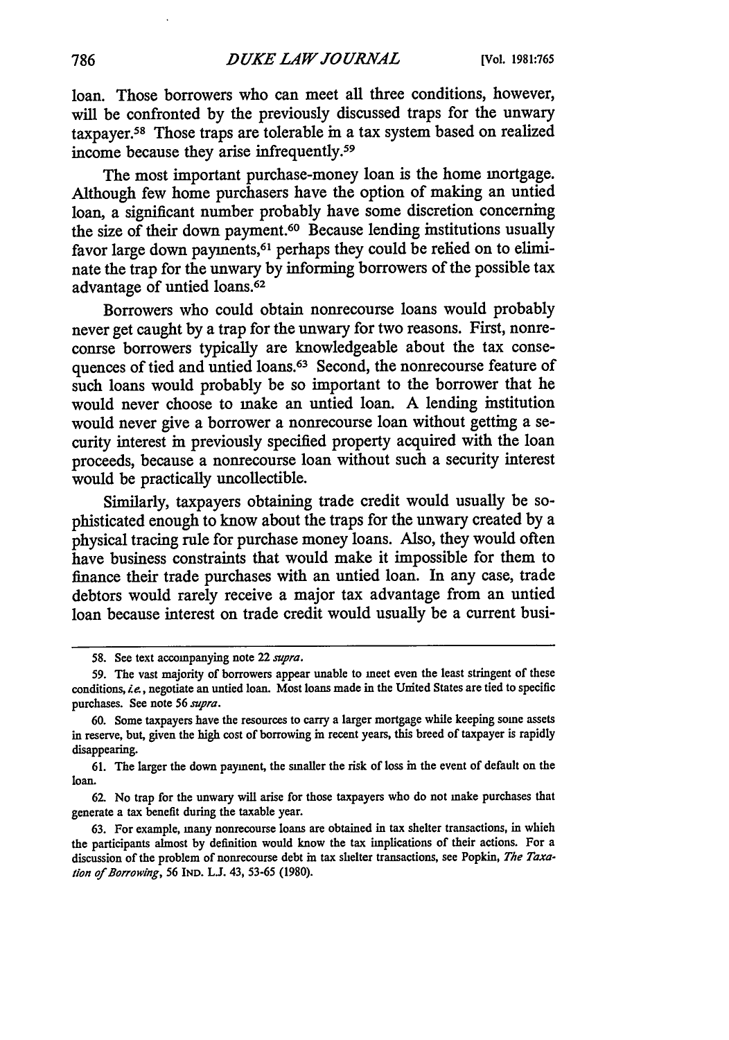loan. Those borrowers who can meet all three conditions, however, will be confronted by the previously discussed traps for the unwary taxpayer.[58] Those traps are tolerable in a tax system based on realized income because they arise infrequently.[59]

The most important purchase-money loan is the home mortgage. Although few home purchasers have the option of making an untied loan, a significant number probably have some discretion concerning the size of their down payment.[60] Because lending institutions usually favor large down payments,[61] perhaps they could be relied on to eliminate the trap for the unwary by informing borrowers of the possible tax advantage of untied loans.[62]

Borrowers who could obtain nonrecourse loans would probably never get caught by a trap for the unwary for two reasons. First, nonrecourse borrowers typically are knowledgeable about the tax consequences of tied and untied loans.[63] Second, the nonrecourse feature of such loans would probably be so important to the borrower that he would never choose to make an untied loan. A lending institution would never give a borrower a nonrecourse loan without getting a security interest in previously specified property acquired with the loan proceeds, because a nonrecourse loan without such a security interest would be practically uncollectible.

Similarly, taxpayers obtaining trade credit would usually be sophisticated enough to know about the traps for the unwary created by a physical tracing rule for purchase money loans. Also, they would often have business constraints that would make it impossible for them to finance their trade purchases with an untied loan. In any case, trade debtors would rarely receive a major tax advantage from an untied loan because interest on trade credit would usually be a current busi-

---

58. See text accompanying note 22 *supra*.

59. The vast majority of borrowers appear unable to meet even the least stringent of these conditions, *i.e.*, negotiate an untied loan. Most loans made in the United States are tied to specific purchases. See note 56 *supra*.

60. Some taxpayers have the resources to carry a larger mortgage while keeping some assets in reserve, but, given the high cost of borrowing in recent years, this breed of taxpayer is rapidly disappearing.

61. The larger the down payment, the smaller the risk of loss in the event of default on the loan.

62. No trap for the unwary will arise for those taxpayers who do not make purchases that generate a tax benefit during the taxable year.

63. For example, many nonrecourse loans are obtained in tax shelter transactions, in which the participants almost by definition would know the tax implications of their actions. For a discussion of the problem of nonrecourse debt in tax shelter transactions, see Popkin, *The Taxation of Borrowing*, 56 IND. L.J. 43, 53-65 (1980).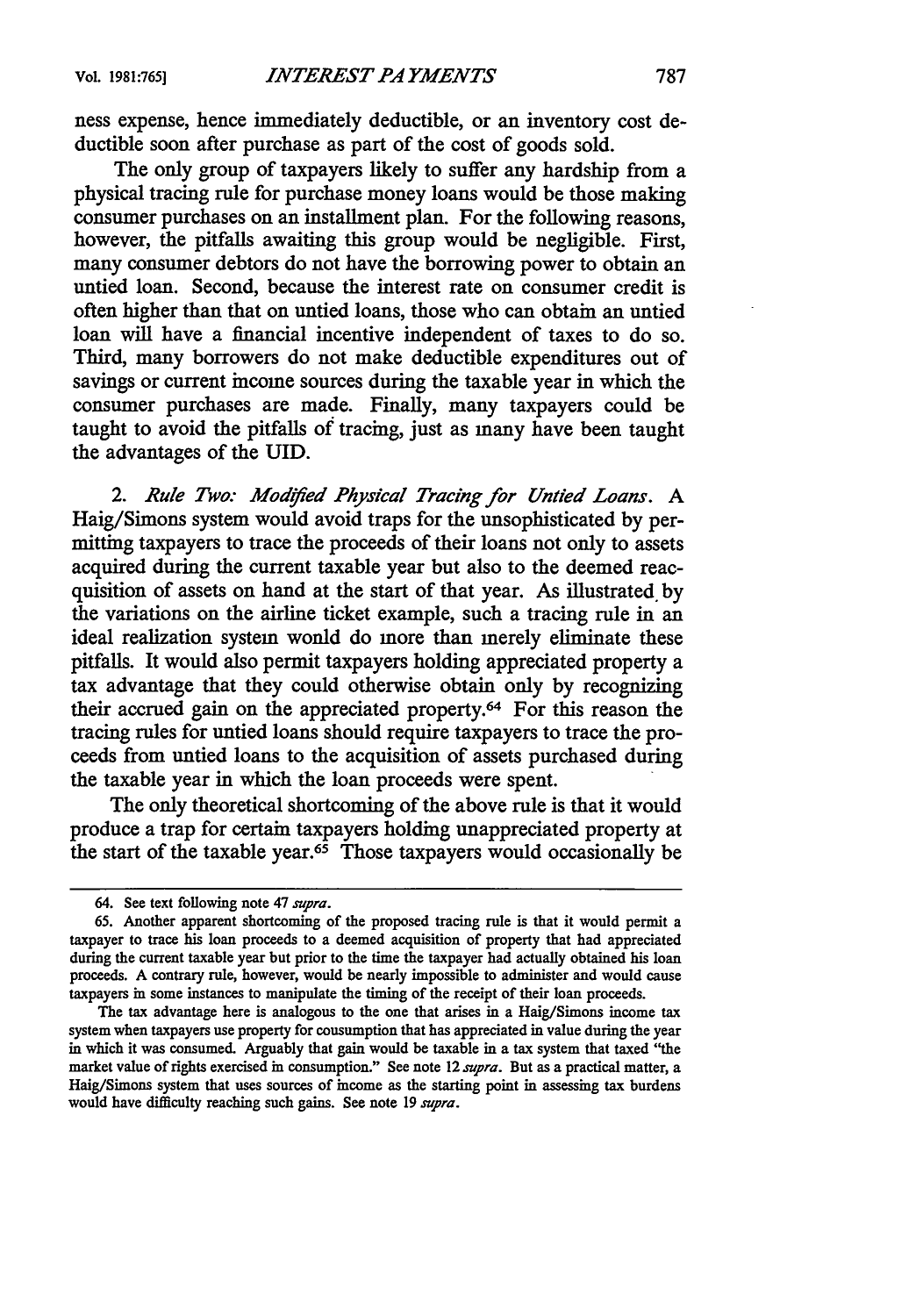ness expense, hence immediately deductible, or an inventory cost deductible soon after purchase as part of the cost of goods sold.

The only group of taxpayers likely to suffer any hardship from a physical tracing rule for purchase money loans would be those making consumer purchases on an installment plan. For the following reasons, however, the pitfalls awaiting this group would be negligible. First, many consumer debtors do not have the borrowing power to obtain an untied loan. Second, because the interest rate on consumer credit is often higher than that on untied loans, those who can obtain an untied loan will have a financial incentive independent of taxes to do so. Third, many borrowers do not make deductible expenditures out of savings or current income sources during the taxable year in which the consumer purchases are made. Finally, many taxpayers could be taught to avoid the pitfalls of tracing, just as many have been taught the advantages of the UID.

2. *Rule Two: Modified Physical Tracing for Untied Loans.* A Haig/Simons system would avoid traps for the unsophisticated by permitting taxpayers to trace the proceeds of their loans not only to assets acquired during the current taxable year but also to the deemed reacquisition of assets on hand at the start of that year. As illustrated by the variations on the airline ticket example, such a tracing rule in an ideal realization system would do more than merely eliminate these pitfalls. It would also permit taxpayers holding appreciated property a tax advantage that they could otherwise obtain only by recognizing their accrued gain on the appreciated property.[64] For this reason the tracing rules for untied loans should require taxpayers to trace the proceeds from untied loans to the acquisition of assets purchased during the taxable year in which the loan proceeds were spent.

The only theoretical shortcoming of the above rule is that it would produce a trap for certain taxpayers holding unappreciated property at the start of the taxable year.[65] Those taxpayers would occasionally be

---

64. See text following note 47 *supra*.

65. Another apparent shortcoming of the proposed tracing rule is that it would permit a taxpayer to trace his loan proceeds to a deemed acquisition of property that had appreciated during the current taxable year but prior to the time the taxpayer had actually obtained his loan proceeds. A contrary rule, however, would be nearly impossible to administer and would cause taxpayers in some instances to manipulate the timing of the receipt of their loan proceeds.

The tax advantage here is analogous to the one that arises in a Haig/Simons income tax system when taxpayers use property for cousumption that has appreciated in value during the year in which it was consumed. Arguably that gain would be taxable in a tax system that taxed "the market value of rights exercised in consumption." See note 12 *supra*. But as a practical matter, a Haig/Simons system that uses sources of income as the starting point in assessing tax burdens would have difficulty reaching such gains. See note 19 *supra*.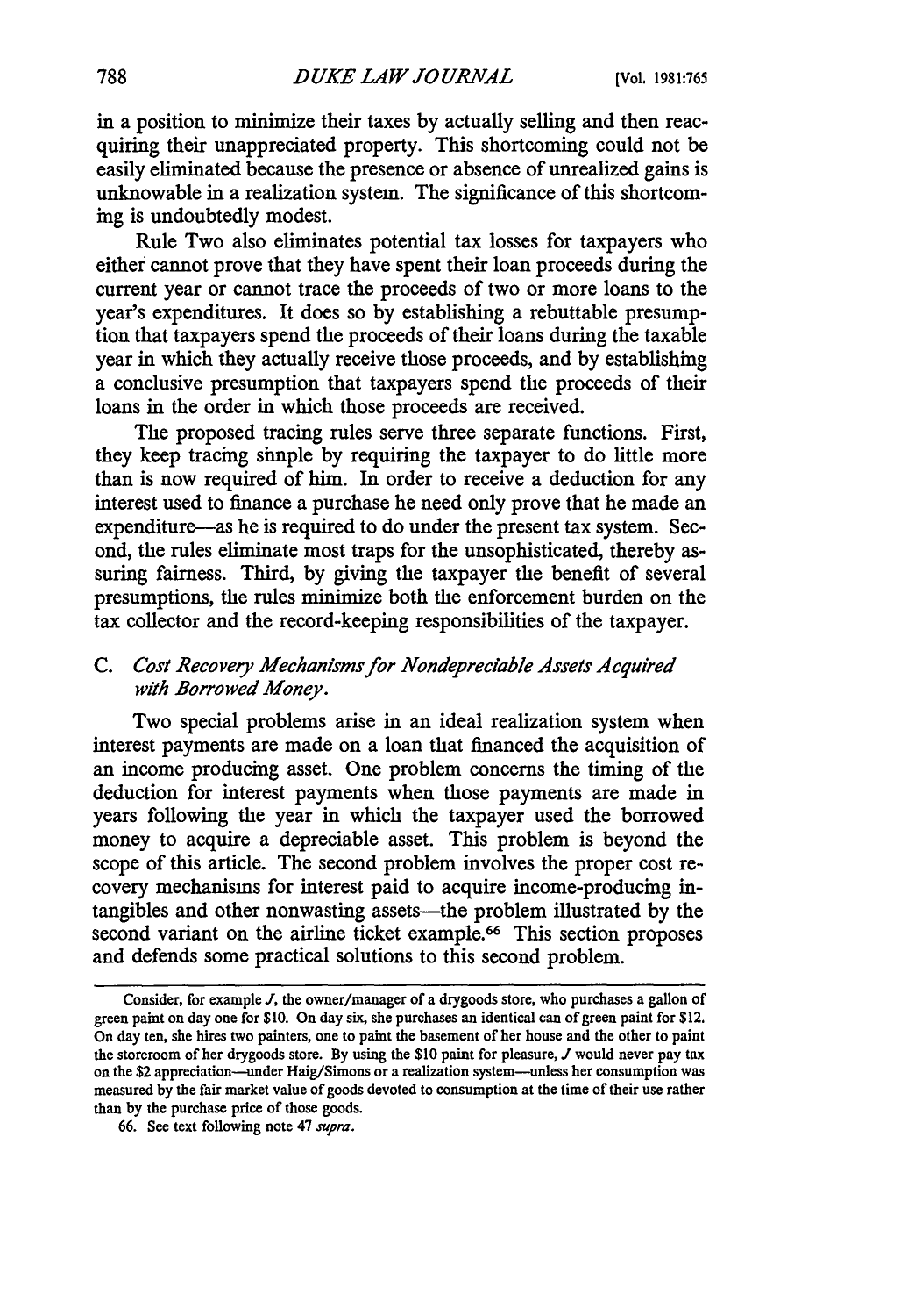in a position to minimize their taxes by actually selling and then reacquiring their unappreciated property. This shortcoming could not be easily eliminated because the presence or absence of unrealized gains is unknowable in a realization system. The significance of this shortcoming is undoubtedly modest.

Rule Two also eliminates potential tax losses for taxpayers who either cannot prove that they have spent their loan proceeds during the current year or cannot trace the proceeds of two or more loans to the year's expenditures. It does so by establishing a rebuttable presumption that taxpayers spend the proceeds of their loans during the taxable year in which they actually receive those proceeds, and by establishing a conclusive presumption that taxpayers spend the proceeds of their loans in the order in which those proceeds are received.

The proposed tracing rules serve three separate functions. First, they keep tracing simple by requiring the taxpayer to do little more than is now required of him. In order to receive a deduction for any interest used to finance a purchase he need only prove that he made an expenditure—as he is required to do under the present tax system. Second, the rules eliminate most traps for the unsophisticated, thereby assuring fairness. Third, by giving the taxpayer the benefit of several presumptions, the rules minimize both the enforcement burden on the tax collector and the record-keeping responsibilities of the taxpayer.

### C. *Cost Recovery Mechanisms for Nondepreciable Assets Acquired with Borrowed Money.*

Two special problems arise in an ideal realization system when interest payments are made on a loan that financed the acquisition of an income producing asset. One problem concerns the timing of the deduction for interest payments when those payments are made in years following the year in which the taxpayer used the borrowed money to acquire a depreciable asset. This problem is beyond the scope of this article. The second problem involves the proper cost recovery mechanisms for interest paid to acquire income-producing intangibles and other nonwasting assets—the problem illustrated by the second variant on the airline ticket example.[66] This section proposes and defends some practical solutions to this second problem.

---

Consider, for example *J*, the owner/manager of a drygoods store, who purchases a gallon of green paint on day one for $10. On day six, she purchases an identical can of green paint for $12. On day ten, she hires two painters, one to paint the basement of her house and the other to paint the storeroom of her drygoods store. By using the $10 paint for pleasure, *J* would never pay tax on the $2 appreciation—under Haig/Simons or a realization system—unless her consumption was measured by the fair market value of goods devoted to consumption at the time of their use rather than by the purchase price of those goods.

66. See text following note 47 *supra*.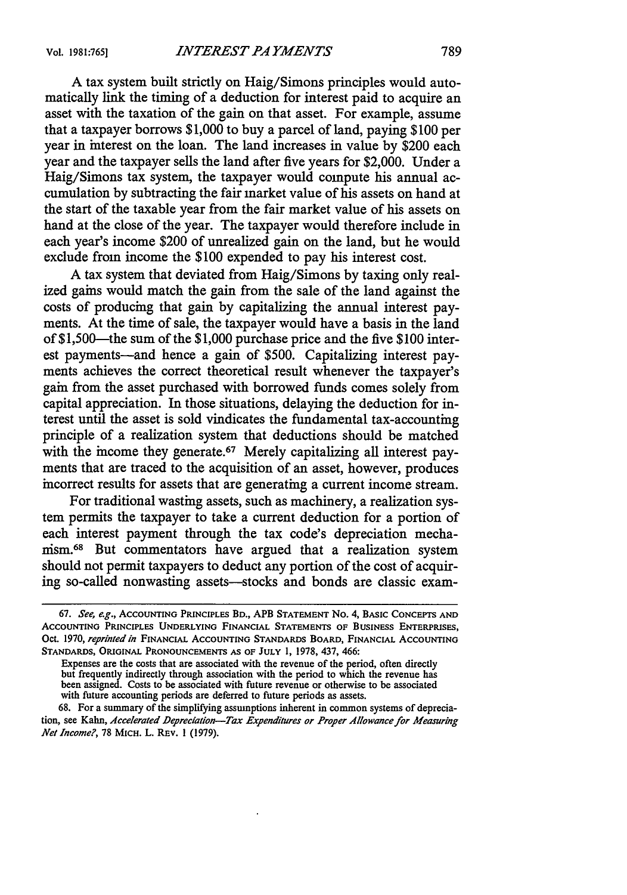A tax system built strictly on Haig/Simons principles would automatically link the timing of a deduction for interest paid to acquire an asset with the taxation of the gain on that asset. For example, assume that a taxpayer borrows $1,000 to buy a parcel of land, paying $100 per year in interest on the loan. The land increases in value by $200 each year and the taxpayer sells the land after five years for $2,000. Under a Haig/Simons tax system, the taxpayer would compute his annual accumulation by subtracting the fair market value of his assets on hand at the start of the taxable year from the fair market value of his assets on hand at the close of the year. The taxpayer would therefore include in each year's income $200 of unrealized gain on the land, but he would exclude from income the $100 expended to pay his interest cost.

A tax system that deviated from Haig/Simons by taxing only realized gains would match the gain from the sale of the land against the costs of producing that gain by capitalizing the annual interest payments. At the time of sale, the taxpayer would have a basis in the land of $1,500—the sum of the $1,000 purchase price and the five $100 interest payments—and hence a gain of $500. Capitalizing interest payments achieves the correct theoretical result whenever the taxpayer's gain from the asset purchased with borrowed funds comes solely from capital appreciation. In those situations, delaying the deduction for interest until the asset is sold vindicates the fundamental tax-accounting principle of a realization system that deductions should be matched with the income they generate.[67] Merely capitalizing all interest payments that are traced to the acquisition of an asset, however, produces incorrect results for assets that are generating a current income stream.

For traditional wasting assets, such as machinery, a realization system permits the taxpayer to take a current deduction for a portion of each interest payment through the tax code's depreciation mechanism.[68] But commentators have argued that a realization system should not permit taxpayers to deduct any portion of the cost of acquiring so-called nonwasting assets—stocks and bonds are classic exam-

---

67. *See, e.g.*, ACCOUNTING PRINCIPLES BD., APB STATEMENT NO. 4, BASIC CONCEPTS AND ACCOUNTING PRINCIPLES UNDERLYING FINANCIAL STATEMENTS OF BUSINESS ENTERPRISES, Oct. 1970, *reprinted in* FINANCIAL ACCOUNTING STANDARDS BOARD, FINANCIAL ACCOUNTING STANDARDS, ORIGINAL PRONOUNCEMENTS AS OF JULY 1, 1978, 437, 466:

> Expenses are the costs that are associated with the revenue of the period, often directly but frequently indirectly through association with the period to which the revenue has been assigned. Costs to be associated with future revenue or otherwise to be associated with future accounting periods are deferred to future periods as assets.

68. For a summary of the simplifying assumptions inherent in common systems of depreciation, see Kahn, *Accelerated Depreciation—Tax Expenditures or Proper Allowance for Measuring Net Income?*, 78 MICH. L. REV. 1 (1979).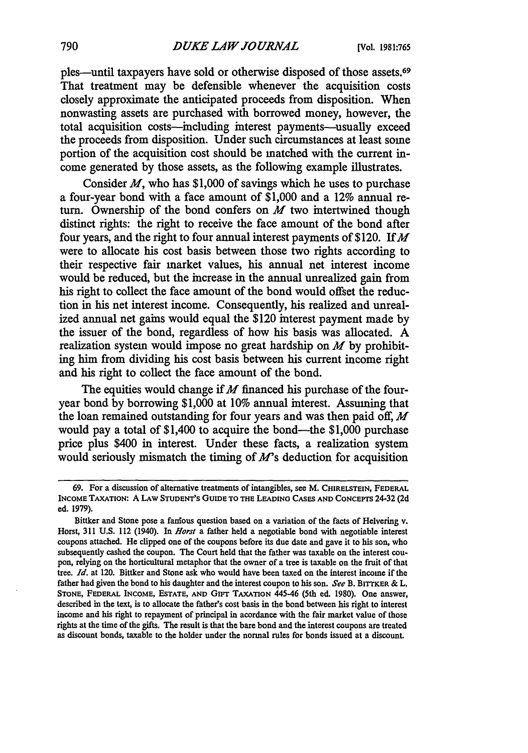ples—until taxpayers have sold or otherwise disposed of those assets.[69] That treatment may be defensible whenever the acquisition costs closely approximate the anticipated proceeds from disposition. When nonwasting assets are purchased with borrowed money, however, the total acquisition costs—including interest payments—usually exceed the proceeds from disposition. Under such circumstances at least some portion of the acquisition cost should be matched with the current income generated by those assets, as the following example illustrates.

Consider *M*, who has $1,000 of savings which he uses to purchase a four-year bond with a face amount of $1,000 and a 12% annual return. Ownership of the bond confers on *M* two intertwined though distinct rights: the right to receive the face amount of the bond after four years, and the right to four annual interest payments of $120. If *M* were to allocate his cost basis between those two rights according to their respective fair market values, his annual net interest income would be reduced, but the increase in the annual unrealized gain from his right to collect the face amount of the bond would offset the reduction in his net interest income. Consequently, his realized and unrealized annual net gains would equal the $120 interest payment made by the issuer of the bond, regardless of how his basis was allocated. A realization system would impose no great hardship on *M* by prohibiting him from dividing his cost basis between his current income right and his right to collect the face amount of the bond.

The equities would change if *M* financed his purchase of the four-year bond by borrowing $1,000 at 10% annual interest. Assuming that the loan remained outstanding for four years and was then paid off, *M* would pay a total of $1,400 to acquire the bond—the $1,000 purchase price plus $400 in interest. Under these facts, a realization system would seriously mismatch the timing of *M*'s deduction for acquisition

---

69. For a discussion of alternative treatments of intangibles, see M. CHIRELSTEIN, FEDERAL INCOME TAXATION: A LAW STUDENT'S GUIDE TO THE LEADING CASES AND CONCEPTS 24-32 (2d ed. 1979).

Bittker and Stone pose a famous question based on a variation of the facts of Helvering v. Horst, 311 U.S. 112 (1940). In *Horst* a father held a negotiable bond with negotiable interest coupons attached. He clipped one of the coupons before its due date and gave it to his son, who subsequently cashed the coupon. The Court held that the father was taxable on the interest coupon, relying on the horticultural metaphor that the owner of a tree is taxable on the fruit of that tree. *Id.* at 120. Bittker and Stone ask who would have been taxed on the interest income if the father had given the bond to his daughter and the interest coupon to his son. *See* B. BITTKER & L. STONE, FEDERAL INCOME, ESTATE, AND GIFT TAXATION 445-46 (5th ed. 1980). One answer, described in the text, is to allocate the father's cost basis in the bond between his right to interest income and his right to repayment of principal in acordance with the fair market value of those rights at the time of the gifts. The result is that the bare bond and the interest coupons are treated as discount bonds, taxable to the holder under the normal rules for bonds issued at a discount.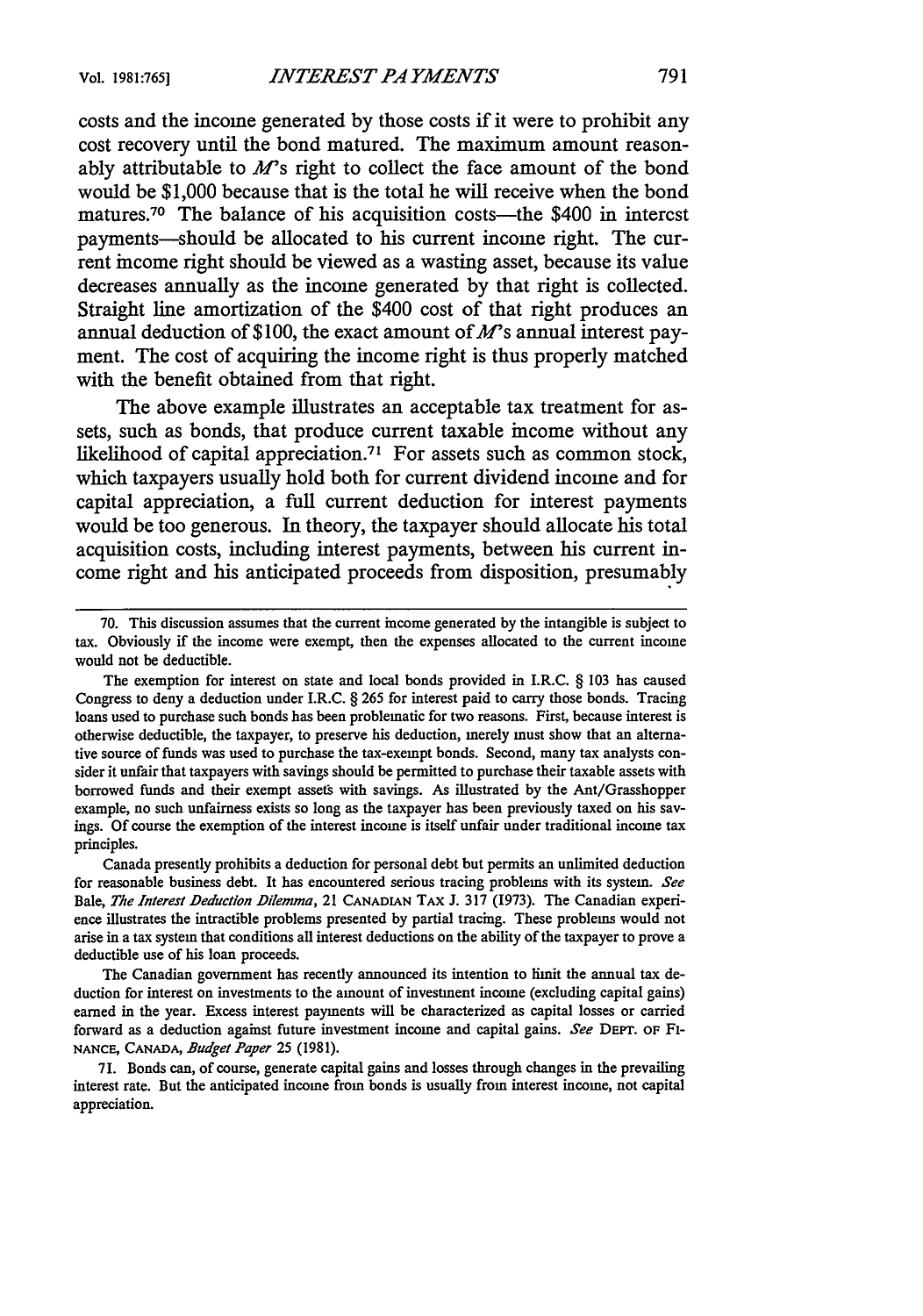costs and the income generated by those costs if it were to prohibit any cost recovery until the bond matured. The maximum amount reasonably attributable to *M*'s right to collect the face amount of the bond would be $1,000 because that is the total he will receive when the bond matures.[70] The balance of his acquisition costs—the $400 in intercst payments—should be allocated to his current income right. The current income right should be viewed as a wasting asset, because its value decreases annually as the income generated by that right is collected. Straight line amortization of the $400 cost of that right produces an annual deduction of $100, the exact amount of *M*'s annual interest payment. The cost of acquiring the income right is thus properly matched with the benefit obtained from that right.

The above example illustrates an acceptable tax treatment for assets, such as bonds, that produce current taxable income without any likelihood of capital appreciation.[71] For assets such as common stock, which taxpayers usually hold both for current dividend income and for capital appreciation, a full current deduction for interest payments would be too generous. In theory, the taxpayer should allocate his total acquisition costs, including interest payments, between his current income right and his anticipated proceeds from disposition, presumably

---

70. This discussion assumes that the current income generated by the intangible is subject to tax. Obviously if the income were exempt, then the expenses allocated to the current income would not be deductible.

The exemption for interest on state and local bonds provided in I.R.C. § 103 has caused Congress to deny a deduction under I.R.C. § 265 for interest paid to carry those bonds. Tracing loans used to purchase such bonds has been problematic for two reasons. First, because interest is otherwise deductible, the taxpayer, to preserve his deduction, merely must show that an alternative source of funds was used to purchase the tax-exempt bonds. Second, many tax analysts consider it unfair that taxpayers with savings should be permitted to purchase their taxable assets with borrowed funds and their exempt assets with savings. As illustrated by the Ant/Grasshopper example, no such unfairness exists so long as the taxpayer has been previously taxed on his savings. Of course the exemption of the interest income is itself unfair under traditional income tax principles.

Canada presently prohibits a deduction for personal debt but permits an unlimited deduction for reasonable business debt. It has encountered serious tracing problems with its system. *See* Bale, *The Interest Deduction Dilemma*, 21 CANADIAN TAX J. 317 (1973). The Canadian experience illustrates the intractible problems presented by partial tracing. These problems would not arise in a tax system that conditions all interest deductions on the ability of the taxpayer to prove a deductible use of his loan proceeds.

The Canadian government has recently announced its intention to limit the annual tax deduction for interest on investments to the amount of investment income (excluding capital gains) earned in the year. Excess interest payments will be characterized as capital losses or carried forward as a deduction against future investment income and capital gains. *See* DEPT. OF FINANCE, CANADA, *Budget Paper* 25 (1981).

71. Bonds can, of course, generate capital gains and losses through changes in the prevailing interest rate. But the anticipated income from bonds is usually from interest income, not capital appreciation.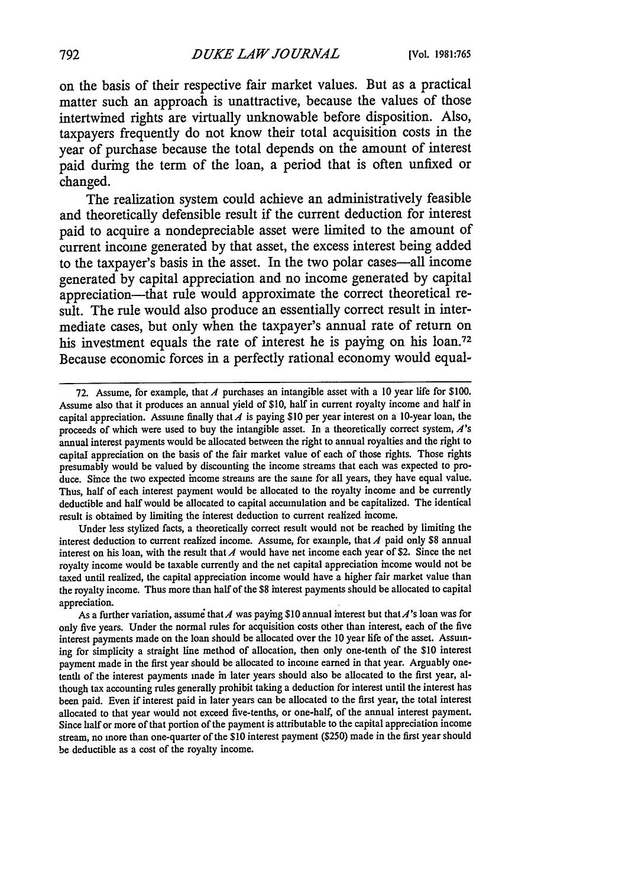on the basis of their respective fair market values. But as a practical matter such an approach is unattractive, because the values of those intertwined rights are virtually unknowable before disposition. Also, taxpayers frequently do not know their total acquisition costs in the year of purchase because the total depends on the amount of interest paid during the term of the loan, a period that is often unfixed or changed.

The realization system could achieve an administratively feasible and theoretically defensible result if the current deduction for interest paid to acquire a nondepreciable asset were limited to the amount of current income generated by that asset, the excess interest being added to the taxpayer's basis in the asset. In the two polar cases—all income generated by capital appreciation and no income generated by capital appreciation—that rule would approximate the correct theoretical result. The rule would also produce an essentially correct result in intermediate cases, but only when the taxpayer's annual rate of return on his investment equals the rate of interest he is paying on his loan.[72] Because economic forces in a perfectly rational economy would equal-

---

72. Assume, for example, that *A* purchases an intangible asset with a 10 year life for $100. Assume also that it produces an annual yield of $10, half in current royalty income and half in capital appreciation. Assume finally that *A* is paying $10 per year interest on a 10-year loan, the proceeds of which were used to buy the intangible asset. In a theoretically correct system, *A*'s annual interest payments would be allocated between the right to annual royalties and the right to capital appreciation on the basis of the fair market value of each of those rights. Those rights presumably would be valued by discounting the income streams that each was expected to produce. Since the two expected income streams are the same for all years, they have equal value. Thus, half of each interest payment would be allocated to the royalty income and be currently deductible and half would be allocated to capital accumulation and be capitalized. The identical result is obtained by limiting the interest deduction to current realized income.

Under less stylized facts, a theoretically correct result would not be reached by limiting the interest deduction to current realized income. Assume, for example, that *A* paid only $8 annual interest on his loan, with the result that *A* would have net income each year of $2. Since the net royalty income would be taxable currently and the net capital appreciation income would not be taxed until realized, the capital appreciation income would have a higher fair market value than the royalty income. Thus more than half of the $8 interest payments should be allocated to capital appreciation.

As a further variation, assume that *A* was paying $10 annual interest but that *A*'s loan was for only five years. Under the normal rules for acquisition costs other than interest, each of the five interest payments made on the loan should be allocated over the 10 year life of the asset. Assuming for simplicity a straight line method of allocation, then only one-tenth of the $10 interest payment made in the first year should be allocated to income earned in that year. Arguably one-tenth of the interest payments made in later years should also be allocated to the first year, although tax accounting rules generally prohibit taking a deduction for interest until the interest has been paid. Even if interest paid in later years can be allocated to the first year, the total interest allocated to that year would not exceed five-tenths, or one-half, of the annual interest payment. Since half or more of that portion of the payment is attributable to the capital appreciation income stream, no more than one-quarter of the $10 interest payment ($250) made in the first year should be deductible as a cost of the royalty income.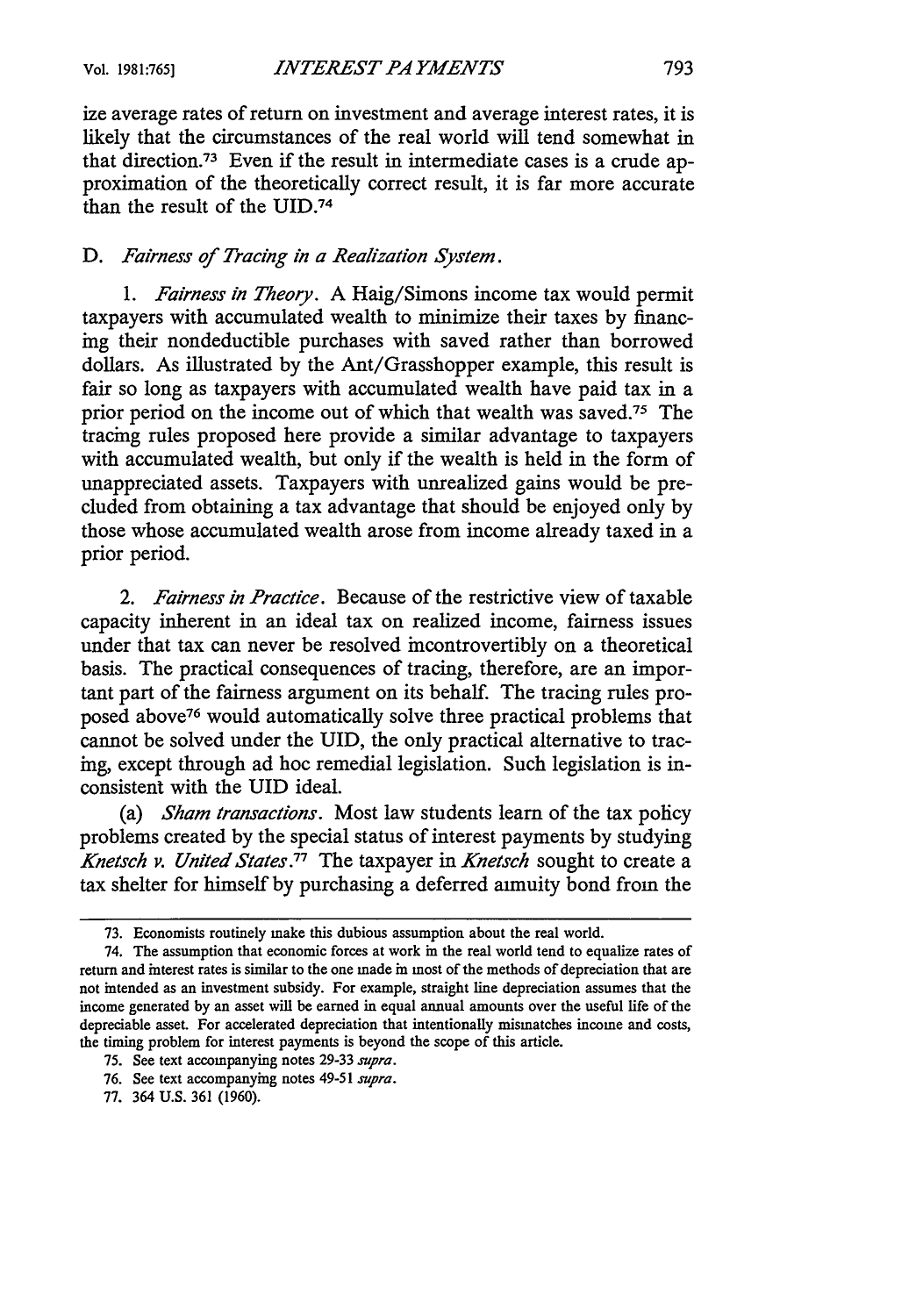ize average rates of return on investment and average interest rates, it is likely that the circumstances of the real world will tend somewhat in that direction.[73] Even if the result in intermediate cases is a crude approximation of the theoretically correct result, it is far more accurate than the result of the UID.[74]

### D. *Fairness of Tracing in a Realization System.*

1. *Fairness in Theory.* A Haig/Simons income tax would permit taxpayers with accumulated wealth to minimize their taxes by financing their nondeductible purchases with saved rather than borrowed dollars. As illustrated by the Ant/Grasshopper example, this result is fair so long as taxpayers with accumulated wealth have paid tax in a prior period on the income out of which that wealth was saved.[75] The tracing rules proposed here provide a similar advantage to taxpayers with accumulated wealth, but only if the wealth is held in the form of unappreciated assets. Taxpayers with unrealized gains would be precluded from obtaining a tax advantage that should be enjoyed only by those whose accumulated wealth arose from income already taxed in a prior period.

2. *Fairness in Practice.* Because of the restrictive view of taxable capacity inherent in an ideal tax on realized income, fairness issues under that tax can never be resolved incontrovertibly on a theoretical basis. The practical consequences of tracing, therefore, are an important part of the fairness argument on its behalf. The tracing rules proposed above[76] would automatically solve three practical problems that cannot be solved under the UID, the only practical alternative to tracing, except through ad hoc remedial legislation. Such legislation is inconsistent with the UID ideal.

(a) *Sham transactions.* Most law students learn of the tax policy problems created by the special status of interest payments by studying *Knetsch v. United States*.[77] The taxpayer in *Knetsch* sought to create a tax shelter for himself by purchasing a deferred annuity bond from the

---

73. Economists routinely make this dubious assumption about the real world.

74. The assumption that economic forces at work in the real world tend to equalize rates of return and interest rates is similar to the one made in most of the methods of depreciation that are not intended as an investment subsidy. For example, straight line depreciation assumes that the income generated by an asset will be earned in equal annual amounts over the useful life of the depreciable asset. For accelerated depreciation that intentionally mismatches income and costs, the timing problem for interest payments is beyond the scope of this article.

75. See text accompanying notes 29-33 *supra*.

76. See text accompanying notes 49-51 *supra*.

77. 364 U.S. 361 (1960).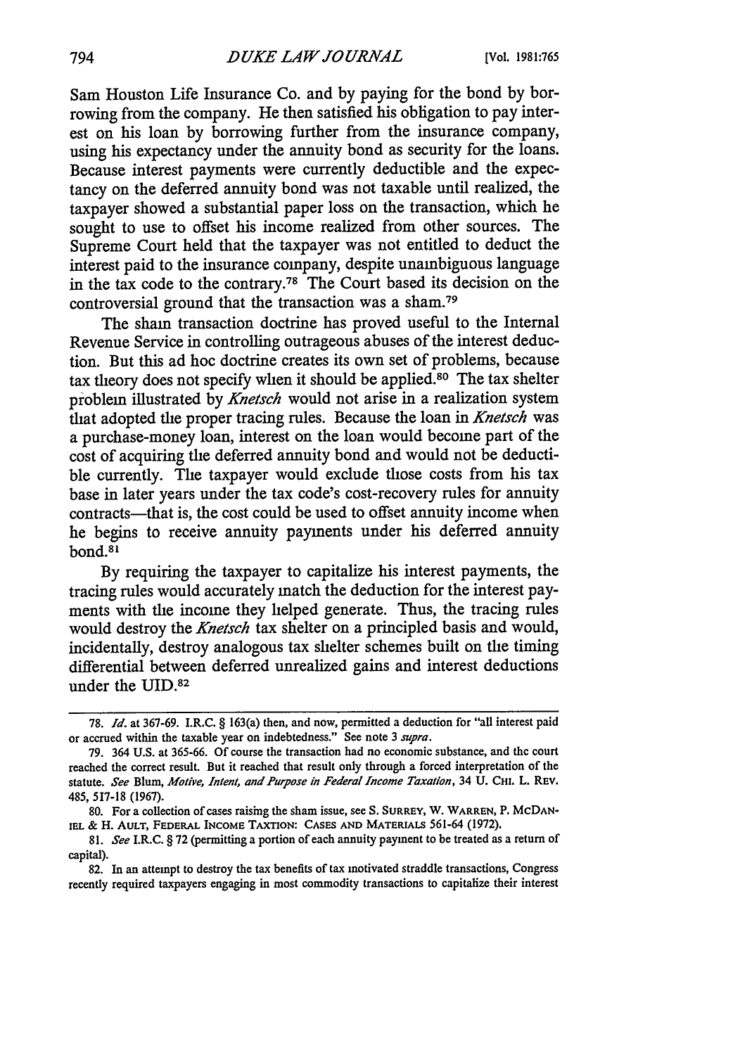Sam Houston Life Insurance Co. and by paying for the bond by borrowing from the company. He then satisfied his obligation to pay interest on his loan by borrowing further from the insurance company, using his expectancy under the annuity bond as security for the loans. Because interest payments were currently deductible and the expectancy on the deferred annuity bond was not taxable until realized, the taxpayer showed a substantial paper loss on the transaction, which he sought to use to offset his income realized from other sources. The Supreme Court held that the taxpayer was not entitled to deduct the interest paid to the insurance company, despite unambiguous language in the tax code to the contrary.[78] The Court based its decision on the controversial ground that the transaction was a sham.[79]

The sham transaction doctrine has proved useful to the Internal Revenue Service in controlling outrageous abuses of the interest deduction. But this ad hoc doctrine creates its own set of problems, because tax theory does not specify when it should be applied.[80] The tax shelter problem illustrated by *Knetsch* would not arise in a realization system that adopted the proper tracing rules. Because the loan in *Knetsch* was a purchase-money loan, interest on the loan would become part of the cost of acquiring the deferred annuity bond and would not be deductible currently. The taxpayer would exclude those costs from his tax base in later years under the tax code's cost-recovery rules for annuity contracts—that is, the cost could be used to offset annuity income when he begins to receive annuity payments under his deferred annuity bond.[81]

By requiring the taxpayer to capitalize his interest payments, the tracing rules would accurately match the deduction for the interest payments with the income they helped generate. Thus, the tracing rules would destroy the *Knetsch* tax shelter on a principled basis and would, incidentally, destroy analogous tax shelter schemes built on the timing differential between deferred unrealized gains and interest deductions under the UID.[82]

---

78. *Id.* at 367-69. I.R.C. § 163(a) then, and now, permitted a deduction for "all interest paid or accrued within the taxable year on indebtedness." See note 3 *supra*.

79. 364 U.S. at 365-66. Of course the transaction had no economic substance, and the court reached the correct result. But it reached that result only through a forced interpretation of the statute. *See* Blum, *Motive, Intent, and Purpose in Federal Income Taxation*, 34 U. CHI. L. REV. 485, 517-18 (1967).

80. For a collection of cases raising the sham issue, see S. SURREY, W. WARREN, P. MCDANIEL & H. AULT, FEDERAL INCOME TAXTION: CASES AND MATERIALS 561-64 (1972).

81. *See* I.R.C. § 72 (permitting a portion of each annuity payment to be treated as a return of capital).

82. In an attempt to destroy the tax benefits of tax motivated straddle transactions, Congress recently required taxpayers engaging in most commodity transactions to capitalize their interest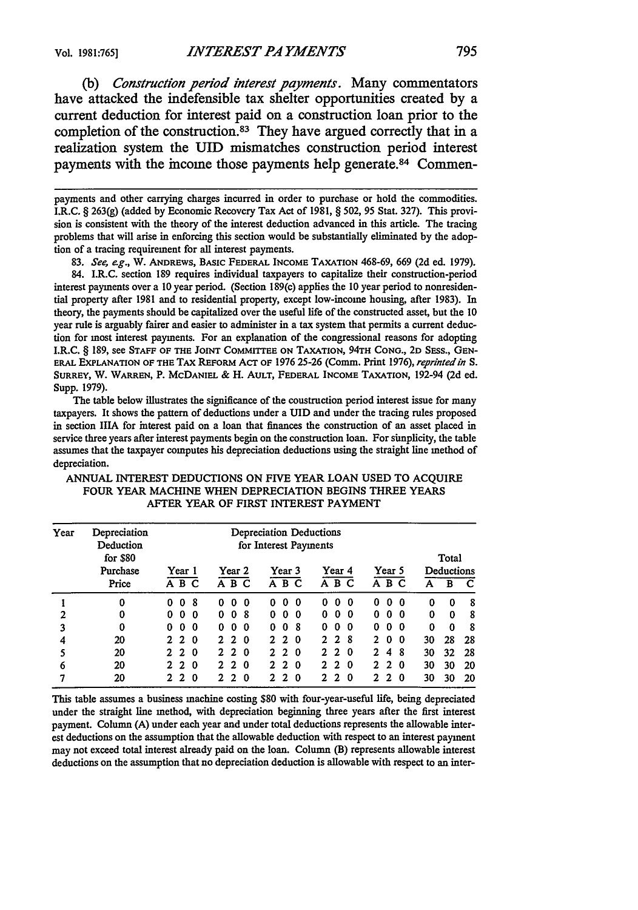(b) *Construction period interest payments*. Many commentators have attacked the indefensible tax shelter opportunities created by a current deduction for interest paid on a construction loan prior to the completion of the construction.[83] They have argued correctly that in a realization system the UID mismatches construction period interest payments with the income those payments help generate.[84] Commen-

---

payments and other carrying charges incurred in order to purchase or hold the commodities. I.R.C. § 263(g) (added by Economic Recovery Tax Act of 1981, § 502, 95 Stat. 327). This provision is consistent with the theory of the interest deduction advanced in this article. The tracing problems that will arise in enforcing this section would be substantially eliminated by the adoption of a tracing requirement for all interest payments.

83. *See, e.g.*, W. ANDREWS, BASIC FEDERAL INCOME TAXATION 468-69, 669 (2d ed. 1979).

84. I.R.C. section 189 requires individual taxpayers to capitalize their construction-period interest payments over a 10 year period. (Section 189(c) applies the 10 year period to nonresidential property after 1981 and to residential property, except low-income housing, after 1983). In theory, the payments should be capitalized over the useful life of the constructed asset, but the 10 year rule is arguably fairer and easier to administer in a tax system that permits a current deduction for most interest payments. For an explanation of the congressional reasons for adopting I.R.C. § 189, see STAFF OF THE JOINT COMMITTEE ON TAXATION, 94TH CONG., 2D SESS., GENERAL EXPLANATION OF THE TAX REFORM ACT OF 1976 25-26 (Comm. Print 1976), *reprinted in* S. SURREY, W. WARREN, P. MCDANIEL & H. AULT, FEDERAL INCOME TAXATION, 192-94 (2d ed. Supp. 1979).

The table below illustrates the significance of the coustruction period interest issue for many taxpayers. It shows the pattern of deductions under a UID and under the tracing rules proposed in section IIIA for interest paid on a loan that finances the construction of an asset placed in service three years after interest payments begin on the construction loan. For simplicity, the table assumes that the taxpayer computes his depreciation deductions using the straight line method of depreciation.

ANNUAL INTEREST DEDUCTIONS ON FIVE YEAR LOAN USED TO ACQUIRE FOUR YEAR MACHINE WHEN DEPRECIATION BEGINS THREE YEARS AFTER YEAR OF FIRST INTEREST PAYMENT

| Year | Depreciation Deduction for $80 Purchase Price | Depreciation Deductions for Interest Payments | | | | | | | | | | | | | | | Total Deductions | | |
|---|---|---|---|---|---|---|---|---|---|---|---|---|---|---|---|---|---|---|---|
| | | Year 1 | | | Year 2 | | | Year 3 | | | Year 4 | | | Year 5 | | | | | |
| | | A | B | C | A | B | C | A | B | C | A | B | C | A | B | C | A | B | C |
| 1 | 0 | 0 | 0 | 8 | 0 | 0 | 0 | 0 | 0 | 0 | 0 | 0 | 0 | 0 | 0 | 0 | 0 | 0 | 8 |
| 2 | 0 | 0 | 0 | 0 | 0 | 0 | 8 | 0 | 0 | 0 | 0 | 0 | 0 | 0 | 0 | 0 | 0 | 0 | 8 |
| 3 | 0 | 0 | 0 | 0 | 0 | 0 | 0 | 0 | 0 | 8 | 0 | 0 | 0 | 0 | 0 | 0 | 0 | 0 | 8 |
| 4 | 20 | 2 | 2 | 0 | 2 | 2 | 0 | 2 | 2 | 0 | 2 | 2 | 8 | 2 | 0 | 0 | 30 | 28 | 28 |
| 5 | 20 | 2 | 2 | 0 | 2 | 2 | 0 | 2 | 2 | 0 | 2 | 2 | 0 | 2 | 4 | 8 | 30 | 32 | 28 |
| 6 | 20 | 2 | 2 | 0 | 2 | 2 | 0 | 2 | 2 | 0 | 2 | 2 | 0 | 2 | 2 | 0 | 30 | 30 | 20 |
| 7 | 20 | 2 | 2 | 0 | 2 | 2 | 0 | 2 | 2 | 0 | 2 | 2 | 0 | 2 | 2 | 0 | 30 | 30 | 20 |

This table assumes a business machine costing $80 with four-year-useful life, being depreciated under the straight line method, with depreciation beginning three years after the first interest payment. Column (A) under each year and under total deductions represents the allowable interest deductions on the assumption that the allowable deduction with respect to an interest payment may not exceed total interest already paid on the loan. Column (B) represents allowable interest deductions on the assumption that no depreciation deduction is allowable with respect to an inter-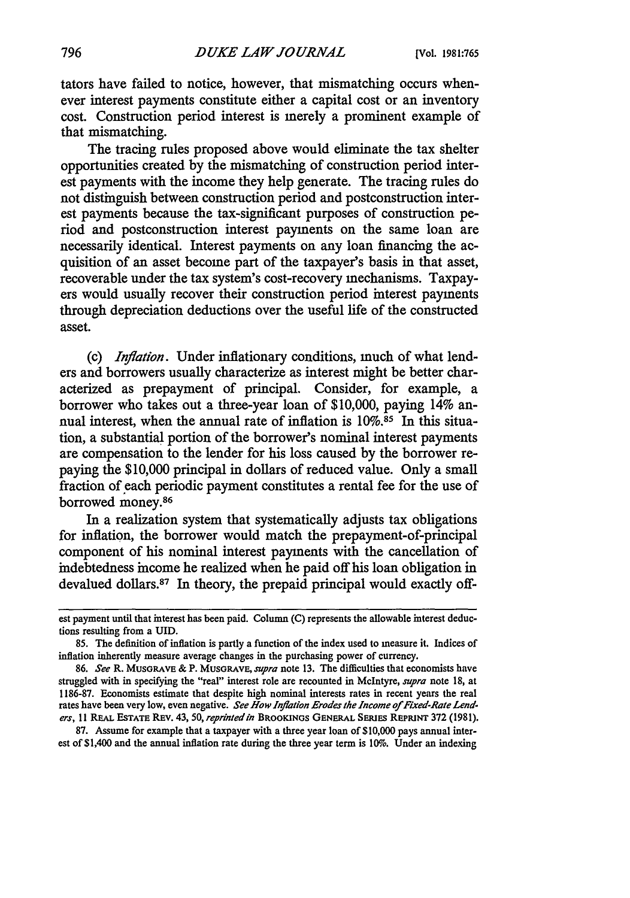tators have failed to notice, however, that mismatching occurs whenever interest payments constitute either a capital cost or an inventory cost. Construction period interest is merely a prominent example of that mismatching.

The tracing rules proposed above would eliminate the tax shelter opportunities created by the mismatching of construction period interest payments with the income they help generate. The tracing rules do not distinguish between construction period and postconstruction interest payments because the tax-significant purposes of construction period and postconstruction interest payments on the same loan are necessarily identical. Interest payments on any loan financing the acquisition of an asset become part of the taxpayer's basis in that asset, recoverable under the tax system's cost-recovery mechanisms. Taxpayers would usually recover their construction period interest payments through depreciation deductions over the useful life of the constructed asset.

(c) *Inflation*. Under inflationary conditions, much of what lenders and borrowers usually characterize as interest might be better characterized as prepayment of principal. Consider, for example, a borrower who takes out a three-year loan of $10,000, paying 14% annual interest, when the annual rate of inflation is 10%.[85] In this situation, a substantial portion of the borrower's nominal interest payments are compensation to the lender for his loss caused by the borrower repaying the $10,000 principal in dollars of reduced value. Only a small fraction of each periodic payment constitutes a rental fee for the use of borrowed money.[86]

In a realization system that systematically adjusts tax obligations for inflation, the borrower would match the prepayment-of-principal component of his nominal interest payments with the cancellation of indebtedness income he realized when he paid off his loan obligation in devalued dollars.[87] In theory, the prepaid principal would exactly off-

---

est payment until that interest has been paid. Column (C) represents the allowable interest deductions resulting from a UID.

85. The definition of inflation is partly a function of the index used to measure it. Indices of inflation inherently measure average changes in the purchasing power of currency.

86. *See* R. MUSGRAVE & P. MUSGRAVE, *supra* note 13. The difficulties that economists have struggled with in specifying the "real" interest role are recounted in McIntyre, *supra* note 18, at 1186-87. Economists estimate that despite high nominal interests rates in recent years the real rates have been very low, even negative. *See How Inflation Erodes the Income of Fixed-Rate Lenders*, 11 REAL ESTATE REV. 43, 50, *reprinted in* BROOKINGS GENERAL SERIES REPRINT 372 (1981).

87. Assume for example that a taxpayer with a three year loan of $10,000 pays annual interest of $1,400 and the annual inflation rate during the three year term is 10%. Under an indexing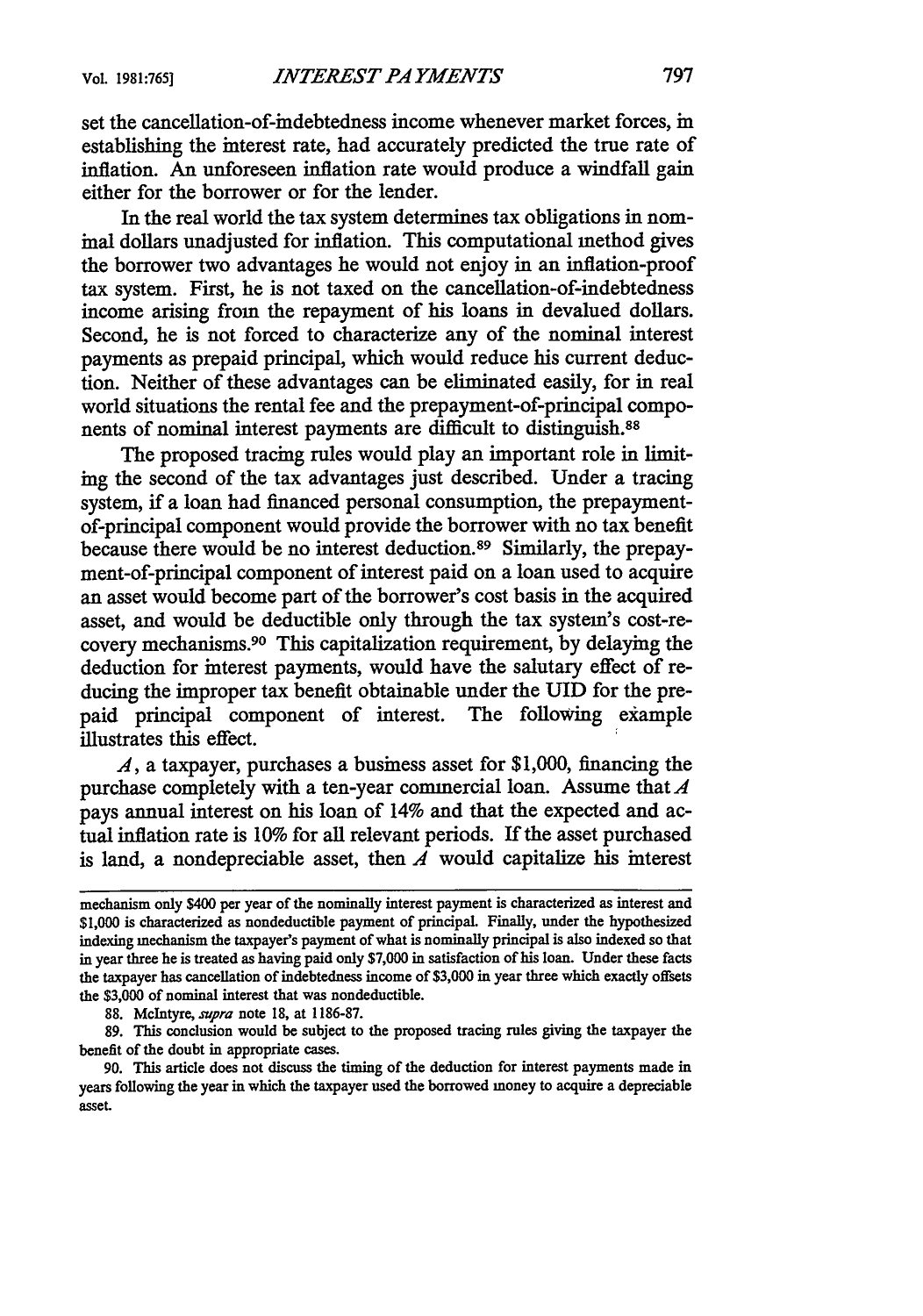set the cancellation-of-indebtedness income whenever market forces, in establishing the interest rate, had accurately predicted the true rate of inflation. An unforeseen inflation rate would produce a windfall gain either for the borrower or for the lender.

In the real world the tax system determines tax obligations in nominal dollars unadjusted for inflation. This computational method gives the borrower two advantages he would not enjoy in an inflation-proof tax system. First, he is not taxed on the cancellation-of-indebtedness income arising from the repayment of his loans in devalued dollars. Second, he is not forced to characterize any of the nominal interest payments as prepaid principal, which would reduce his current deduction. Neither of these advantages can be eliminated easily, for in real world situations the rental fee and the prepayment-of-principal components of nominal interest payments are difficult to distinguish.[88]

The proposed tracing rules would play an important role in limiting the second of the tax advantages just described. Under a tracing system, if a loan had financed personal consumption, the prepayment-of-principal component would provide the borrower with no tax benefit because there would be no interest deduction.[89] Similarly, the prepayment-of-principal component of interest paid on a loan used to acquire an asset would become part of the borrower's cost basis in the acquired asset, and would be deductible only through the tax system's cost-recovery mechanisms.[90] This capitalization requirement, by delaying the deduction for interest payments, would have the salutary effect of reducing the improper tax benefit obtainable under the UID for the prepaid principal component of interest. The following example illustrates this effect.

*A*, a taxpayer, purchases a business asset for $1,000, financing the purchase completely with a ten-year commercial loan. Assume that *A* pays annual interest on his loan of 14% and that the expected and actual inflation rate is 10% for all relevant periods. If the asset purchased is land, a nondepreciable asset, then *A* would capitalize his interest

---

mechanism only $400 per year of the nominally interest payment is characterized as interest and $1,000 is characterized as nondeductible payment of principal. Finally, under the hypothesized indexing mechanism the taxpayer's payment of what is nominally principal is also indexed so that in year three he is treated as having paid only $7,000 in satisfaction of his loan. Under these facts the taxpayer has cancellation of indebtedness income of $3,000 in year three which exactly offsets the $3,000 of nominal interest that was nondeductible.

88. McIntyre, *supra* note 18, at 1186-87.

89. This conclusion would be subject to the proposed tracing rules giving the taxpayer the benefit of the doubt in appropriate cases.

90. This article does not discuss the timing of the deduction for interest payments made in years following the year in which the taxpayer used the borrowed money to acquire a depreciable asset.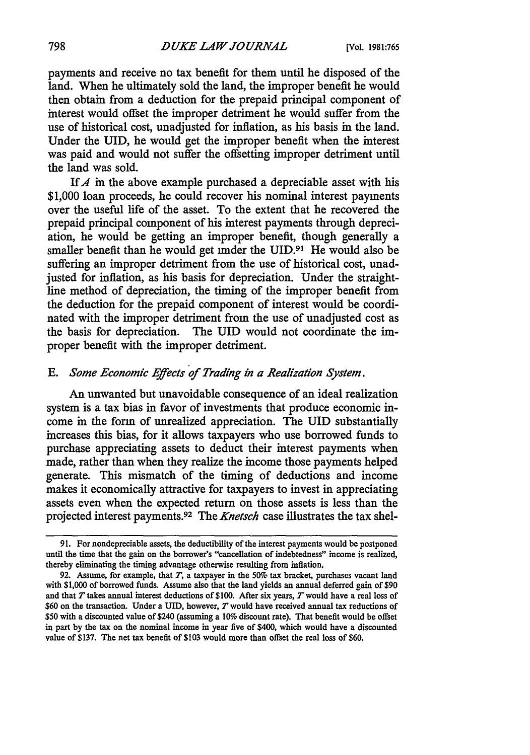payments and receive no tax benefit for them until he disposed of the land. When he ultimately sold the land, the improper benefit he would then obtain from a deduction for the prepaid principal component of interest would offset the improper detriment he would suffer from the use of historical cost, unadjusted for inflation, as his basis in the land. Under the UID, he would get the improper benefit when the interest was paid and would not suffer the offsetting improper detriment until the land was sold.

If *A* in the above example purchased a depreciable asset with his $1,000 loan proceeds, he could recover his nominal interest payments over the useful life of the asset. To the extent that he recovered the prepaid principal component of his interest payments through depreciation, he would be getting an improper benefit, though generally a smaller benefit than he would get under the UID.[91] He would also be suffering an improper detriment from the use of historical cost, unadjusted for inflation, as his basis for depreciation. Under the straight-line method of depreciation, the timing of the improper benefit from the deduction for the prepaid component of interest would be coordinated with the improper detriment from the use of unadjusted cost as the basis for depreciation. The UID would not coordinate the improper benefit with the improper detriment.

### E. *Some Economic Effects of Trading in a Realization System.*

An unwanted but unavoidable consequence of an ideal realization system is a tax bias in favor of investments that produce economic income in the form of unrealized appreciation. The UID substantially increases this bias, for it allows taxpayers who use borrowed funds to purchase appreciating assets to deduct their interest payments when made, rather than when they realize the income those payments helped generate. This mismatch of the timing of deductions and income makes it economically attractive for taxpayers to invest in appreciating assets even when the expected return on those assets is less than the projected interest payments.[92] The *Knetsch* case illustrates the tax shel-

---

91. For nondepreciable assets, the deductibility of the interest payments would be postponed until the time that the gain on the borrower's "cancellation of indebtedness" income is realized, thereby eliminating the timing advantage otherwise resulting from inflation.

92. Assume, for example, that *T*, a taxpayer in the 50% tax bracket, purchases vacant land with $1,000 of borrowed funds. Assume also that the land yields an annual deferred gain of $90 and that *T* takes annual interest deductions of $100. After six years, *T* would have a real loss of $60 on the transaction. Under a UID, however, *T* would have received annual tax reductions of $50 with a discounted value of $240 (assuming a 10% discount rate). That benefit would be offset in part by the tax on the nominal income in year five of $400, which would have a discounted value of $137. The net tax benefit of $103 would more than offset the real loss of $60.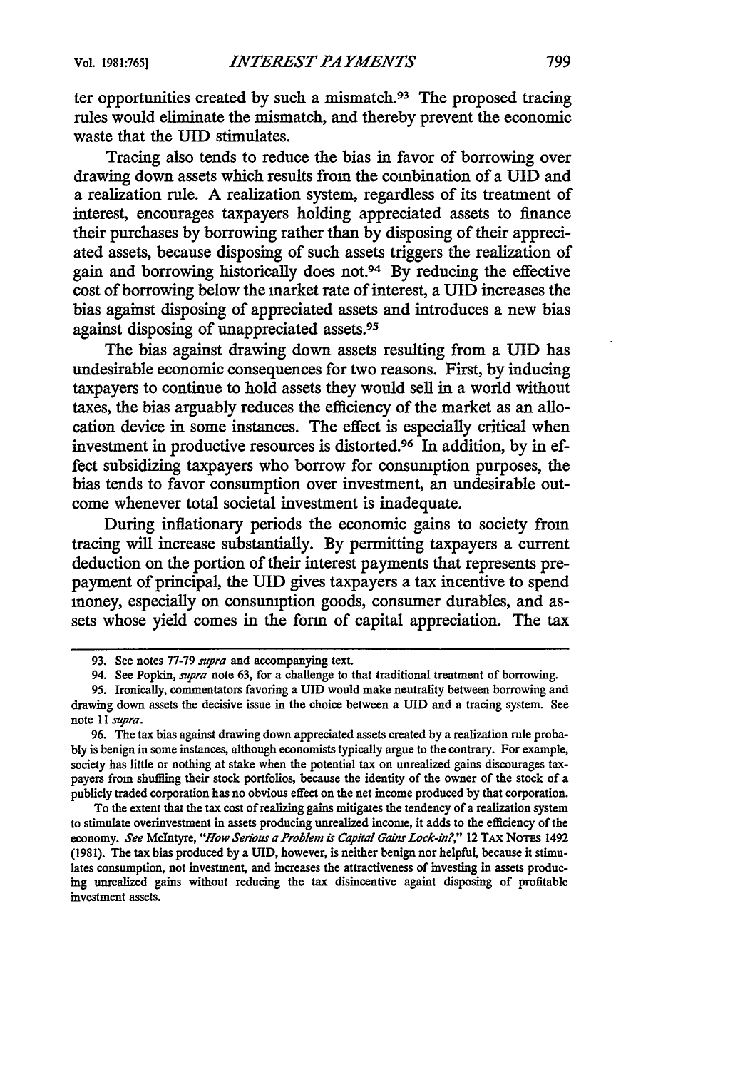ter opportunities created by such a mismatch.[93] The proposed tracing rules would eliminate the mismatch, and thereby prevent the economic waste that the UID stimulates.

Tracing also tends to reduce the bias in favor of borrowing over drawing down assets which results from the combination of a UID and a realization rule. A realization system, regardless of its treatment of interest, encourages taxpayers holding appreciated assets to finance their purchases by borrowing rather than by disposing of their appreciated assets, because disposing of such assets triggers the realization of gain and borrowing historically does not.[94] By reducing the effective cost of borrowing below the market rate of interest, a UID increases the bias against disposing of appreciated assets and introduces a new bias against disposing of unappreciated assets.[95]

The bias against drawing down assets resulting from a UID has undesirable economic consequences for two reasons. First, by inducing taxpayers to continue to hold assets they would sell in a world without taxes, the bias arguably reduces the efficiency of the market as an allocation device in some instances. The effect is especially critical when investment in productive resources is distorted.[96] In addition, by in effect subsidizing taxpayers who borrow for consumption purposes, the bias tends to favor consumption over investment, an undesirable outcome whenever total societal investment is inadequate.

During inflationary periods the economic gains to society from tracing will increase substantially. By permitting taxpayers a current deduction on the portion of their interest payments that represents prepayment of principal, the UID gives taxpayers a tax incentive to spend money, especially on consumption goods, consumer durables, and assets whose yield comes in the form of capital appreciation. The tax

---

93. See notes 77-79 *supra* and accompanying text.

94. See Popkin, *supra* note 63, for a challenge to that traditional treatment of borrowing.

95. Ironically, commentators favoring a UID would make neutrality between borrowing and drawing down assets the decisive issue in the choice between a UID and a tracing system. See note 11 *supra*.

96. The tax bias against drawing down appreciated assets created by a realization rule probably is benign in some instances, although economists typically argue to the contrary. For example, society has little or nothing at stake when the potential tax on unrealized gains discourages taxpayers from shuffling their stock portfolios, because the identity of the owner of the stock of a publicly traded corporation has no obvious effect on the net income produced by that corporation.

To the extent that the tax cost of realizing gains mitigates the tendency of a realization system to stimulate overinvestment in assets producing unrealized income, it adds to the efficiency of the economy. *See* McIntyre, *"How Serious a Problem is Capital Gains Lock-in?,"* 12 TAX NOTES 1492 (1981). The tax bias produced by a UID, however, is neither benign nor helpful, because it stimulates consumption, not investment, and increases the attractiveness of investing in assets producing unrealized gains without reducing the tax disincentive againt disposing of profitable investment assets.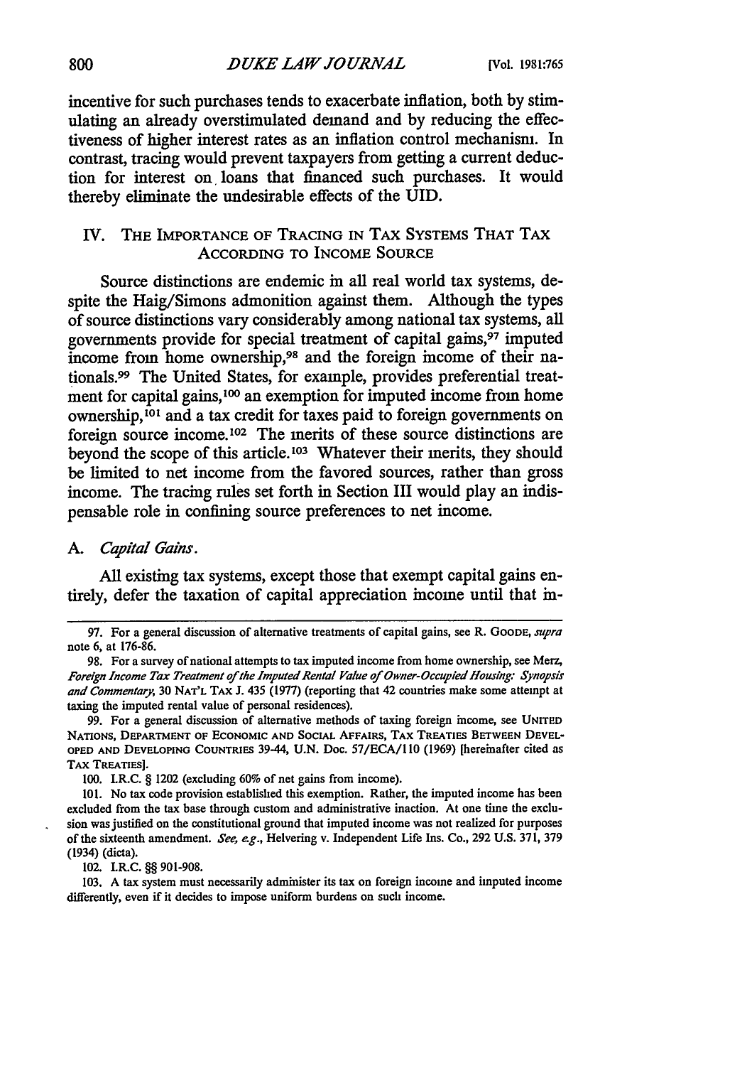incentive for such purchases tends to exacerbate inflation, both by stimulating an already overstimulated demand and by reducing the effectiveness of higher interest rates as an inflation control mechanism. In contrast, tracing would prevent taxpayers from getting a current deduction for interest on loans that financed such purchases. It would thereby eliminate the undesirable effects of the UID.

## IV. The Importance of Tracing in Tax Systems That Tax According to Income Source

Source distinctions are endemic in all real world tax systems, despite the Haig/Simons admonition against them. Although the types of source distinctions vary considerably among national tax systems, all governments provide for special treatment of capital gains,[97] imputed income from home ownership,[98] and the foreign income of their nationals.[99] The United States, for example, provides preferential treatment for capital gains,[100] an exemption for imputed income from home ownership,[101] and a tax credit for taxes paid to foreign governments on foreign source income.[102] The merits of these source distinctions are beyond the scope of this article.[103] Whatever their merits, they should be limited to net income from the favored sources, rather than gross income. The tracing rules set forth in Section III would play an indispensable role in confining source preferences to net income.

### A. *Capital Gains.*

All existing tax systems, except those that exempt capital gains entirely, defer the taxation of capital appreciation income until that in-

---

97. For a general discussion of alternative treatments of capital gains, see R. Goode, *supra* note 6, at 176-86.

98. For a survey of national attempts to tax imputed income from home ownership, see Merz, *Foreign Income Tax Treatment of the Imputed Rental Value of Owner-Occupied Housing: Synopsis and Commentary*, 30 Nat'l Tax J. 435 (1977) (reporting that 42 countries make some attempt at taxing the imputed rental value of personal residences).

99. For a general discussion of alternative methods of taxing foreign income, see United Nations, Department of Economic and Social Affairs, Tax Treaties Between Developed and Developing Countries 39-44, U.N. Doc. 57/ECA/110 (1969) [hereinafter cited as Tax Treaties].

100. I.R.C. § 1202 (excluding 60% of net gains from income).

101. No tax code provision established this exemption. Rather, the imputed income has been excluded from the tax base through custom and administrative inaction. At one time the exclusion was justified on the constitutional ground that imputed income was not realized for purposes of the sixteenth amendment. *See, e.g.*, Helvering v. Independent Life Ins. Co., 292 U.S. 371, 379 (1934) (dicta).

102. I.R.C. §§ 901-908.

103. A tax system must necessarily administer its tax on foreign income and imputed income differently, even if it decides to impose uniform burdens on such income.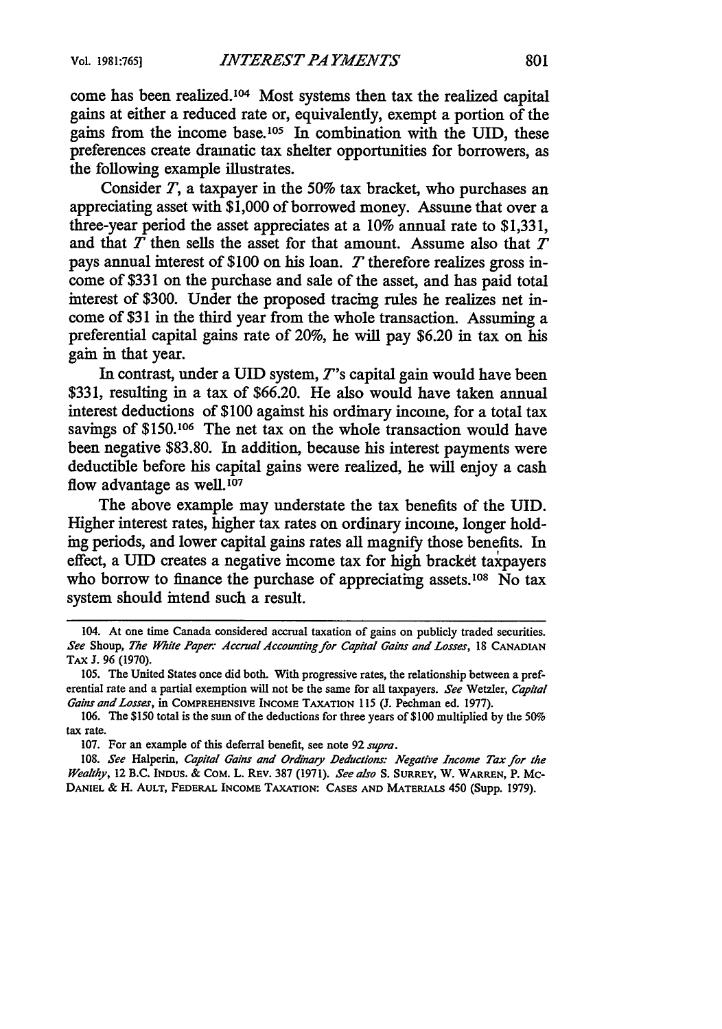come has been realized.[104] Most systems then tax the realized capital gains at either a reduced rate or, equivalently, exempt a portion of the gains from the income base.[105] In combination with the UID, these preferences create dramatic tax shelter opportunities for borrowers, as the following example illustrates.

Consider *T*, a taxpayer in the 50% tax bracket, who purchases an appreciating asset with $1,000 of borrowed money. Assume that over a three-year period the asset appreciates at a 10% annual rate to $1,331, and that *T* then sells the asset for that amount. Assume also that *T* pays annual interest of $100 on his loan. *T* therefore realizes gross income of $331 on the purchase and sale of the asset, and has paid total interest of $300. Under the proposed tracing rules he realizes net income of $31 in the third year from the whole transaction. Assuming a preferential capital gains rate of 20%, he will pay $6.20 in tax on his gain in that year.

In contrast, under a UID system, *T*'s capital gain would have been $331, resulting in a tax of $66.20. He also would have taken annual interest deductions of $100 against his ordinary income, for a total tax savings of $150.[106] The net tax on the whole transaction would have been negative $83.80. In addition, because his interest payments were deductible before his capital gains were realized, he will enjoy a cash flow advantage as well.[107]

The above example may understate the tax benefits of the UID. Higher interest rates, higher tax rates on ordinary income, longer holding periods, and lower capital gains rates all magnify those benefits. In effect, a UID creates a negative income tax for high bracket taxpayers who borrow to finance the purchase of appreciating assets.[108] No tax system should intend such a result.

---

104. At one time Canada considered accrual taxation of gains on publicly traded securities. *See* Shoup, *The White Paper: Accrual Accounting for Capital Gains and Losses*, 18 CANADIAN TAX J. 96 (1970).

105. The United States once did both. With progressive rates, the relationship between a preferential rate and a partial exemption will not be the same for all taxpayers. *See* Wetzler, *Capital Gains and Losses*, in COMPREHENSIVE INCOME TAXATION 115 (J. Pechman ed. 1977).

106. The $150 total is the sum of the deductions for three years of $100 multiplied by the 50% tax rate.

107. For an example of this deferral benefit, see note 92 *supra*.

108. *See* Halperin, *Capital Gains and Ordinary Deductions: Negative Income Tax for the Wealthy*, 12 B.C. INDUS. & COM. L. REV. 387 (1971). *See also* S. SURREY, W. WARREN, P. MCDANIEL & H. AULT, FEDERAL INCOME TAXATION: CASES AND MATERIALS 450 (Supp. 1979).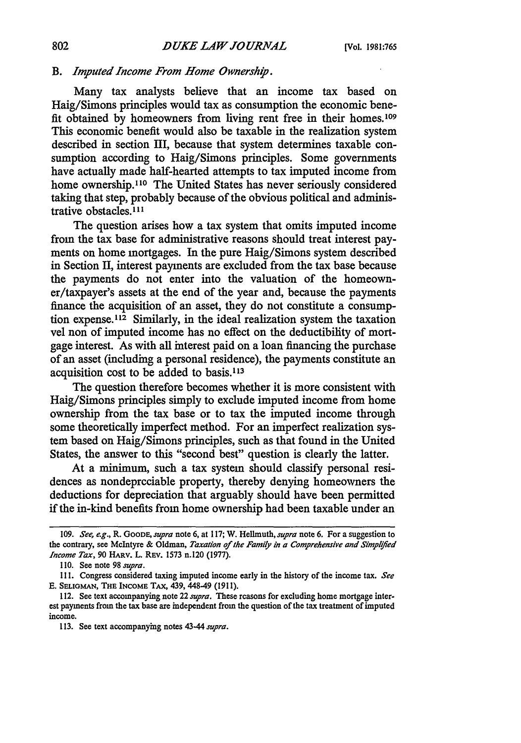### B. *Imputed Income From Home Ownership.*

Many tax analysts believe that an income tax based on Haig/Simons principles would tax as consumption the economic benefit obtained by homeowners from living rent free in their homes.[109] This economic benefit would also be taxable in the realization system described in section III, because that system determines taxable consumption according to Haig/Simons principles. Some governments have actually made half-hearted attempts to tax imputed income from home ownership.[110] The United States has never seriously considered taking that step, probably because of the obvious political and administrative obstacles.[111]

The question arises how a tax system that omits imputed income from the tax base for administrative reasons should treat interest payments on home mortgages. In the pure Haig/Simons system described in Section II, interest payments are excluded from the tax base because the payments do not enter into the valuation of the homeowner/taxpayer's assets at the end of the year and, because the payments finance the acquisition of an asset, they do not constitute a consumption expense.[112] Similarly, in the ideal realization system the taxation vel non of imputed income has no effect on the deductibility of mortgage interest. As with all interest paid on a loan financing the purchase of an asset (including a personal residence), the payments constitute an acquisition cost to be added to basis.[113]

The question therefore becomes whether it is more consistent with Haig/Simons principles simply to exclude imputed income from home ownership from the tax base or to tax the imputed income through some theoretically imperfect method. For an imperfect realization system based on Haig/Simons principles, such as that found in the United States, the answer to this "second best" question is clearly the latter.

At a minimum, such a tax system should classify personal residences as nondepreciable property, thereby denying homeowners the deductions for depreciation that arguably should have been permitted if the in-kind benefits from home ownership had been taxable under an

---

109. *See, e.g.*, R. GOODE, *supra* note 6, at 117; W. Hellmuth, *supra* note 6. For a suggestion to the contrary, see McIntyre & Oldman, *Taxation of the Family in a Comprehensive and Simplified Income Tax*, 90 HARV. L. REV. 1573 n.120 (1977).

110. See note 98 *supra*.

111. Congress considered taxing imputed income early in the history of the income tax. *See* E. SELIGMAN, THE INCOME TAX, 439, 448-49 (1911).

112. See text accompanying note 22 *supra*. These reasons for excluding home mortgage interest payments from the tax base are independent from the question of the tax treatment of imputed income.

113. See text accompanying notes 43-44 *supra*.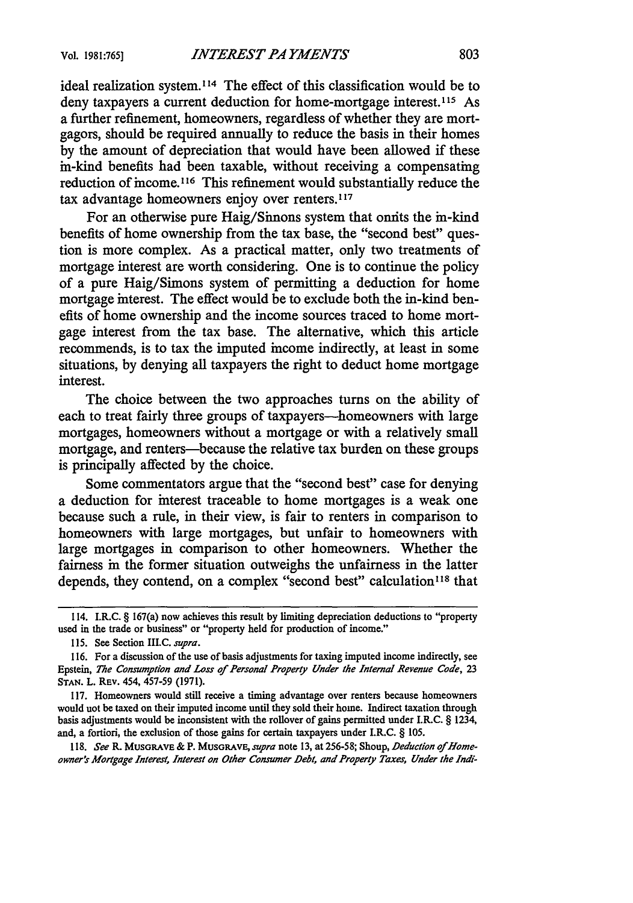ideal realization system.[114] The effect of this classification would be to deny taxpayers a current deduction for home-mortgage interest.[115] As a further refinement, homeowners, regardless of whether they are mortgagors, should be required annually to reduce the basis in their homes by the amount of depreciation that would have been allowed if these in-kind benefits had been taxable, without receiving a compensating reduction of income.[116] This refinement would substantially reduce the tax advantage homeowners enjoy over renters.[117]

For an otherwise pure Haig/Simons system that omits the in-kind benefits of home ownership from the tax base, the "second best" question is more complex. As a practical matter, only two treatments of mortgage interest are worth considering. One is to continue the policy of a pure Haig/Simons system of permitting a deduction for home mortgage interest. The effect would be to exclude both the in-kind benefits of home ownership and the income sources traced to home mortgage interest from the tax base. The alternative, which this article recommends, is to tax the imputed income indirectly, at least in some situations, by denying all taxpayers the right to deduct home mortgage interest.

The choice between the two approaches turns on the ability of each to treat fairly three groups of taxpayers—homeowners with large mortgages, homeowners without a mortgage or with a relatively small mortgage, and renters—because the relative tax burden on these groups is principally affected by the choice.

Some commentators argue that the "second best" case for denying a deduction for interest traceable to home mortgages is a weak one because such a rule, in their view, is fair to renters in comparison to homeowners with large mortgages, but unfair to homeowners with large mortgages in comparison to other homeowners. Whether the fairness in the former situation outweighs the unfairness in the latter depends, they contend, on a complex "second best" calculation[118] that

---

114. I.R.C. § 167(a) now achieves this result by limiting depreciation deductions to "property used in the trade or business" or "property held for production of income."

115. See Section III.C. *supra*.

116. For a discussion of the use of basis adjustments for taxing imputed income indirectly, see Epstein, *The Consumption and Loss of Personal Property Under the Internal Revenue Code*, 23 STAN. L. REV. 454, 457-59 (1971).

117. Homeowners would still receive a timing advantage over renters because homeowners would not be taxed on their imputed income until they sold their home. Indirect taxation through basis adjustments would be inconsistent with the rollover of gains permitted under I.R.C. § 1234, and, a fortiori, the exclusion of those gains for certain taxpayers under I.R.C. § 105.

118. *See* R. MUSGRAVE & P. MUSGRAVE, *supra* note 13, at 256-58; Shoup, *Deduction of Homeowner's Mortgage Interest, Interest on Other Consumer Debt, and Property Taxes, Under the Indi-*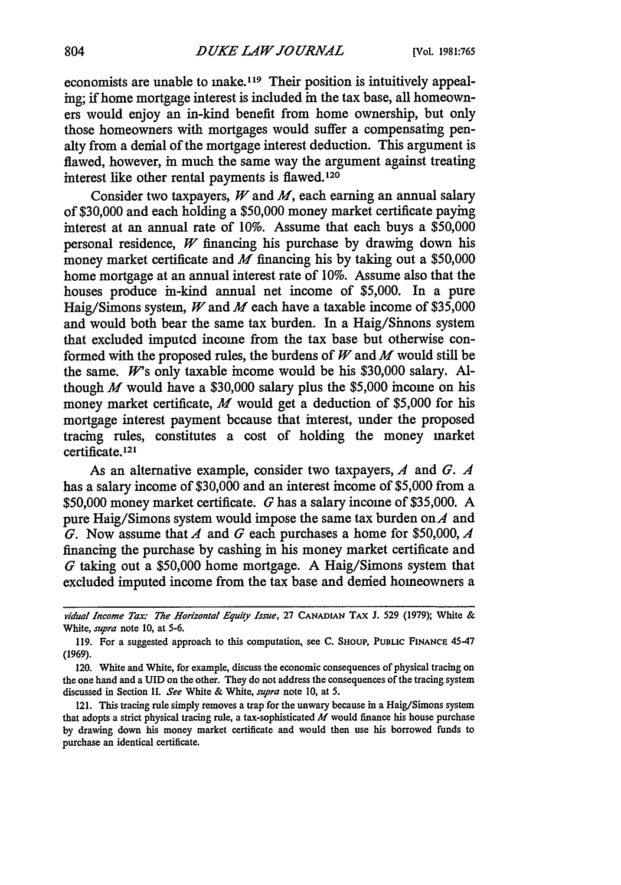economists are unable to make.[119] Their position is intuitively appealing; if home mortgage interest is included in the tax base, all homeowners would enjoy an in-kind benefit from home ownership, but only those homeowners with mortgages would suffer a compensating penalty from a denial of the mortgage interest deduction. This argument is flawed, however, in much the same way the argument against treating interest like other rental payments is flawed.[120]

Consider two taxpayers, *W* and *M*, each earning an annual salary of $30,000 and each holding a $50,000 money market certificate paying interest at an annual rate of 10%. Assume that each buys a $50,000 personal residence, *W* financing his purchase by drawing down his money market certificate and *M* financing his by taking out a $50,000 home mortgage at an annual interest rate of 10%. Assume also that the houses produce in-kind annual net income of $5,000. In a pure Haig/Simons system, *W* and *M* each have a taxable income of $35,000 and would both bear the same tax burden. In a Haig/Simons system that excluded imputed income from the tax base but otherwise conformed with the proposed rules, the burdens of *W* and *M* would still be the same. *W*'s only taxable income would be his $30,000 salary. Although *M* would have a $30,000 salary plus the $5,000 income on his money market certificate, *M* would get a deduction of $5,000 for his mortgage interest payment because that interest, under the proposed tracing rules, constitutes a cost of holding the money market certificate.[121]

As an alternative example, consider two taxpayers, *A* and *G*. *A* has a salary income of $30,000 and an interest income of $5,000 from a $50,000 money market certificate. *G* has a salary income of $35,000. A pure Haig/Simons system would impose the same tax burden on *A* and *G*. Now assume that *A* and *G* each purchases a home for $50,000, *A* financing the purchase by cashing in his money market certificate and *G* taking out a $50,000 home mortgage. A Haig/Simons system that excluded imputed income from the tax base and denied homeowners a

---

*vidual Income Tax: The Horizontal Equity Issue*, 27 CANADIAN TAX J. 529 (1979); White & White, *supra* note 10, at 5-6.

119. For a suggested approach to this computation, see C. SHOUP, PUBLIC FINANCE 45-47 (1969).

120. White and White, for example, discuss the economic consequences of physical tracing on the one hand and a UID on the other. They do not address the consequences of the tracing system discussed in Section II. *See* White & White, *supra* note 10, at 5.

121. This tracing rule simply removes a trap for the unwary because in a Haig/Simons system that adopts a strict physical tracing rule, a tax-sophisticated *M* would finance his house purchase by drawing down his money market certificate and would then use his borrowed funds to purchase an identical certificate.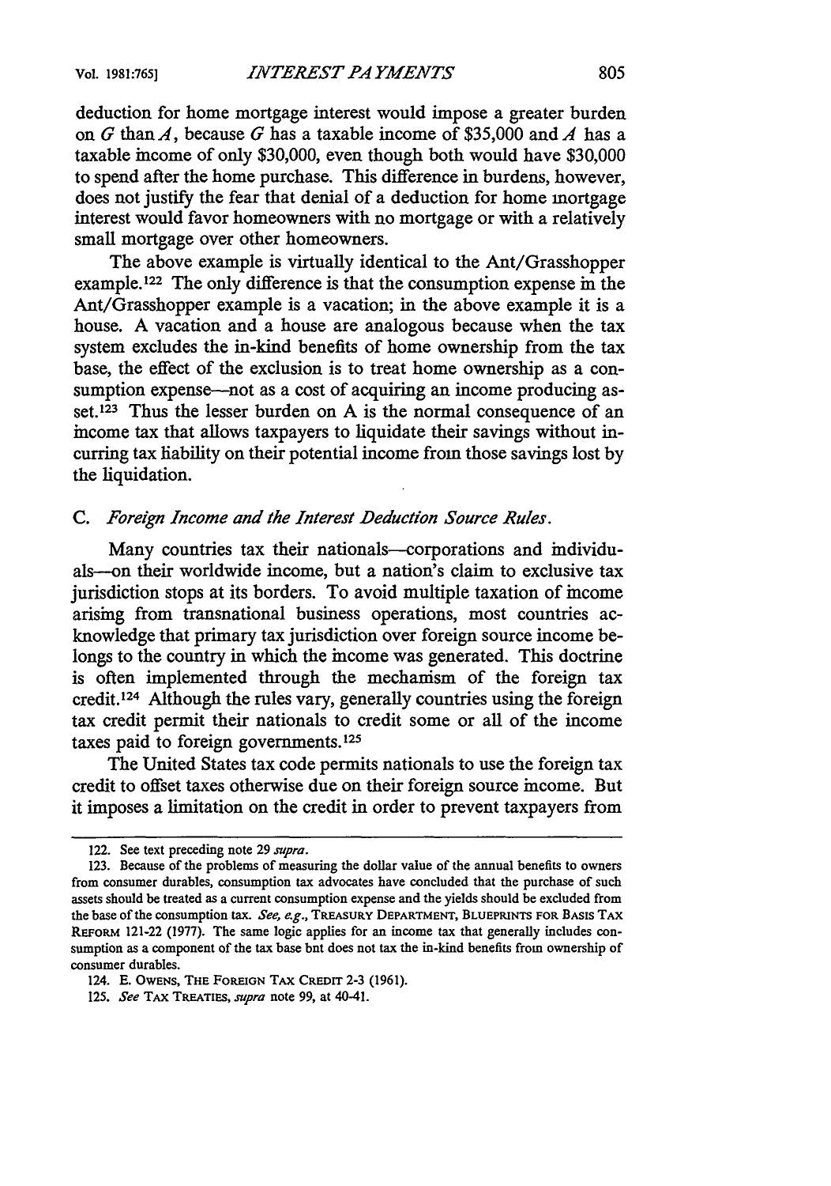deduction for home mortgage interest would impose a greater burden on *G* than *A*, because *G* has a taxable income of $35,000 and *A* has a taxable income of only $30,000, even though both would have $30,000 to spend after the home purchase. This difference in burdens, however, does not justify the fear that denial of a deduction for home mortgage interest would favor homeowners with no mortgage or with a relatively small mortgage over other homeowners.

The above example is virtually identical to the Ant/Grasshopper example.[122] The only difference is that the consumption expense in the Ant/Grasshopper example is a vacation; in the above example it is a house. A vacation and a house are analogous because when the tax system excludes the in-kind benefits of home ownership from the tax base, the effect of the exclusion is to treat home ownership as a consumption expense—not as a cost of acquiring an income producing asset.[123] Thus the lesser burden on A is the normal consequence of an income tax that allows taxpayers to liquidate their savings without incurring tax liability on their potential income from those savings lost by the liquidation.

### C. *Foreign Income and the Interest Deduction Source Rules.*

Many countries tax their nationals—corporations and individuals—on their worldwide income, but a nation's claim to exclusive tax jurisdiction stops at its borders. To avoid multiple taxation of income arising from transnational business operations, most countries acknowledge that primary tax jurisdiction over foreign source income belongs to the country in which the income was generated. This doctrine is often implemented through the mechanism of the foreign tax credit.[124] Although the rules vary, generally countries using the foreign tax credit permit their nationals to credit some or all of the income taxes paid to foreign governments.[125]

The United States tax code permits nationals to use the foreign tax credit to offset taxes otherwise due on their foreign source income. But it imposes a limitation on the credit in order to prevent taxpayers from

---

122. See text preceding note 29 *supra*.

123. Because of the problems of measuring the dollar value of the annual benefits to owners from consumer durables, consumption tax advocates have concluded that the purchase of such assets should be treated as a current consumption expense and the yields should be excluded from the base of the consumption tax. *See, e.g.*, TREASURY DEPARTMENT, BLUEPRINTS FOR BASIS TAX REFORM 121-22 (1977). The same logic applies for an income tax that generally includes consumption as a component of the tax base but does not tax the in-kind benefits from ownership of consumer durables.

124. E. OWENS, THE FOREIGN TAX CREDIT 2-3 (1961).

125. *See* TAX TREATIES, *supra* note 99, at 40-41.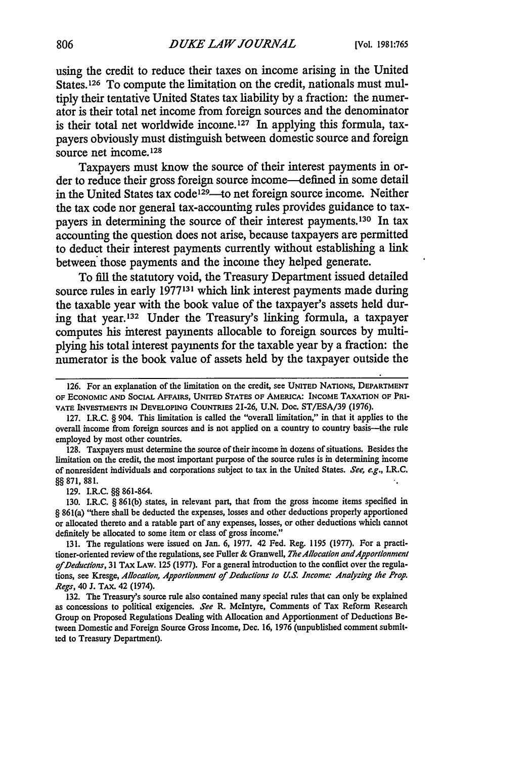using the credit to reduce their taxes on income arising in the United States.[126] To compute the limitation on the credit, nationals must multiply their tentative United States tax liability by a fraction: the numerator is their total net income from foreign sources and the denominator is their total net worldwide income.[127] In applying this formula, taxpayers obviously must distinguish between domestic source and foreign source net income.[128]

Taxpayers must know the source of their interest payments in order to reduce their gross foreign source income—defined in some detail in the United States tax code[129]—to net foreign source income. Neither the tax code nor general tax-accounting rules provides guidance to taxpayers in determining the source of their interest payments.[130] In tax accounting the question does not arise, because taxpayers are permitted to deduct their interest payments currently without establishing a link between those payments and the income they helped generate.

To fill the statutory void, the Treasury Department issued detailed source rules in early 1977[131] which link interest payments made during the taxable year with the book value of the taxpayer's assets held during that year.[132] Under the Treasury's linking formula, a taxpayer computes his interest payments allocable to foreign sources by multiplying his total interest payments for the taxable year by a fraction: the numerator is the book value of assets held by the taxpayer outside the

---

126. For an explanation of the limitation on the credit, see UNITED NATIONS, DEPARTMENT OF ECONOMIC AND SOCIAL AFFAIRS, UNITED STATES OF AMERICA: INCOME TAXATION OF PRIVATE INVESTMENTS IN DEVELOPING COUNTRIES 21-26, U.N. Doc. ST/ESA/39 (1976).

127. I.R.C. § 904. This limitation is called the "overall limitation," in that it applies to the overall income from foreign sources and is not applied on a country to country basis—the rule employed by most other countries.

128. Taxpayers must determine the source of their income in dozens of situations. Besides the limitation on the credit, the most important purpose of the source rules is in determining income of nonresident individuals and corporations subject to tax in the United States. *See, e.g.*, I.R.C. §§ 871, 881.

129. I.R.C. §§ 861-864.

130. I.R.C. § 861(b) states, in relevant part, that from the gross income items specified in § 861(a) "there shall be deducted the expenses, losses and other deductions properly apportioned or allocated thereto and a ratable part of any expenses, losses, or other deductions which cannot definitely be allocated to some item or class of gross income."

131. The regulations were issued on Jan. 6, 1977. 42 Fed. Reg. 1195 (1977). For a practitioner-oriented review of the regulations, see Fuller & Granwell, *The Allocation and Apportionment of Deductions*, 31 TAX LAW. 125 (1977). For a general introduction to the conflict over the regulations, see Kresge, *Allocation, Apportionment of Deductions to U.S. Income: Analyzing the Prop. Regs*, 40 J. TAX. 42 (1974).

132. The Treasury's source rule also contained many special rules that can only be explained as concessions to political exigencies. *See* R. McIntyre, Comments of Tax Reform Research Group on Proposed Regulations Dealing with Allocation and Apportionment of Deductions Between Domestic and Foreign Source Gross Income, Dec. 16, 1976 (unpublished comment submitted to Treasury Department).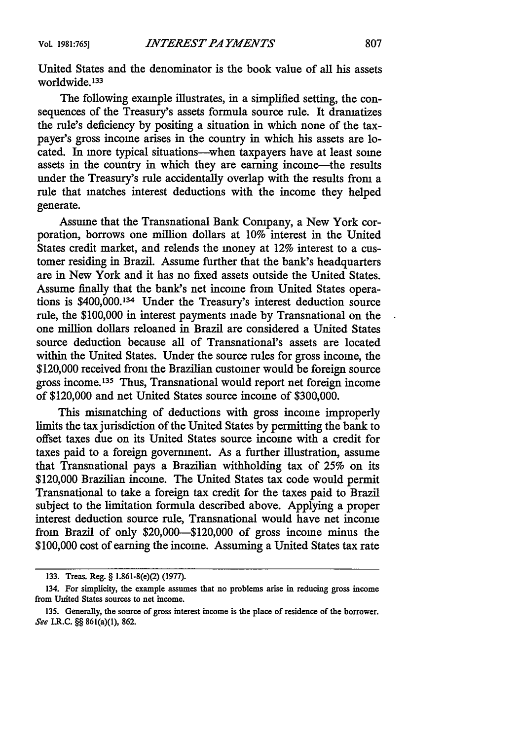United States and the denominator is the book value of all his assets worldwide.[133]

The following example illustrates, in a simplified setting, the consequences of the Treasury's assets formula source rule. It dramatizes the rule's deficiency by positing a situation in which none of the taxpayer's gross income arises in the country in which his assets are located. In more typical situations—when taxpayers have at least some assets in the country in which they are earning income—the results under the Treasury's rule accidentally overlap with the results from a rule that matches interest deductions with the income they helped generate.

Assume that the Transnational Bank Company, a New York corporation, borrows one million dollars at 10% interest in the United States credit market, and relends the money at 12% interest to a customer residing in Brazil. Assume further that the bank's headquarters are in New York and it has no fixed assets outside the United States. Assume finally that the bank's net income from United States operations is $400,000.[134] Under the Treasury's interest deduction source rule, the $100,000 in interest payments made by Transnational on the one million dollars reloaned in Brazil are considered a United States source deduction because all of Transnational's assets are located within the United States. Under the source rules for gross income, the $120,000 received from the Brazilian customer would be foreign source gross income.[135] Thus, Transnational would report net foreign income of $120,000 and net United States source income of $300,000.

This mismatching of deductions with gross income improperly limits the tax jurisdiction of the United States by permitting the bank to offset taxes due on its United States source income with a credit for taxes paid to a foreign government. As a further illustration, assume that Transnational pays a Brazilian withholding tax of 25% on its $120,000 Brazilian income. The United States tax code would permit Transnational to take a foreign tax credit for the taxes paid to Brazil subject to the limitation formula described above. Applying a proper interest deduction source rule, Transnational would have net income from Brazil of only $20,000—$120,000 of gross income minus the $100,000 cost of earning the income. Assuming a United States tax rate

---

133. Treas. Reg. § 1.861-8(e)(2) (1977).

134. For simplicity, the example assumes that no problems arise in reducing gross income from United States sources to net income.

135. Generally, the source of gross interest income is the place of residence of the borrower. *See* I.R.C. §§ 861(a)(1), 862.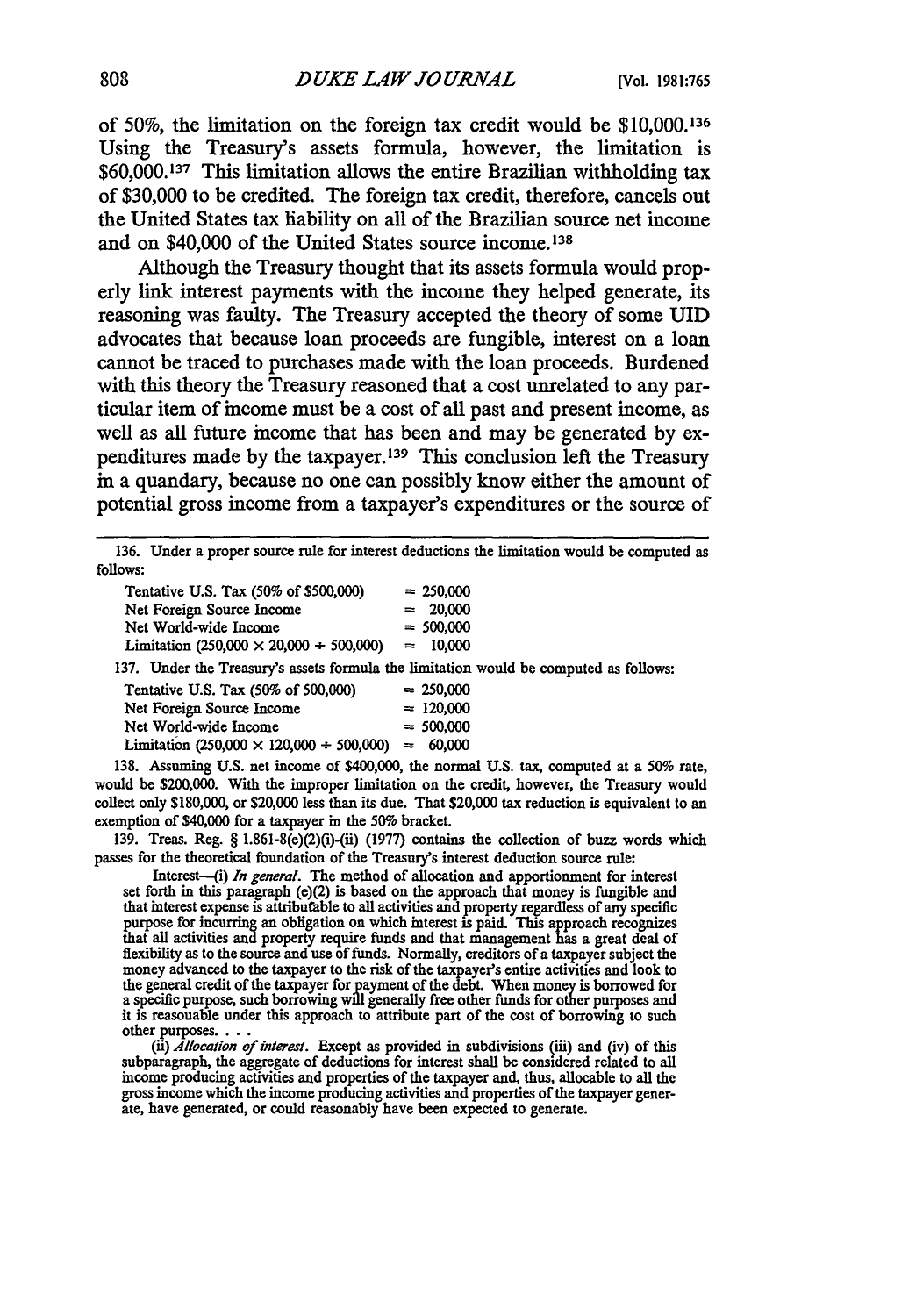of 50%, the limitation on the foreign tax credit would be $10,000.[136] Using the Treasury's assets formula, however, the limitation is $60,000.[137] This limitation allows the entire Brazilian withholding tax of $30,000 to be credited. The foreign tax credit, therefore, cancels out the United States tax liability on all of the Brazilian source net income and on $40,000 of the United States source income.[138]

Although the Treasury thought that its assets formula would properly link interest payments with the income they helped generate, its reasoning was faulty. The Treasury accepted the theory of some UID advocates that because loan proceeds are fungible, interest on a loan cannot be traced to purchases made with the loan proceeds. Burdened with this theory the Treasury reasoned that a cost unrelated to any particular item of income must be a cost of all past and present income, as well as all future income that has been and may be generated by expenditures made by the taxpayer.[139] This conclusion left the Treasury in a quandary, because no one can possibly know either the amount of potential gross income from a taxpayer's expenditures or the source of

---

136. Under a proper source rule for interest deductions the limitation would be computed as follows:

| | |
|---|---|
| Tentative U.S. Tax (50% of $500,000) | = 250,000 |
| Net Foreign Source Income | = 20,000 |
| Net World-wide Income | = 500,000 |
| Limitation (250,000 × 20,000 ÷ 500,000) | = 10,000 |

137. Under the Treasury's assets formula the limitation would be computed as follows:

| | |
|---|---|
| Tentative U.S. Tax (50% of 500,000) | = 250,000 |
| Net Foreign Source Income | = 120,000 |
| Net World-wide Income | = 500,000 |
| Limitation (250,000 × 120,000 ÷ 500,000) | = 60,000 |

138. Assuming U.S. net income of $400,000, the normal U.S. tax, computed at a 50% rate, would be $200,000. With the improper limitation on the credit, however, the Treasury would collect only $180,000, or $20,000 less than its due. That $20,000 tax reduction is equivalent to an exemption of $40,000 for a taxpayer in the 50% bracket.

139. Treas. Reg. § 1.861-8(e)(2)(i)-(ii) (1977) contains the collection of buzz words which passes for the theoretical foundation of the Treasury's interest deduction source rule:

> Interest—(i) *In general.* The method of allocation and apportionment for interest set forth in this paragraph (e)(2) is based on the approach that money is fungible and that interest expense is attributable to all activities and property regardless of any specific purpose for incurring an obligation on which interest is paid. This approach recognizes that all activities and property require funds and that management has a great deal of flexibility as to the source and use of funds. Normally, creditors of a taxpayer subject the money advanced to the taxpayer to the risk of the taxpayer's entire activities and look to the general credit of the taxpayer for payment of the debt. When money is borrowed for a specific purpose, such borrowing will generally free other funds for other purposes and it is reasonable under this approach to attribute part of the cost of borrowing to such other purposes. . . .
>
> (ii) *Allocation of interest.* Except as provided in subdivisions (iii) and (iv) of this subparagraph, the aggregate of deductions for interest shall be considered related to all income producing activities and properties of the taxpayer and, thus, allocable to all the gross income which the income producing activities and properties of the taxpayer generate, have generated, or could reasonably have been expected to generate.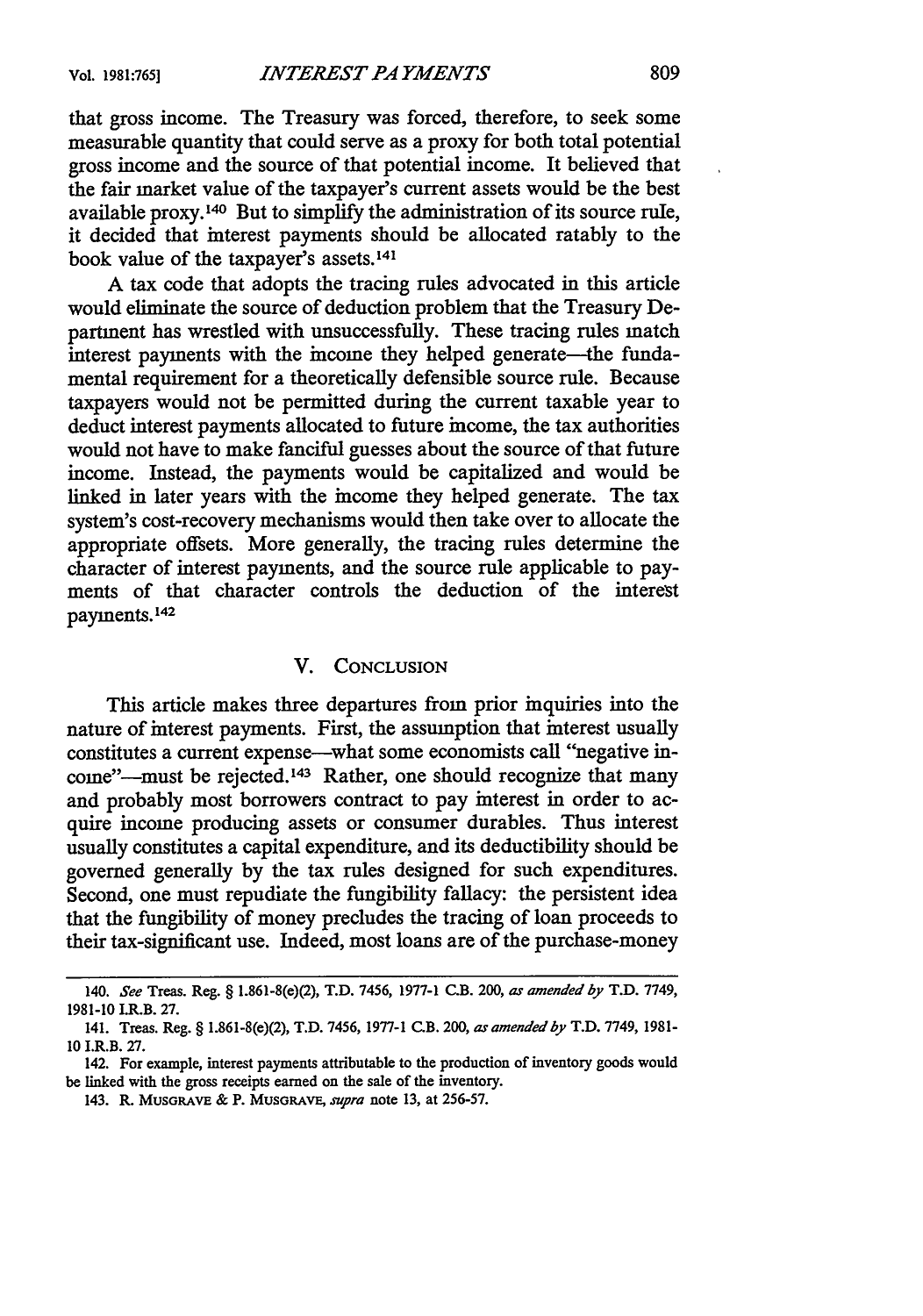that gross income. The Treasury was forced, therefore, to seek some measurable quantity that could serve as a proxy for both total potential gross income and the source of that potential income. It believed that the fair market value of the taxpayer's current assets would be the best available proxy.[140] But to simplify the administration of its source rule, it decided that interest payments should be allocated ratably to the book value of the taxpayer's assets.[141]

A tax code that adopts the tracing rules advocated in this article would eliminate the source of deduction problem that the Treasury Department has wrestled with unsuccessfully. These tracing rules match interest payments with the income they helped generate—the fundamental requirement for a theoretically defensible source rule. Because taxpayers would not be permitted during the current taxable year to deduct interest payments allocated to future income, the tax authorities would not have to make fanciful guesses about the source of that future income. Instead, the payments would be capitalized and would be linked in later years with the income they helped generate. The tax system's cost-recovery mechanisms would then take over to allocate the appropriate offsets. More generally, the tracing rules determine the character of interest payments, and the source rule applicable to payments of that character controls the deduction of the interest payments.[142]

## V. Conclusion

This article makes three departures from prior inquiries into the nature of interest payments. First, the assumption that interest usually constitutes a current expense—what some economists call "negative income"—must be rejected.[143] Rather, one should recognize that many and probably most borrowers contract to pay interest in order to acquire income producing assets or consumer durables. Thus interest usually constitutes a capital expenditure, and its deductibility should be governed generally by the tax rules designed for such expenditures. Second, one must repudiate the fungibility fallacy: the persistent idea that the fungibility of money precludes the tracing of loan proceeds to their tax-significant use. Indeed, most loans are of the purchase-money

---

140. *See* Treas. Reg. § 1.861-8(e)(2), T.D. 7456, 1977-1 C.B. 200, *as amended by* T.D. 7749, 1981-10 I.R.B. 27.

141. Treas. Reg. § 1.861-8(e)(2), T.D. 7456, 1977-1 C.B. 200, *as amended by* T.D. 7749, 1981-10 I.R.B. 27.

142. For example, interest payments attributable to the production of inventory goods would be linked with the gross receipts earned on the sale of the inventory.

143. R. Musgrave & P. Musgrave, *supra* note 13, at 256-57.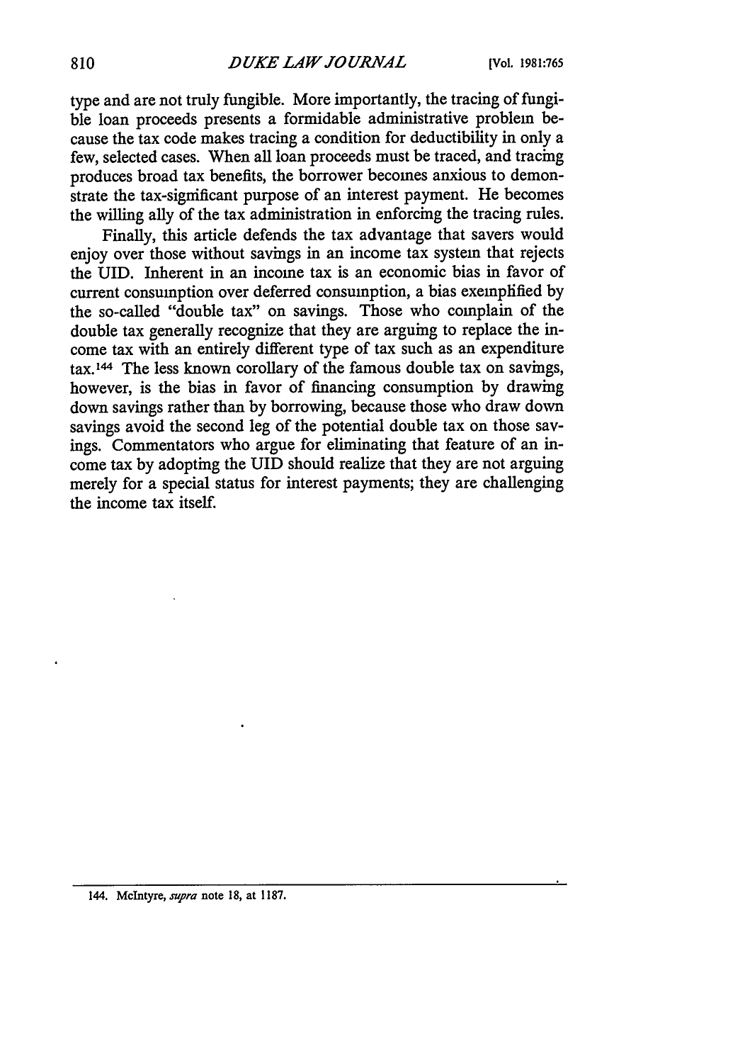type and are not truly fungible. More importantly, the tracing of fungible loan proceeds presents a formidable administrative problem because the tax code makes tracing a condition for deductibility in only a few, selected cases. When all loan proceeds must be traced, and tracing produces broad tax benefits, the borrower becomes anxious to demonstrate the tax-significant purpose of an interest payment. He becomes the willing ally of the tax administration in enforcing the tracing rules.

Finally, this article defends the tax advantage that savers would enjoy over those without savings in an income tax system that rejects the UID. Inherent in an income tax is an economic bias in favor of current consumption over deferred consumption, a bias exemplified by the so-called "double tax" on savings. Those who complain of the double tax generally recognize that they are arguing to replace the income tax with an entirely different type of tax such as an expenditure tax.[144] The less known corollary of the famous double tax on savings, however, is the bias in favor of financing consumption by drawing down savings rather than by borrowing, because those who draw down savings avoid the second leg of the potential double tax on those savings. Commentators who argue for eliminating that feature of an income tax by adopting the UID should realize that they are not arguing merely for a special status for interest payments; they are challenging the income tax itself.

---

144. McIntyre, *supra* note 18, at 1187.